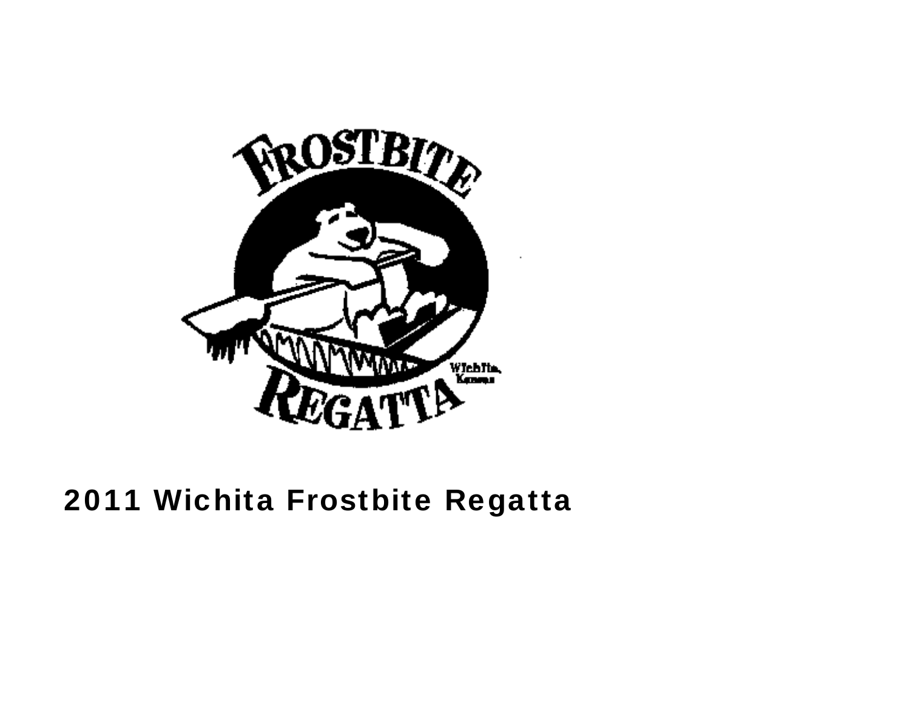# 2011 Wichita Frostbite Regatta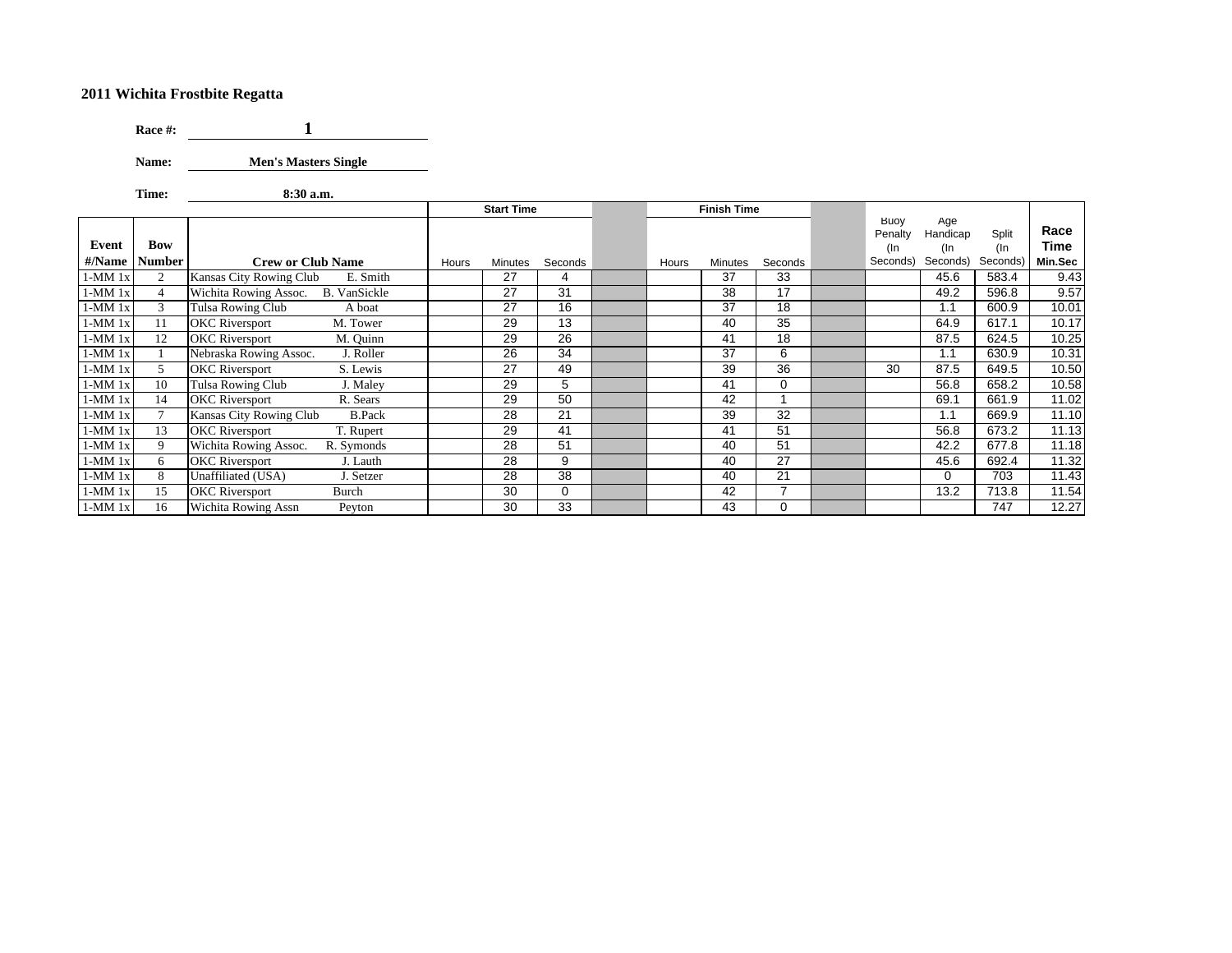**2011 Wichita Frostbite Regatta**

**Race #:** **1**

**Name:** **Men's Masters Single**

**Time:** **8:30 a.m.**

| Event #/Name | Bow Number | Crew or Club Name | Start Time | | | | Finish Time | | | | Buoy Penalty (In Seconds) | Age Handicap (In Seconds) | Split (In Seconds) | Race Time Min.Sec |
|---|---|---|---|---|---|---|---|---|---|---|---|---|---|---|
| | | | Hours | Minutes | Seconds | | Hours | Minutes | Seconds | | | | | |
| 1-MM 1x | 2 | Kansas City Rowing Club E. Smith | | 27 | 4 | | | 37 | 33 | | | 45.6 | 583.4 | 9.43 |
| 1-MM 1x | 4 | Wichita Rowing Assoc. B. VanSickle | | 27 | 31 | | | 38 | 17 | | | 49.2 | 596.8 | 9.57 |
| 1-MM 1x | 3 | Tulsa Rowing Club A boat | | 27 | 16 | | | 37 | 18 | | | 1.1 | 600.9 | 10.01 |
| 1-MM 1x | 11 | OKC Riversport M. Tower | | 29 | 13 | | | 40 | 35 | | | 64.9 | 617.1 | 10.17 |
| 1-MM 1x | 12 | OKC Riversport M. Quinn | | 29 | 26 | | | 41 | 18 | | | 87.5 | 624.5 | 10.25 |
| 1-MM 1x | 1 | Nebraska Rowing Assoc. J. Roller | | 26 | 34 | | | 37 | 6 | | | 1.1 | 630.9 | 10.31 |
| 1-MM 1x | 5 | OKC Riversport S. Lewis | | 27 | 49 | | | 39 | 36 | | 30 | 87.5 | 649.5 | 10.50 |
| 1-MM 1x | 10 | Tulsa Rowing Club J. Maley | | 29 | 5 | | | 41 | 0 | | | 56.8 | 658.2 | 10.58 |
| 1-MM 1x | 14 | OKC Riversport R. Sears | | 29 | 50 | | | 42 | 1 | | | 69.1 | 661.9 | 11.02 |
| 1-MM 1x | 7 | Kansas City Rowing Club B.Pack | | 28 | 21 | | | 39 | 32 | | | 1.1 | 669.9 | 11.10 |
| 1-MM 1x | 13 | OKC Riversport T. Rupert | | 29 | 41 | | | 41 | 51 | | | 56.8 | 673.2 | 11.13 |
| 1-MM 1x | 9 | Wichita Rowing Assoc. R. Symonds | | 28 | 51 | | | 40 | 51 | | | 42.2 | 677.8 | 11.18 |
| 1-MM 1x | 6 | OKC Riversport J. Lauth | | 28 | 9 | | | 40 | 27 | | | 45.6 | 692.4 | 11.32 |
| 1-MM 1x | 8 | Unaffiliated (USA) J. Setzer | | 28 | 38 | | | 40 | 21 | | | 0 | 703 | 11.43 |
| 1-MM 1x | 15 | OKC Riversport Burch | | 30 | 0 | | | 42 | 7 | | | 13.2 | 713.8 | 11.54 |
| 1-MM 1x | 16 | Wichita Rowing Assn Peyton | | 30 | 33 | | | 43 | 0 | | | | 747 | 12.27 |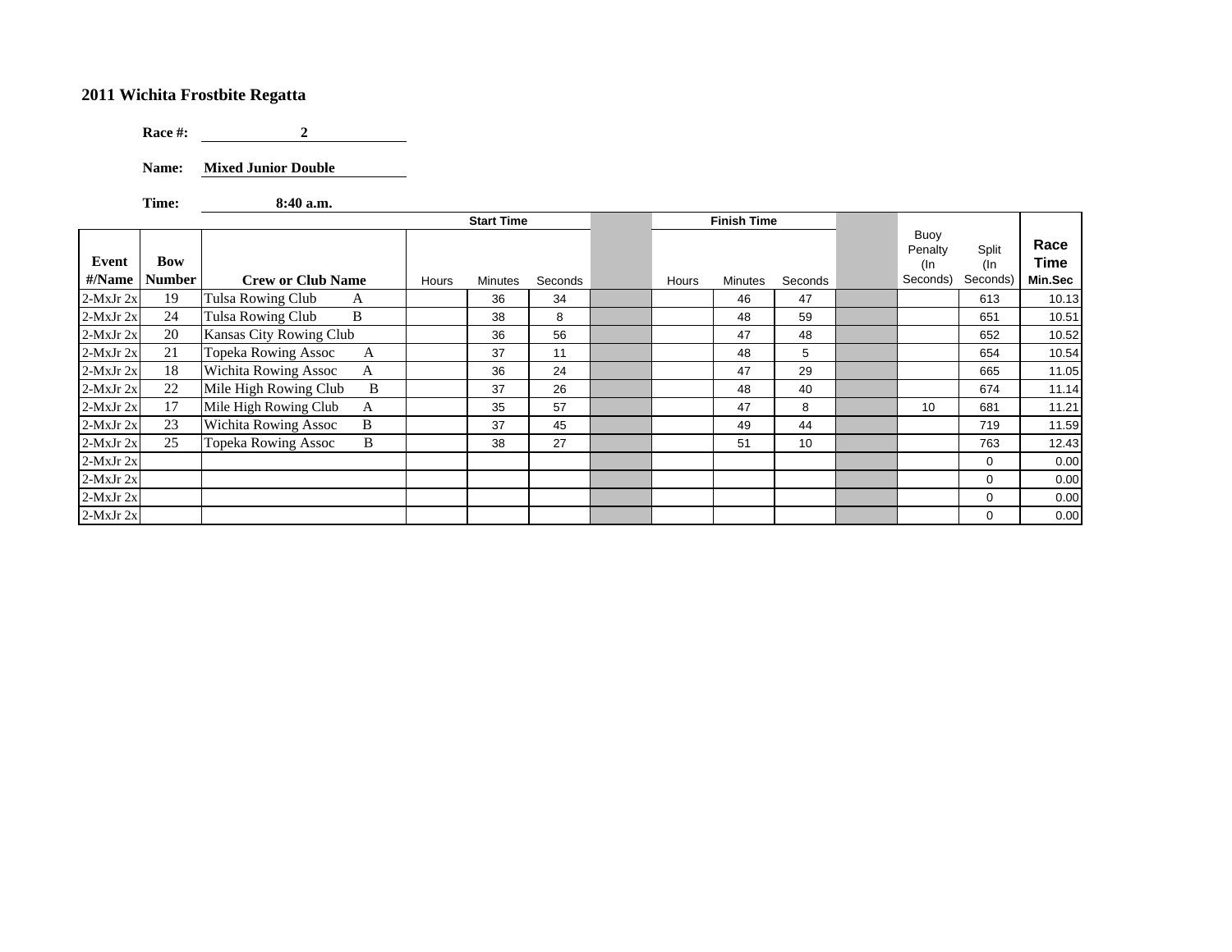## 2011 Wichita Frostbite Regatta

**Race #:** 2

**Name:** Mixed Junior Double

**Time:** 8:40 a.m.

| | | | Start Time | | | | Finish Time | | | | | | |
|---|---|---|---|---|---|---|---|---|---|---|---|---|---|
| Event #/Name | Bow Number | Crew or Club Name | Hours | Minutes | Seconds | | Hours | Minutes | Seconds | | Buoy Penalty (In Seconds) | Split (In Seconds) | Race Time Min.Sec |
| 2-MxJr 2x | 19 | Tulsa Rowing Club A | | 36 | 34 | | | 46 | 47 | | | 613 | 10.13 |
| 2-MxJr 2x | 24 | Tulsa Rowing Club B | | 38 | 8 | | | 48 | 59 | | | 651 | 10.51 |
| 2-MxJr 2x | 20 | Kansas City Rowing Club | | 36 | 56 | | | 47 | 48 | | | 652 | 10.52 |
| 2-MxJr 2x | 21 | Topeka Rowing Assoc A | | 37 | 11 | | | 48 | 5 | | | 654 | 10.54 |
| 2-MxJr 2x | 18 | Wichita Rowing Assoc A | | 36 | 24 | | | 47 | 29 | | | 665 | 11.05 |
| 2-MxJr 2x | 22 | Mile High Rowing Club B | | 37 | 26 | | | 48 | 40 | | | 674 | 11.14 |
| 2-MxJr 2x | 17 | Mile High Rowing Club A | | 35 | 57 | | | 47 | 8 | | 10 | 681 | 11.21 |
| 2-MxJr 2x | 23 | Wichita Rowing Assoc B | | 37 | 45 | | | 49 | 44 | | | 719 | 11.59 |
| 2-MxJr 2x | 25 | Topeka Rowing Assoc B | | 38 | 27 | | | 51 | 10 | | | 763 | 12.43 |
| 2-MxJr 2x | | | | | | | | | | | | 0 | 0.00 |
| 2-MxJr 2x | | | | | | | | | | | | 0 | 0.00 |
| 2-MxJr 2x | | | | | | | | | | | | 0 | 0.00 |
| 2-MxJr 2x | | | | | | | | | | | | 0 | 0.00 |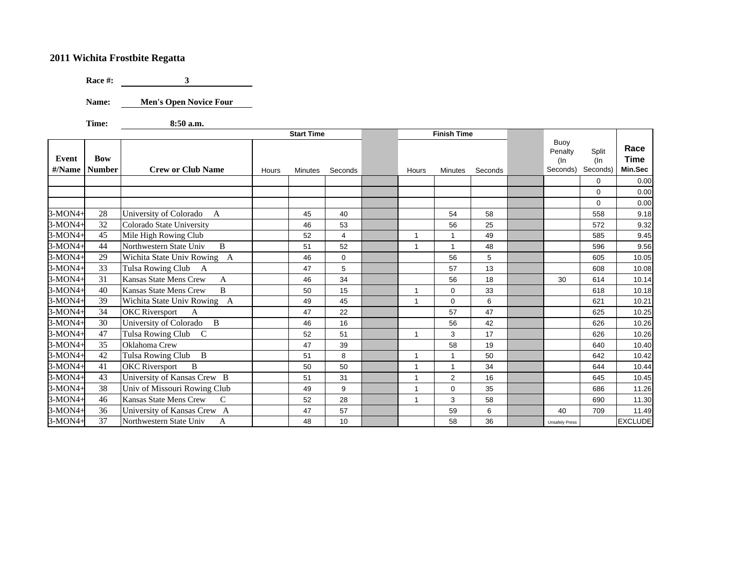**2011 Wichita Frostbite Regatta**

**Race #:** 3

**Name:** Men's Open Novice Four

**Time:** 8:50 a.m.

| Event #/Name | Bow Number | Crew or Club Name | Start Time Hours | Start Time Minutes | Start Time Seconds | | Finish Time Hours | Finish Time Minutes | Finish Time Seconds | | Buoy Penalty (In Seconds) | Split (In Seconds) | Race Time Min.Sec |
|---|---|---|---|---|---|---|---|---|---|---|---|---|---|
| | | | | | | | | | | | | 0 | 0.00 |
| | | | | | | | | | | | | 0 | 0.00 |
| | | | | | | | | | | | | 0 | 0.00 |
| 3-MON4+ | 28 | University of Colorado A | | 45 | 40 | | | 54 | 58 | | | 558 | 9.18 |
| 3-MON4+ | 32 | Colorado State University | | 46 | 53 | | | 56 | 25 | | | 572 | 9.32 |
| 3-MON4+ | 45 | Mile High Rowing Club | | 52 | 4 | | 1 | 1 | 49 | | | 585 | 9.45 |
| 3-MON4+ | 44 | Northwestern State Univ B | | 51 | 52 | | 1 | 1 | 48 | | | 596 | 9.56 |
| 3-MON4+ | 29 | Wichita State Univ Rowing A | | 46 | 0 | | | 56 | 5 | | | 605 | 10.05 |
| 3-MON4+ | 33 | Tulsa Rowing Club A | | 47 | 5 | | | 57 | 13 | | | 608 | 10.08 |
| 3-MON4+ | 31 | Kansas State Mens Crew A | | 46 | 34 | | | 56 | 18 | | 30 | 614 | 10.14 |
| 3-MON4+ | 40 | Kansas State Mens Crew B | | 50 | 15 | | 1 | 0 | 33 | | | 618 | 10.18 |
| 3-MON4+ | 39 | Wichita State Univ Rowing A | | 49 | 45 | | 1 | 0 | 6 | | | 621 | 10.21 |
| 3-MON4+ | 34 | OKC Riversport A | | 47 | 22 | | | 57 | 47 | | | 625 | 10.25 |
| 3-MON4+ | 30 | University of Colorado B | | 46 | 16 | | | 56 | 42 | | | 626 | 10.26 |
| 3-MON4+ | 47 | Tulsa Rowing Club C | | 52 | 51 | | 1 | 3 | 17 | | | 626 | 10.26 |
| 3-MON4+ | 35 | Oklahoma Crew | | 47 | 39 | | | 58 | 19 | | | 640 | 10.40 |
| 3-MON4+ | 42 | Tulsa Rowing Club B | | 51 | 8 | | 1 | 1 | 50 | | | 642 | 10.42 |
| 3-MON4+ | 41 | OKC Riversport B | | 50 | 50 | | 1 | 1 | 34 | | | 644 | 10.44 |
| 3-MON4+ | 43 | University of Kansas Crew B | | 51 | 31 | | 1 | 2 | 16 | | | 645 | 10.45 |
| 3-MON4+ | 38 | Univ of Missouri Rowing Club | | 49 | 9 | | 1 | 0 | 35 | | | 686 | 11.26 |
| 3-MON4+ | 46 | Kansas State Mens Crew C | | 52 | 28 | | 1 | 3 | 58 | | | 690 | 11.30 |
| 3-MON4+ | 36 | University of Kansas Crew A | | 47 | 57 | | | 59 | 6 | | 40 | 709 | 11.49 |
| 3-MON4+ | 37 | Northwestern State Univ A | | 48 | 10 | | | 58 | 36 | | Unsafely Press | | EXCLUDE |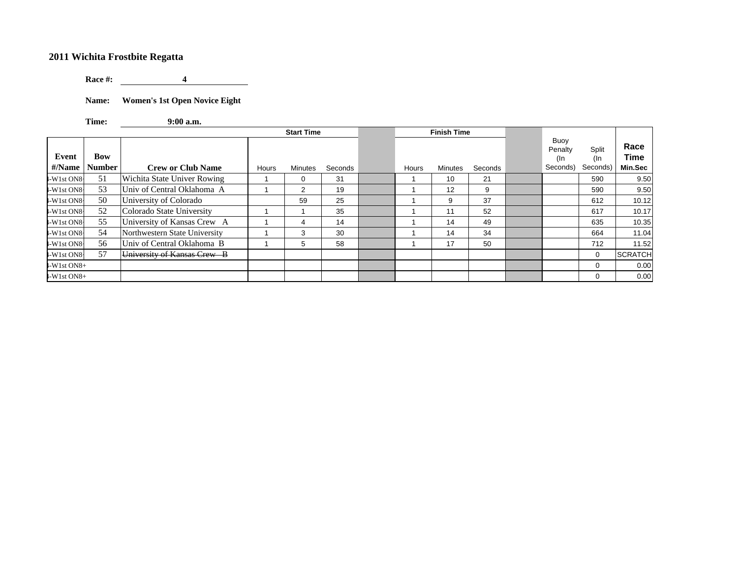## 2011 Wichita Frostbite Regatta

**Race #:** **4**

**Name:** **Women's 1st Open Novice Eight**

**Time:** **9:00 a.m.**

| Event #/Name | Bow Number | Crew or Club Name | Start Time Hours | Start Time Minutes | Start Time Seconds | | Finish Time Hours | Finish Time Minutes | Finish Time Seconds | | Buoy Penalty (In Seconds) | Split (In Seconds) | Race Time Min.Sec |
|---|---|---|---|---|---|---|---|---|---|---|---|---|---|
| 4-W1st ON8+ | 51 | Wichita State Univer Rowing | 1 | 0 | 31 | | 1 | 10 | 21 | | | 590 | 9.50 |
| 4-W1st ON8+ | 53 | Univ of Central Oklahoma A | 1 | 2 | 19 | | 1 | 12 | 9 | | | 590 | 9.50 |
| 4-W1st ON8+ | 50 | University of Colorado | | 59 | 25 | | 1 | 9 | 37 | | | 612 | 10.12 |
| 4-W1st ON8+ | 52 | Colorado State University | 1 | 1 | 35 | | 1 | 11 | 52 | | | 617 | 10.17 |
| 4-W1st ON8+ | 55 | University of Kansas Crew A | 1 | 4 | 14 | | 1 | 14 | 49 | | | 635 | 10.35 |
| 4-W1st ON8+ | 54 | Northwestern State University | 1 | 3 | 30 | | 1 | 14 | 34 | | | 664 | 11.04 |
| 4-W1st ON8+ | 56 | Univ of Central Oklahoma B | 1 | 5 | 58 | | 1 | 17 | 50 | | | 712 | 11.52 |
| 4-W1st ON8+ | 57 | ~~University of Kansas Crew B~~ | | | | | | | | | | 0 | SCRATCH |
| 4-W1st ON8+ | | | | | | | | | | | | 0 | 0.00 |
| 4-W1st ON8+ | | | | | | | | | | | | 0 | 0.00 |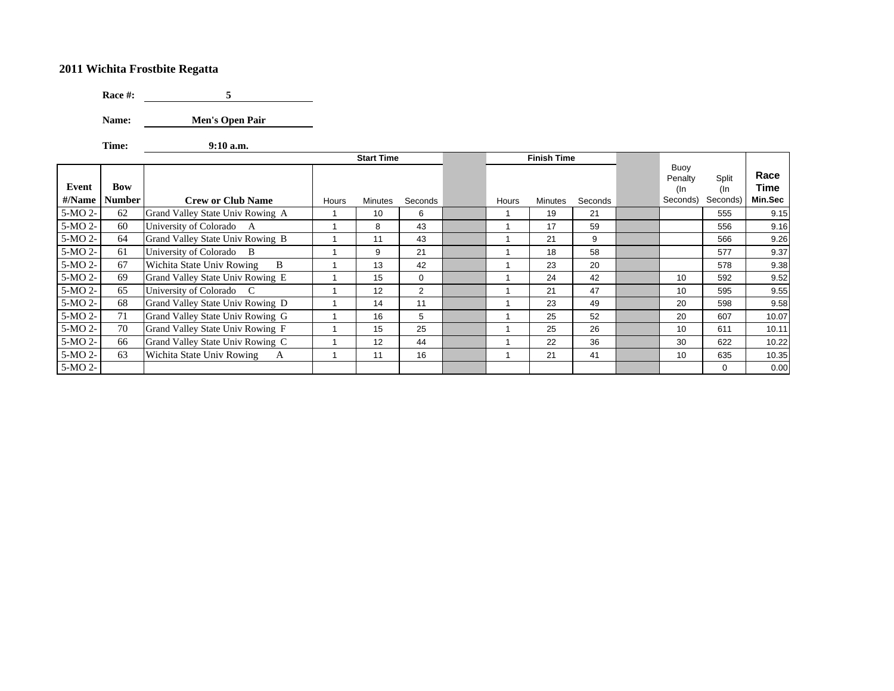## 2011 Wichita Frostbite Regatta

**Race #:** 5

**Name:** Men's Open Pair

**Time:** 9:10 a.m.

| Event #/Name | Bow Number | Crew or Club Name | Start Time Hours | Start Time Minutes | Start Time Seconds | | Finish Time Hours | Finish Time Minutes | Finish Time Seconds | | Buoy Penalty (In Seconds) | Split (In Seconds) | Race Time Min.Sec |
|---|---|---|---|---|---|---|---|---|---|---|---|---|---|
| 5-MO 2- | 62 | Grand Valley State Univ Rowing A | 1 | 10 | 6 | | 1 | 19 | 21 | | | 555 | 9.15 |
| 5-MO 2- | 60 | University of Colorado A | 1 | 8 | 43 | | 1 | 17 | 59 | | | 556 | 9.16 |
| 5-MO 2- | 64 | Grand Valley State Univ Rowing B | 1 | 11 | 43 | | 1 | 21 | 9 | | | 566 | 9.26 |
| 5-MO 2- | 61 | University of Colorado B | 1 | 9 | 21 | | 1 | 18 | 58 | | | 577 | 9.37 |
| 5-MO 2- | 67 | Wichita State Univ Rowing B | 1 | 13 | 42 | | 1 | 23 | 20 | | | 578 | 9.38 |
| 5-MO 2- | 69 | Grand Valley State Univ Rowing E | 1 | 15 | 0 | | 1 | 24 | 42 | | 10 | 592 | 9.52 |
| 5-MO 2- | 65 | University of Colorado C | 1 | 12 | 2 | | 1 | 21 | 47 | | 10 | 595 | 9.55 |
| 5-MO 2- | 68 | Grand Valley State Univ Rowing D | 1 | 14 | 11 | | 1 | 23 | 49 | | 20 | 598 | 9.58 |
| 5-MO 2- | 71 | Grand Valley State Univ Rowing G | 1 | 16 | 5 | | 1 | 25 | 52 | | 20 | 607 | 10.07 |
| 5-MO 2- | 70 | Grand Valley State Univ Rowing F | 1 | 15 | 25 | | 1 | 25 | 26 | | 10 | 611 | 10.11 |
| 5-MO 2- | 66 | Grand Valley State Univ Rowing C | 1 | 12 | 44 | | 1 | 22 | 36 | | 30 | 622 | 10.22 |
| 5-MO 2- | 63 | Wichita State Univ Rowing A | 1 | 11 | 16 | | 1 | 21 | 41 | | 10 | 635 | 10.35 |
| 5-MO 2- | | | | | | | | | | | | 0 | 0.00 |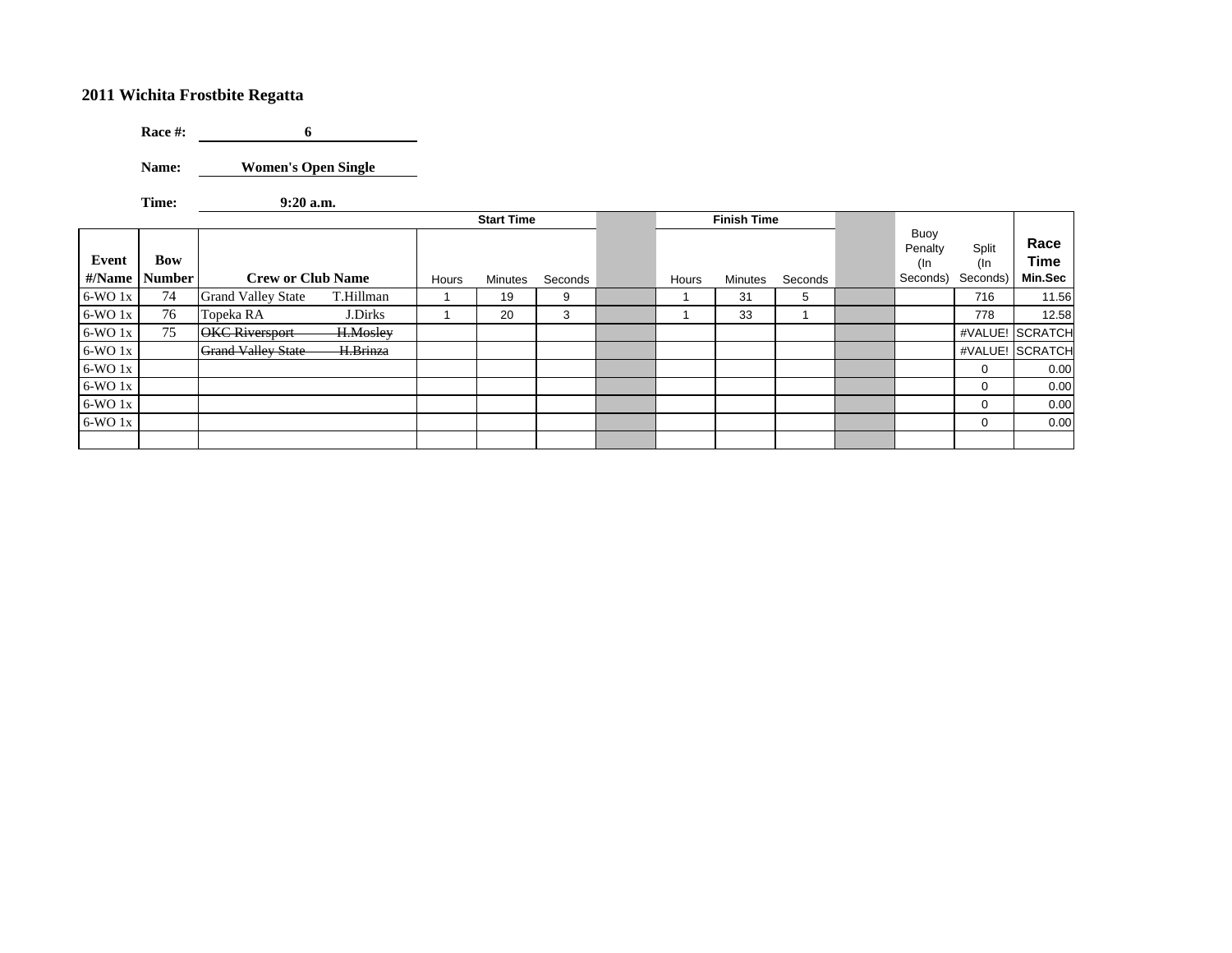## 2011 Wichita Frostbite Regatta

**Race #:** 6

**Name:** Women's Open Single

**Time:** 9:20 a.m.

| Event #/Name | Bow Number | Crew or Club Name | Start Time Hours | Start Time Minutes | Start Time Seconds | | Finish Time Hours | Finish Time Minutes | Finish Time Seconds | | Buoy Penalty (In Seconds) | Split (In Seconds) | Race Time Min.Sec |
|---|---|---|---|---|---|---|---|---|---|---|---|---|---|
| 6-WO 1x | 74 | Grand Valley State T.Hillman | 1 | 19 | 9 | | 1 | 31 | 5 | | | 716 | 11.56 |
| 6-WO 1x | 76 | Topeka RA J.Dirks | 1 | 20 | 3 | | 1 | 33 | 1 | | | 778 | 12.58 |
| 6-WO 1x | 75 | ~~OKC Riversport H.Mosley~~ | | | | | | | | | | #VALUE! | SCRATCH |
| 6-WO 1x | | ~~Grand Valley State H.Brinza~~ | | | | | | | | | | #VALUE! | SCRATCH |
| 6-WO 1x | | | | | | | | | | | | 0 | 0.00 |
| 6-WO 1x | | | | | | | | | | | | 0 | 0.00 |
| 6-WO 1x | | | | | | | | | | | | 0 | 0.00 |
| 6-WO 1x | | | | | | | | | | | | 0 | 0.00 |
| | | | | | | | | | | | | | |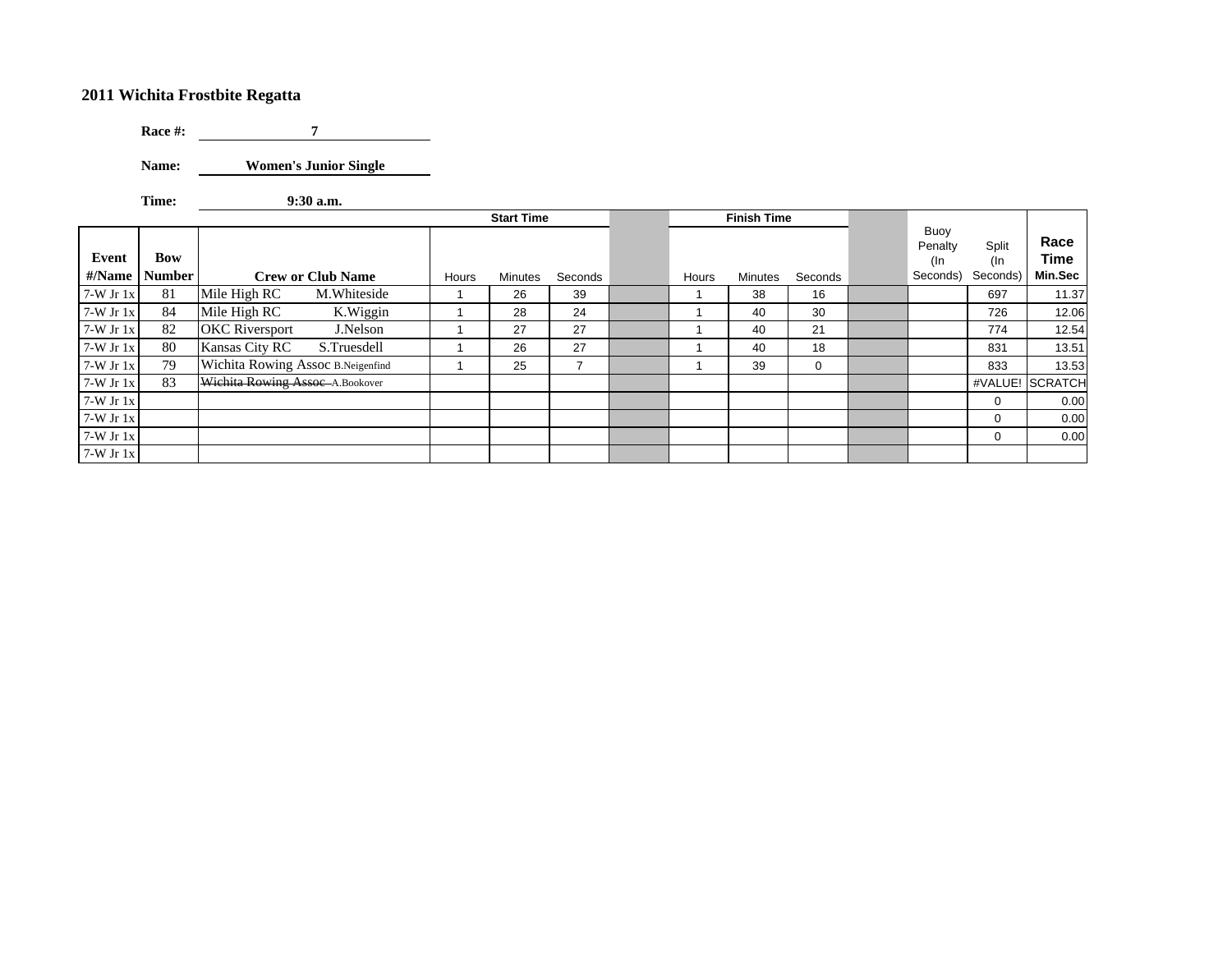# 2011 Wichita Frostbite Regatta

**Race #:** 7

**Name:** Women's Junior Single

**Time:** 9:30 a.m.

| Event #/Name | Bow Number | Crew or Club Name | Start Time Hours | Start Time Minutes | Start Time Seconds | | Finish Time Hours | Finish Time Minutes | Finish Time Seconds | | Buoy Penalty (In Seconds) | Split (In Seconds) | Race Time Min.Sec |
|---|---|---|---|---|---|---|---|---|---|---|---|---|---|
| 7-W Jr 1x | 81 | Mile High RC M.Whiteside | 1 | 26 | 39 | | 1 | 38 | 16 | | | 697 | 11.37 |
| 7-W Jr 1x | 84 | Mile High RC K.Wiggin | 1 | 28 | 24 | | 1 | 40 | 30 | | | 726 | 12.06 |
| 7-W Jr 1x | 82 | OKC Riversport J.Nelson | 1 | 27 | 27 | | 1 | 40 | 21 | | | 774 | 12.54 |
| 7-W Jr 1x | 80 | Kansas City RC S.Truesdell | 1 | 26 | 27 | | 1 | 40 | 18 | | | 831 | 13.51 |
| 7-W Jr 1x | 79 | Wichita Rowing Assoc B.Neigenfind | 1 | 25 | 7 | | 1 | 39 | 0 | | | 833 | 13.53 |
| 7-W Jr 1x | 83 | ~~Wichita Rowing Assoc A.Bookover~~ | | | | | | | | | | #VALUE! | SCRATCH |
| 7-W Jr 1x | | | | | | | | | | | | 0 | 0.00 |
| 7-W Jr 1x | | | | | | | | | | | | 0 | 0.00 |
| 7-W Jr 1x | | | | | | | | | | | | 0 | 0.00 |
| 7-W Jr 1x | | | | | | | | | | | | | |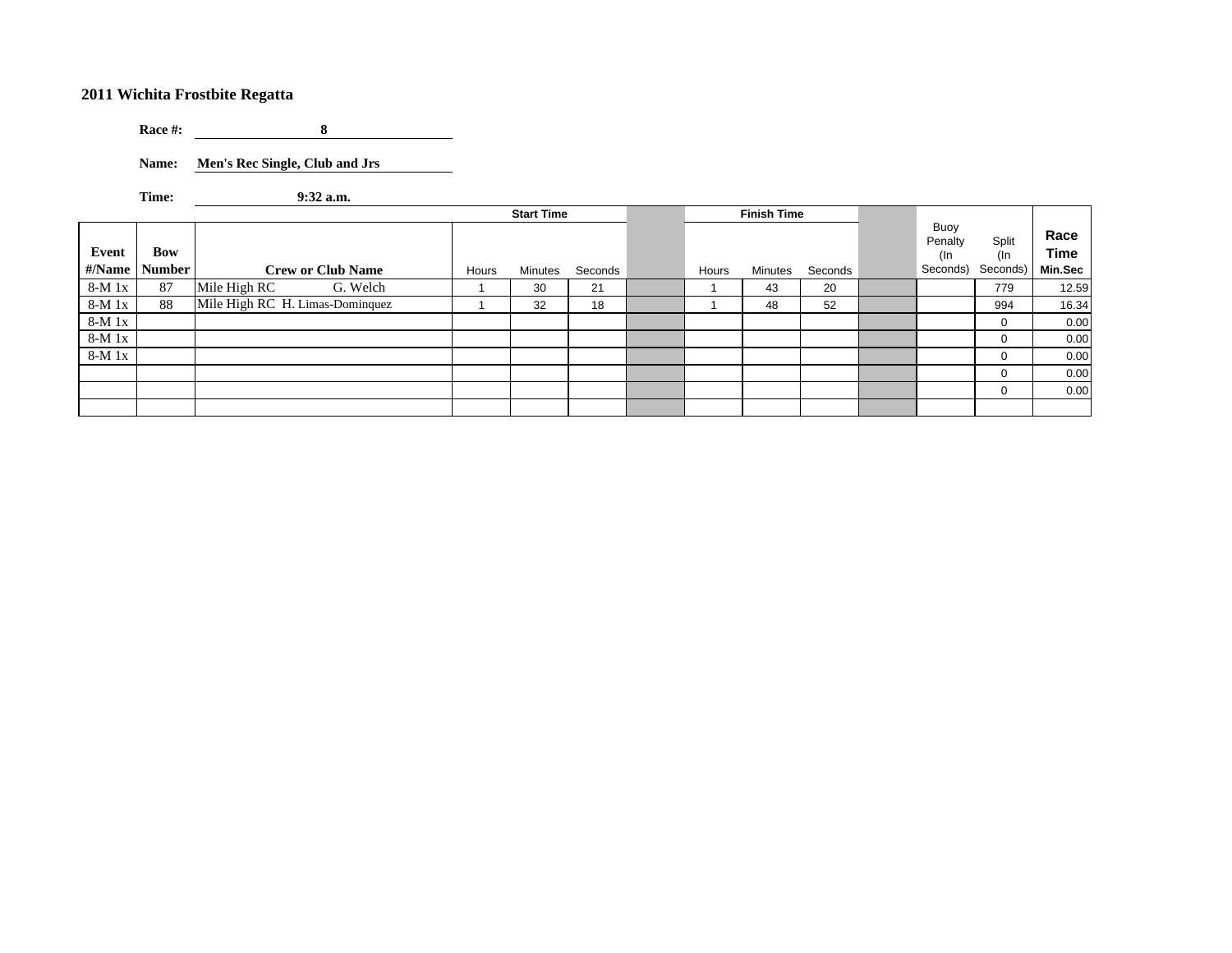## 2011 Wichita Frostbite Regatta

**Race #:** 8

**Name:** Men's Rec Single, Club and Jrs

**Time:** 9:32 a.m.

| Event #/Name | Bow Number | Crew or Club Name | Start Time Hours | Start Time Minutes | Start Time Seconds | | Finish Time Hours | Finish Time Minutes | Finish Time Seconds | | Buoy Penalty (In Seconds) | Split (In Seconds) | Race Time Min.Sec |
|---|---|---|---|---|---|---|---|---|---|---|---|---|---|
| 8-M 1x | 87 | Mile High RC G. Welch | 1 | 30 | 21 | | 1 | 43 | 20 | | | 779 | 12.59 |
| 8-M 1x | 88 | Mile High RC H. Limas-Dominquez | 1 | 32 | 18 | | 1 | 48 | 52 | | | 994 | 16.34 |
| 8-M 1x | | | | | | | | | | | | 0 | 0.00 |
| 8-M 1x | | | | | | | | | | | | 0 | 0.00 |
| 8-M 1x | | | | | | | | | | | | 0 | 0.00 |
| | | | | | | | | | | | | 0 | 0.00 |
| | | | | | | | | | | | | 0 | 0.00 |
| | | | | | | | | | | | | | |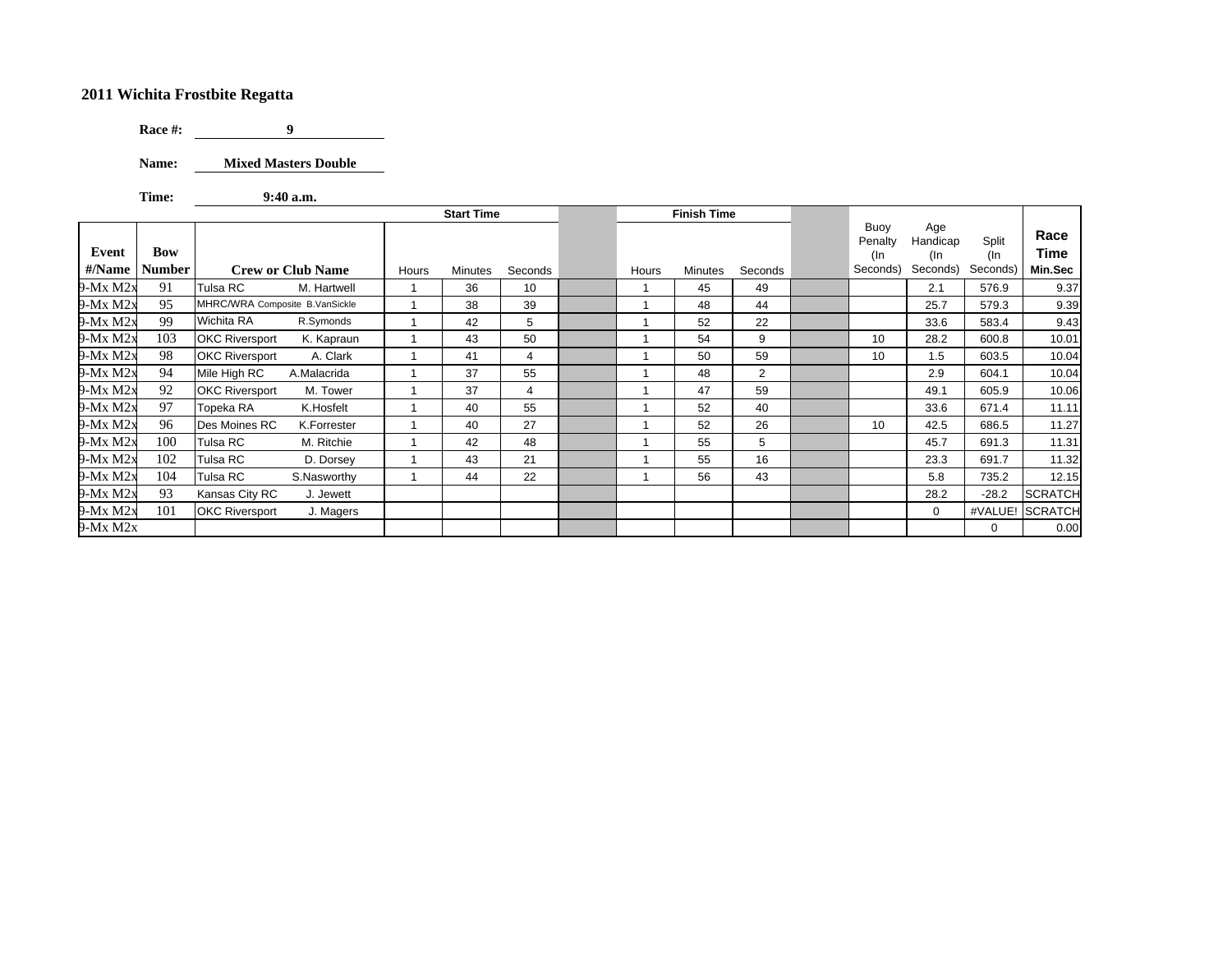**2011 Wichita Frostbite Regatta**

**Race #:** **9**

**Name:** **Mixed Masters Double**

**Time:** **9:40 a.m.**

| Event #/Name | Bow Number | Crew or Club Name | Start Time Hours | Start Time Minutes | Start Time Seconds | | Finish Time Hours | Finish Time Minutes | Finish Time Seconds | | Buoy Penalty (In Seconds) | Age Handicap (In Seconds) | Split (In Seconds) | Race Time Min.Sec |
|---|---|---|---|---|---|---|---|---|---|---|---|---|---|---|
| 9-Mx M2x | 91 | Tulsa RC M. Hartwell | 1 | 36 | 10 | | 1 | 45 | 49 | | | 2.1 | 576.9 | 9.37 |
| 9-Mx M2x | 95 | MHRC/WRA Composite B.VanSickle | 1 | 38 | 39 | | 1 | 48 | 44 | | | 25.7 | 579.3 | 9.39 |
| 9-Mx M2x | 99 | Wichita RA R.Symonds | 1 | 42 | 5 | | 1 | 52 | 22 | | | 33.6 | 583.4 | 9.43 |
| 9-Mx M2x | 103 | OKC Riversport K. Kapraun | 1 | 43 | 50 | | 1 | 54 | 9 | | 10 | 28.2 | 600.8 | 10.01 |
| 9-Mx M2x | 98 | OKC Riversport A. Clark | 1 | 41 | 4 | | 1 | 50 | 59 | | 10 | 1.5 | 603.5 | 10.04 |
| 9-Mx M2x | 94 | Mile High RC A.Malacrida | 1 | 37 | 55 | | 1 | 48 | 2 | | | 2.9 | 604.1 | 10.04 |
| 9-Mx M2x | 92 | OKC Riversport M. Tower | 1 | 37 | 4 | | 1 | 47 | 59 | | | 49.1 | 605.9 | 10.06 |
| 9-Mx M2x | 97 | Topeka RA K.Hosfelt | 1 | 40 | 55 | | 1 | 52 | 40 | | | 33.6 | 671.4 | 11.11 |
| 9-Mx M2x | 96 | Des Moines RC K.Forrester | 1 | 40 | 27 | | 1 | 52 | 26 | | 10 | 42.5 | 686.5 | 11.27 |
| 9-Mx M2x | 100 | Tulsa RC M. Ritchie | 1 | 42 | 48 | | 1 | 55 | 5 | | | 45.7 | 691.3 | 11.31 |
| 9-Mx M2x | 102 | Tulsa RC D. Dorsey | 1 | 43 | 21 | | 1 | 55 | 16 | | | 23.3 | 691.7 | 11.32 |
| 9-Mx M2x | 104 | Tulsa RC S.Nasworthy | 1 | 44 | 22 | | 1 | 56 | 43 | | | 5.8 | 735.2 | 12.15 |
| 9-Mx M2x | 93 | Kansas City RC J. Jewett | | | | | | | | | | 28.2 | -28.2 | SCRATCH |
| 9-Mx M2x | 101 | OKC Riversport J. Magers | | | | | | | | | | 0 | #VALUE! | SCRATCH |
| 9-Mx M2x | | | | | | | | | | | | | 0 | 0.00 |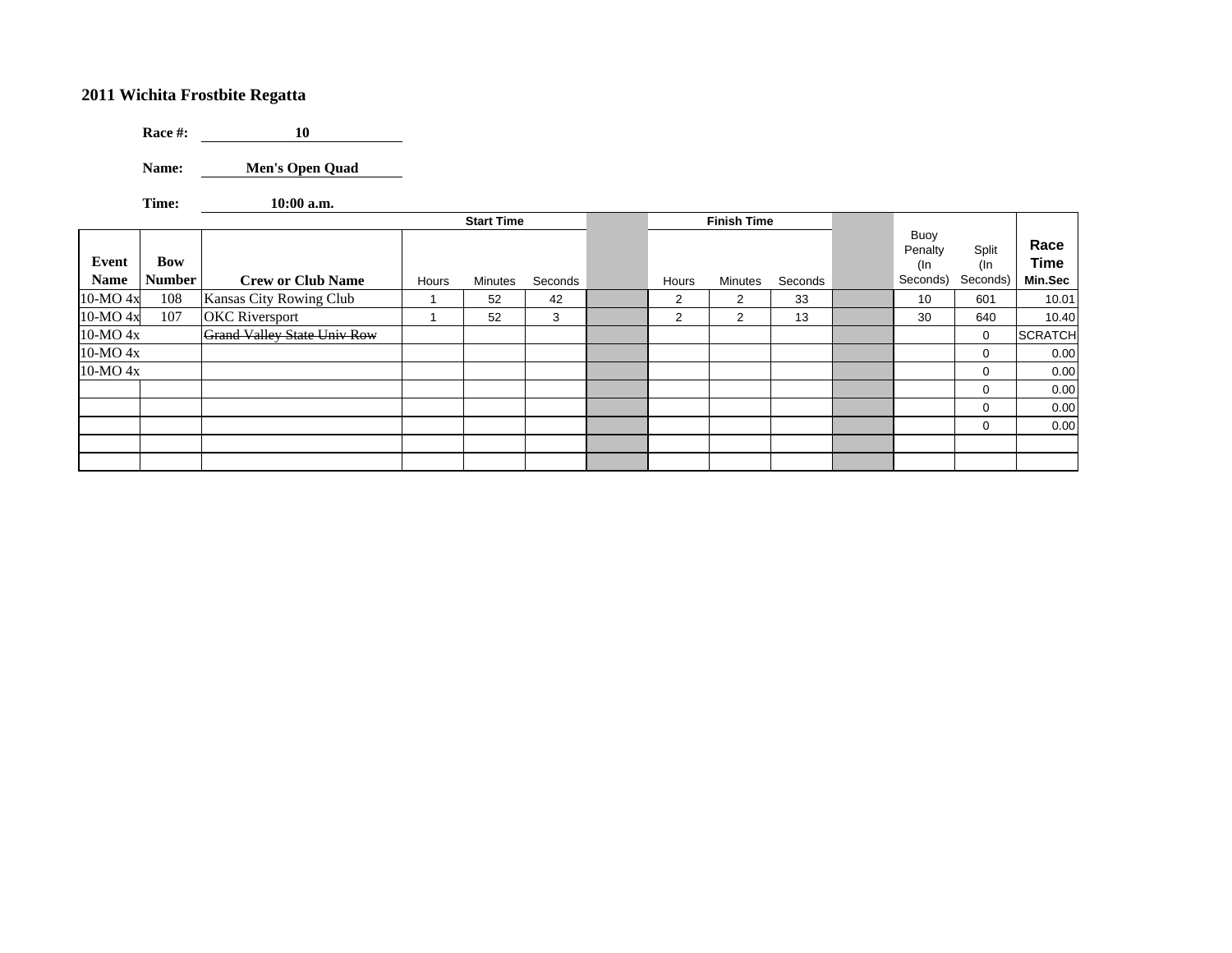**2011 Wichita Frostbite Regatta**

**Race #:** **10**

**Name:** **Men's Open Quad**

**Time:** **10:00 a.m.**

| | | | Start Time | | | | Finish Time | | | | | | |
|---|---|---|---|---|---|---|---|---|---|---|---|---|---|
| **Event Name** | **Bow Number** | **Crew or Club Name** | Hours | Minutes | Seconds | | Hours | Minutes | Seconds | | Buoy Penalty (In Seconds) | Split (In Seconds) | **Race Time Min.Sec** |
| 10-MO 4x | 108 | Kansas City Rowing Club | 1 | 52 | 42 | | 2 | 2 | 33 | | 10 | 601 | 10.01 |
| 10-MO 4x | 107 | OKC Riversport | 1 | 52 | 3 | | 2 | 2 | 13 | | 30 | 640 | 10.40 |
| 10-MO 4x | | ~~Grand Valley State Univ Row~~ | | | | | | | | | | 0 | SCRATCH |
| 10-MO 4x | | | | | | | | | | | | 0 | 0.00 |
| 10-MO 4x | | | | | | | | | | | | 0 | 0.00 |
| | | | | | | | | | | | | 0 | 0.00 |
| | | | | | | | | | | | | 0 | 0.00 |
| | | | | | | | | | | | | 0 | 0.00 |
| | | | | | | | | | | | | | |
| | | | | | | | | | | | | | |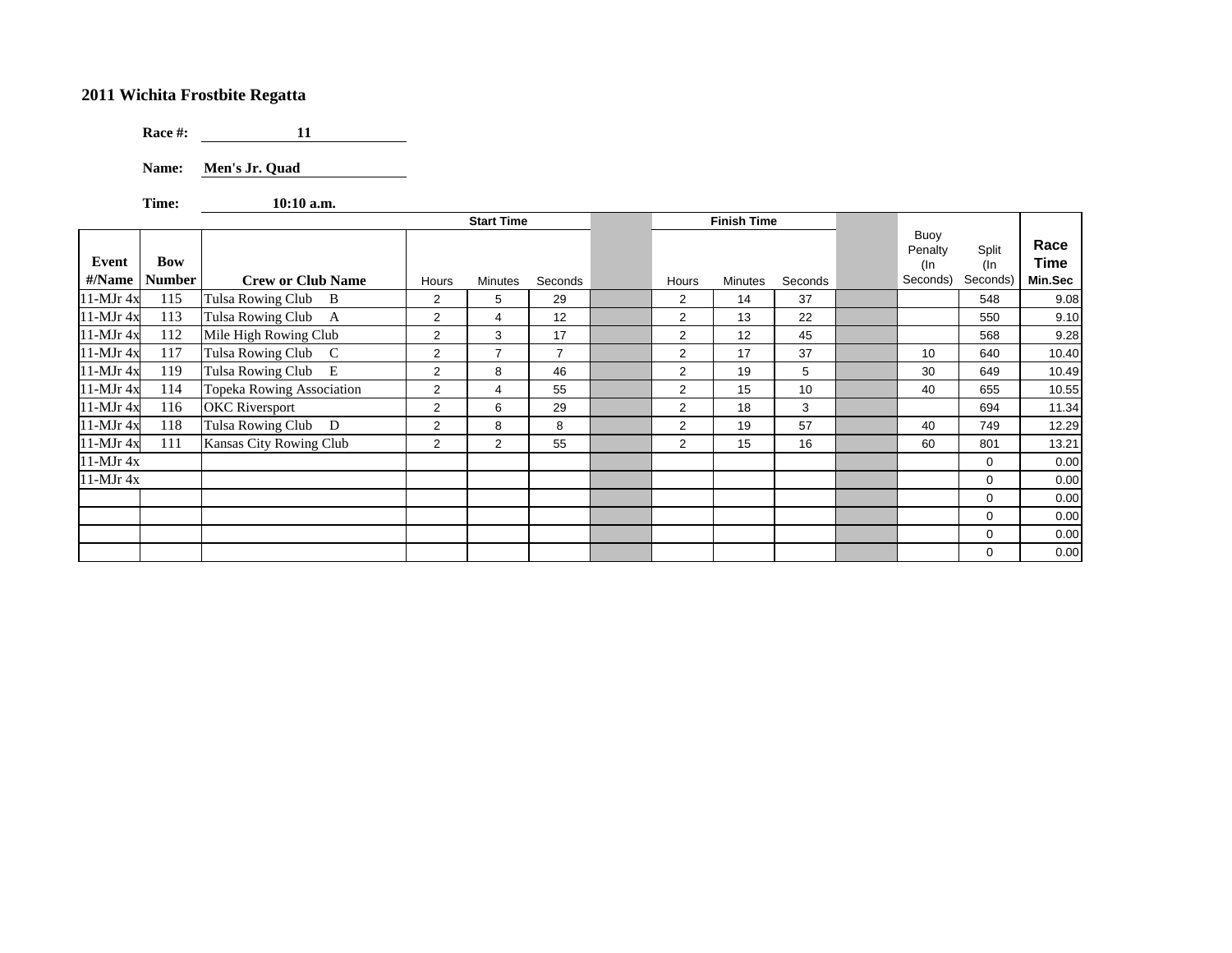## 2011 Wichita Frostbite Regatta

**Race #:** **11**

**Name:** **Men's Jr. Quad**

**Time:** **10:10 a.m.**

| | | | Start Time | | | | Finish Time | | | | | | |
|---|---|---|---|---|---|---|---|---|---|---|---|---|---|
| **Event #/Name** | **Bow Number** | **Crew or Club Name** | Hours | Minutes | Seconds | | Hours | Minutes | Seconds | | Buoy Penalty (In Seconds) | Split (In Seconds) | **Race Time Min.Sec** |
| 11-MJr 4x | 115 | Tulsa Rowing Club B | 2 | 5 | 29 | | 2 | 14 | 37 | | | 548 | 9.08 |
| 11-MJr 4x | 113 | Tulsa Rowing Club A | 2 | 4 | 12 | | 2 | 13 | 22 | | | 550 | 9.10 |
| 11-MJr 4x | 112 | Mile High Rowing Club | 2 | 3 | 17 | | 2 | 12 | 45 | | | 568 | 9.28 |
| 11-MJr 4x | 117 | Tulsa Rowing Club C | 2 | 7 | 7 | | 2 | 17 | 37 | | 10 | 640 | 10.40 |
| 11-MJr 4x | 119 | Tulsa Rowing Club E | 2 | 8 | 46 | | 2 | 19 | 5 | | 30 | 649 | 10.49 |
| 11-MJr 4x | 114 | Topeka Rowing Association | 2 | 4 | 55 | | 2 | 15 | 10 | | 40 | 655 | 10.55 |
| 11-MJr 4x | 116 | OKC Riversport | 2 | 6 | 29 | | 2 | 18 | 3 | | | 694 | 11.34 |
| 11-MJr 4x | 118 | Tulsa Rowing Club D | 2 | 8 | 8 | | 2 | 19 | 57 | | 40 | 749 | 12.29 |
| 11-MJr 4x | 111 | Kansas City Rowing Club | 2 | 2 | 55 | | 2 | 15 | 16 | | 60 | 801 | 13.21 |
| 11-MJr 4x | | | | | | | | | | | | 0 | 0.00 |
| 11-MJr 4x | | | | | | | | | | | | 0 | 0.00 |
| | | | | | | | | | | | | 0 | 0.00 |
| | | | | | | | | | | | | 0 | 0.00 |
| | | | | | | | | | | | | 0 | 0.00 |
| | | | | | | | | | | | | 0 | 0.00 |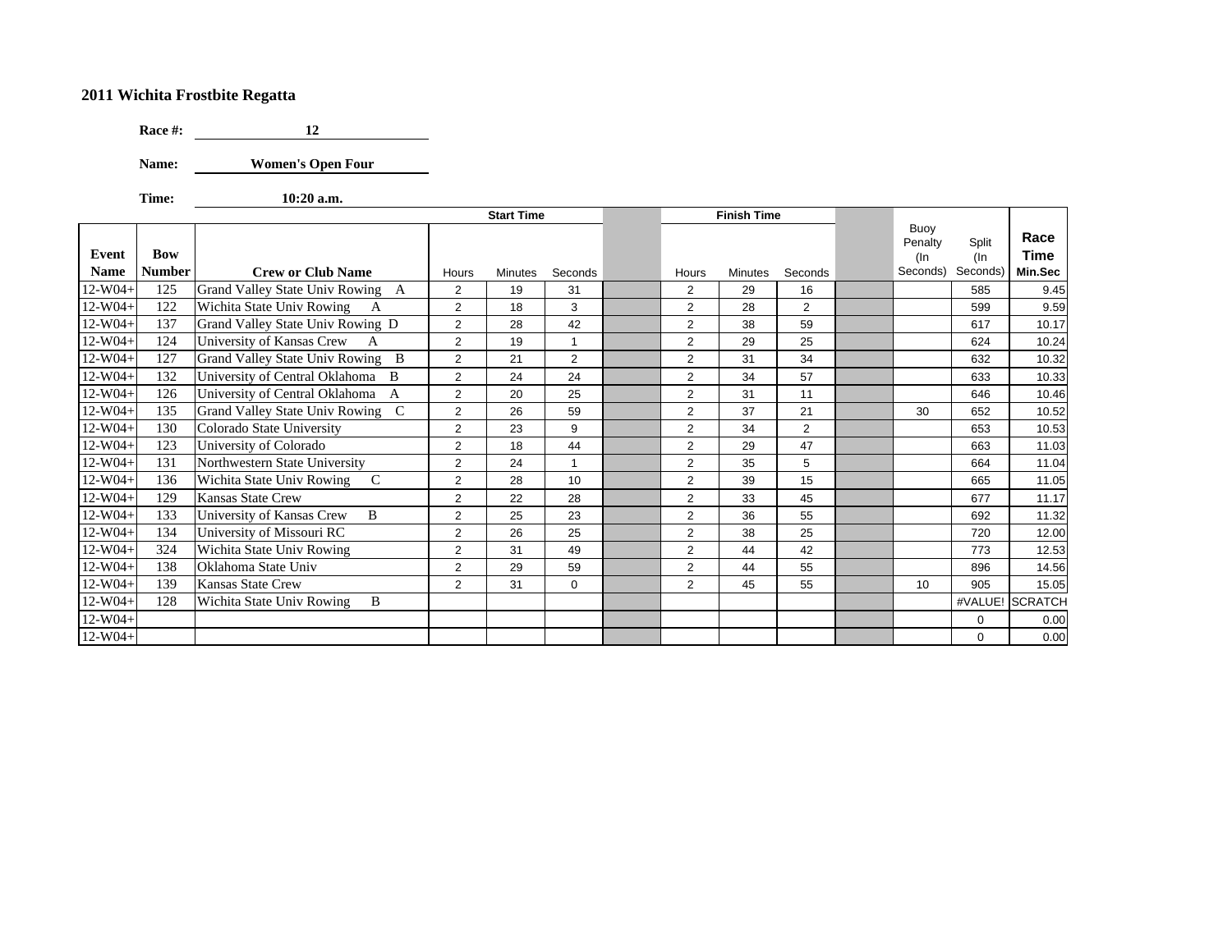## 2011 Wichita Frostbite Regatta

**Race #:** 12

**Name:** Women's Open Four

**Time:** 10:20 a.m.

| Event Name | Bow Number | Crew or Club Name | Start Time | | | | Finish Time | | | | Buoy Penalty (In Seconds) | Split (In Seconds) | Race Time Min.Sec |
|---|---|---|---|---|---|---|---|---|---|---|---|---|---|
| | | | Hours | Minutes | Seconds | | Hours | Minutes | Seconds | | | | |
| 12-W04+ | 125 | Grand Valley State Univ Rowing A | 2 | 19 | 31 | | 2 | 29 | 16 | | | 585 | 9.45 |
| 12-W04+ | 122 | Wichita State Univ Rowing A | 2 | 18 | 3 | | 2 | 28 | 2 | | | 599 | 9.59 |
| 12-W04+ | 137 | Grand Valley State Univ Rowing D | 2 | 28 | 42 | | 2 | 38 | 59 | | | 617 | 10.17 |
| 12-W04+ | 124 | University of Kansas Crew A | 2 | 19 | 1 | | 2 | 29 | 25 | | | 624 | 10.24 |
| 12-W04+ | 127 | Grand Valley State Univ Rowing B | 2 | 21 | 2 | | 2 | 31 | 34 | | | 632 | 10.32 |
| 12-W04+ | 132 | University of Central Oklahoma B | 2 | 24 | 24 | | 2 | 34 | 57 | | | 633 | 10.33 |
| 12-W04+ | 126 | University of Central Oklahoma A | 2 | 20 | 25 | | 2 | 31 | 11 | | | 646 | 10.46 |
| 12-W04+ | 135 | Grand Valley State Univ Rowing C | 2 | 26 | 59 | | 2 | 37 | 21 | | 30 | 652 | 10.52 |
| 12-W04+ | 130 | Colorado State University | 2 | 23 | 9 | | 2 | 34 | 2 | | | 653 | 10.53 |
| 12-W04+ | 123 | University of Colorado | 2 | 18 | 44 | | 2 | 29 | 47 | | | 663 | 11.03 |
| 12-W04+ | 131 | Northwestern State University | 2 | 24 | 1 | | 2 | 35 | 5 | | | 664 | 11.04 |
| 12-W04+ | 136 | Wichita State Univ Rowing C | 2 | 28 | 10 | | 2 | 39 | 15 | | | 665 | 11.05 |
| 12-W04+ | 129 | Kansas State Crew | 2 | 22 | 28 | | 2 | 33 | 45 | | | 677 | 11.17 |
| 12-W04+ | 133 | University of Kansas Crew B | 2 | 25 | 23 | | 2 | 36 | 55 | | | 692 | 11.32 |
| 12-W04+ | 134 | University of Missouri RC | 2 | 26 | 25 | | 2 | 38 | 25 | | | 720 | 12.00 |
| 12-W04+ | 324 | Wichita State Univ Rowing | 2 | 31 | 49 | | 2 | 44 | 42 | | | 773 | 12.53 |
| 12-W04+ | 138 | Oklahoma State Univ | 2 | 29 | 59 | | 2 | 44 | 55 | | | 896 | 14.56 |
| 12-W04+ | 139 | Kansas State Crew | 2 | 31 | 0 | | 2 | 45 | 55 | | 10 | 905 | 15.05 |
| 12-W04+ | 128 | Wichita State Univ Rowing B | | | | | | | | | | #VALUE! | SCRATCH |
| 12-W04+ | | | | | | | | | | | | 0 | 0.00 |
| 12-W04+ | | | | | | | | | | | | 0 | 0.00 |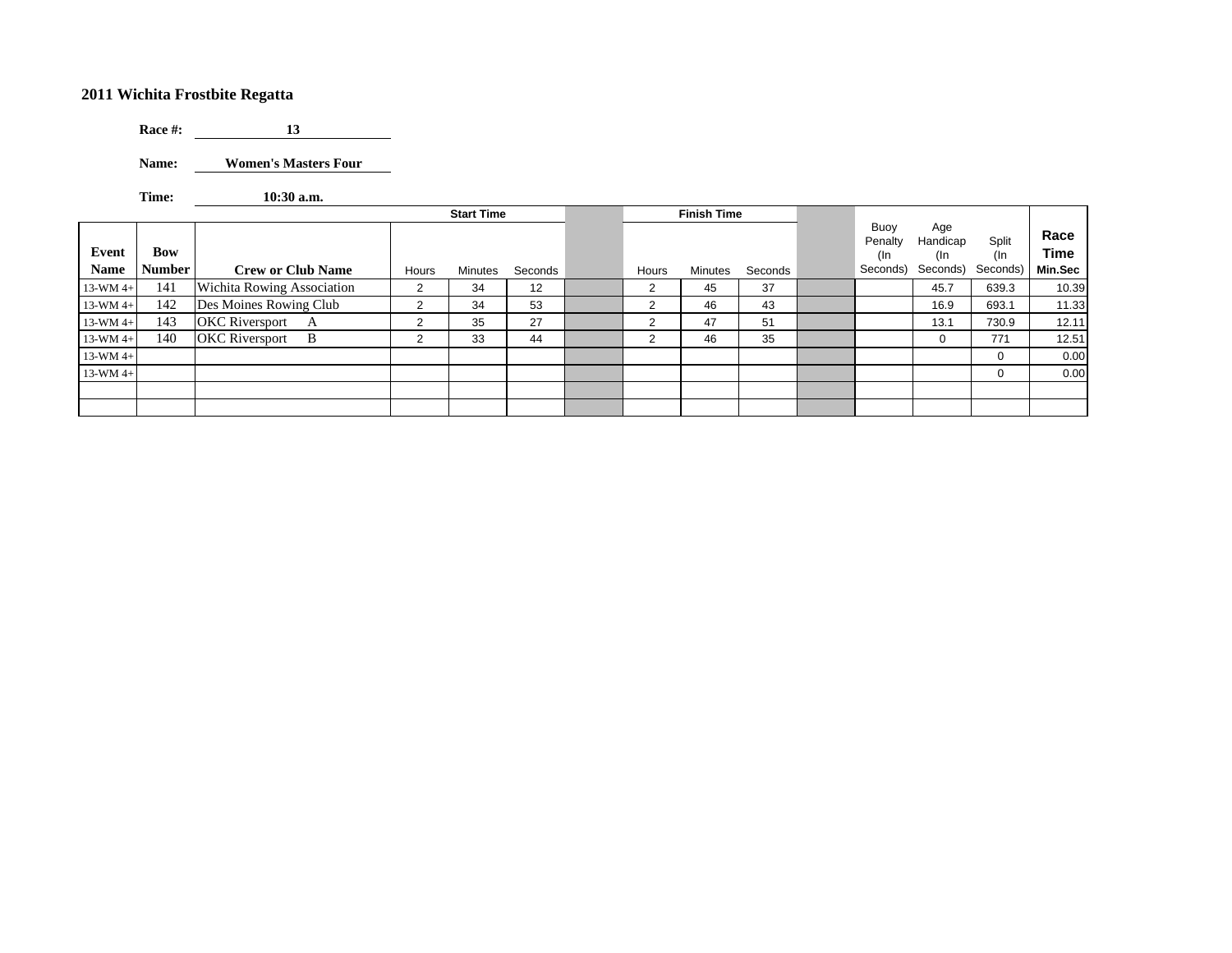## 2011 Wichita Frostbite Regatta

**Race #:** 13

**Name:** Women's Masters Four

**Time:** 10:30 a.m.

| Event Name | Bow Number | Crew or Club Name | Start Time Hours | Start Time Minutes | Start Time Seconds | | Finish Time Hours | Finish Time Minutes | Finish Time Seconds | | Buoy Penalty (In Seconds) | Age Handicap (In Seconds) | Split (In Seconds) | Race Time Min.Sec |
|---|---|---|---|---|---|---|---|---|---|---|---|---|---|---|
| 13-WM 4+ | 141 | Wichita Rowing Association | 2 | 34 | 12 | | 2 | 45 | 37 | | | 45.7 | 639.3 | 10.39 |
| 13-WM 4+ | 142 | Des Moines Rowing Club | 2 | 34 | 53 | | 2 | 46 | 43 | | | 16.9 | 693.1 | 11.33 |
| 13-WM 4+ | 143 | OKC Riversport A | 2 | 35 | 27 | | 2 | 47 | 51 | | | 13.1 | 730.9 | 12.11 |
| 13-WM 4+ | 140 | OKC Riversport B | 2 | 33 | 44 | | 2 | 46 | 35 | | | 0 | 771 | 12.51 |
| 13-WM 4+ | | | | | | | | | | | | | 0 | 0.00 |
| 13-WM 4+ | | | | | | | | | | | | | 0 | 0.00 |
| | | | | | | | | | | | | | | |
| | | | | | | | | | | | | | | |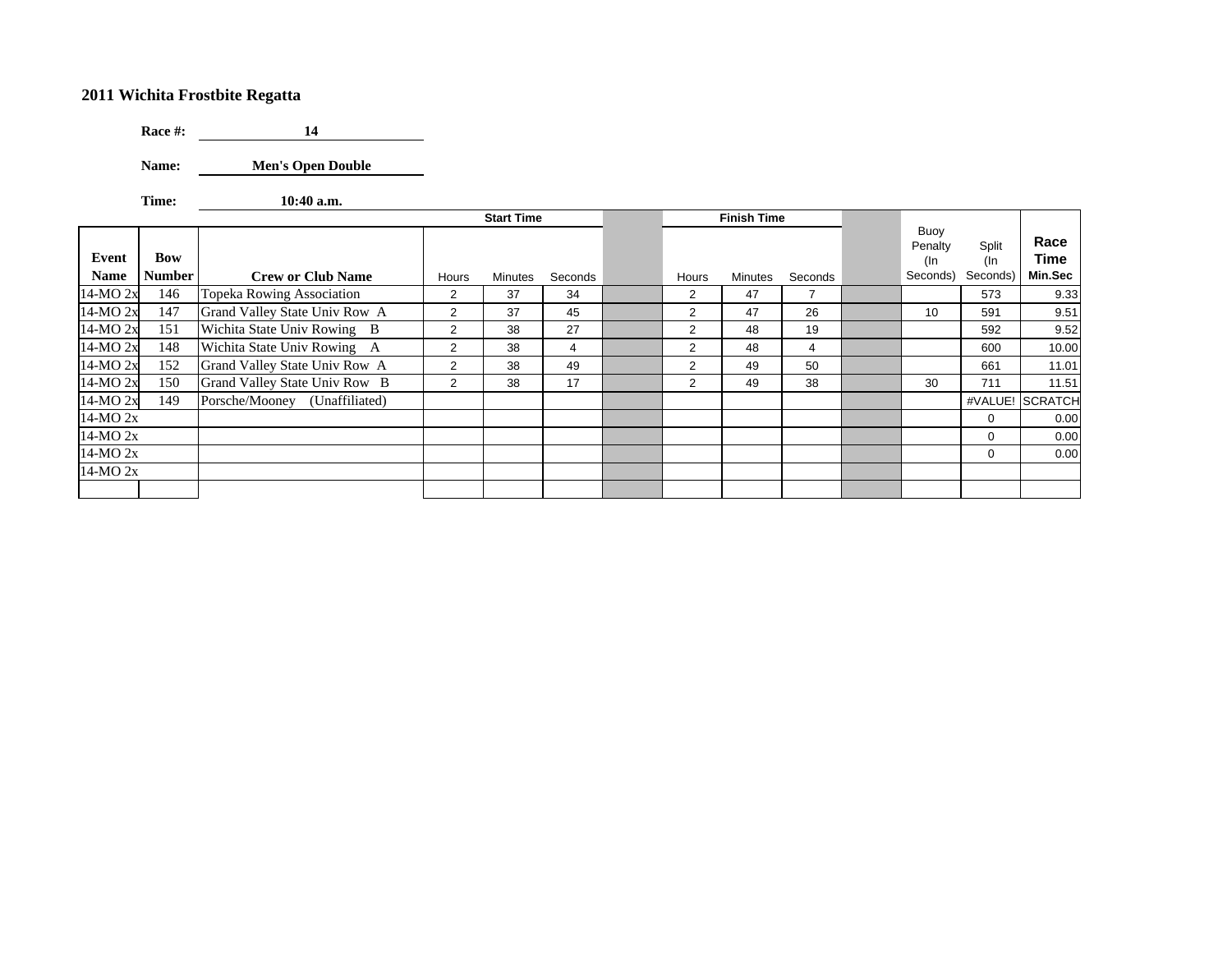**2011 Wichita Frostbite Regatta**

**Race #:** 14

**Name:** Men's Open Double

**Time:** 10:40 a.m.

| Event Name | Bow Number | Crew or Club Name | Start Time | | | | Finish Time | | | | Buoy Penalty (In Seconds) | Split (In Seconds) | Race Time Min.Sec |
|---|---|---|---|---|---|---|---|---|---|---|---|---|---|
| | | | Hours | Minutes | Seconds | | Hours | Minutes | Seconds | | | | |
| 14-MO 2x | 146 | Topeka Rowing Association | 2 | 37 | 34 | | 2 | 47 | 7 | | | 573 | 9.33 |
| 14-MO 2x | 147 | Grand Valley State Univ Row A | 2 | 37 | 45 | | 2 | 47 | 26 | | 10 | 591 | 9.51 |
| 14-MO 2x | 151 | Wichita State Univ Rowing B | 2 | 38 | 27 | | 2 | 48 | 19 | | | 592 | 9.52 |
| 14-MO 2x | 148 | Wichita State Univ Rowing A | 2 | 38 | 4 | | 2 | 48 | 4 | | | 600 | 10.00 |
| 14-MO 2x | 152 | Grand Valley State Univ Row A | 2 | 38 | 49 | | 2 | 49 | 50 | | | 661 | 11.01 |
| 14-MO 2x | 150 | Grand Valley State Univ Row B | 2 | 38 | 17 | | 2 | 49 | 38 | | 30 | 711 | 11.51 |
| 14-MO 2x | 149 | Porsche/Mooney (Unaffiliated) | | | | | | | | | | #VALUE! | SCRATCH |
| 14-MO 2x | | | | | | | | | | | | 0 | 0.00 |
| 14-MO 2x | | | | | | | | | | | | 0 | 0.00 |
| 14-MO 2x | | | | | | | | | | | | 0 | 0.00 |
| 14-MO 2x | | | | | | | | | | | | | |
| | | | | | | | | | | | | | |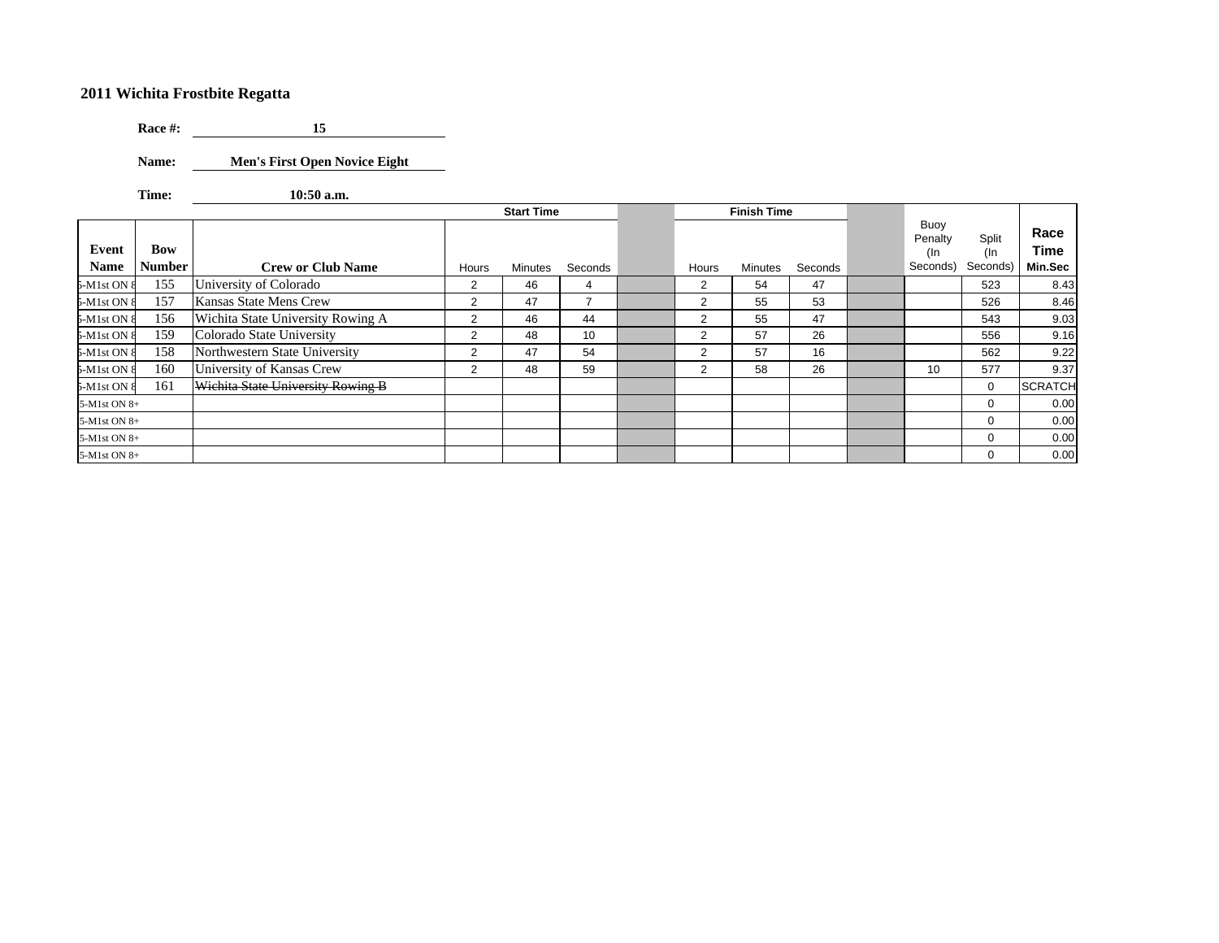## 2011 Wichita Frostbite Regatta

**Race #:** 15

**Name:** Men's First Open Novice Eight

**Time:** 10:50 a.m.

| Event Name | Bow Number | Crew or Club Name | Start Time Hours | Start Time Minutes | Start Time Seconds | | Finish Time Hours | Finish Time Minutes | Finish Time Seconds | | Buoy Penalty (In Seconds) | Split (In Seconds) | Race Time Min.Sec |
|---|---|---|---|---|---|---|---|---|---|---|---|---|---|
| 5-M1st ON 8 | 155 | University of Colorado | 2 | 46 | 4 | | 2 | 54 | 47 | | | 523 | 8.43 |
| 5-M1st ON 8 | 157 | Kansas State Mens Crew | 2 | 47 | 7 | | 2 | 55 | 53 | | | 526 | 8.46 |
| 5-M1st ON 8 | 156 | Wichita State University Rowing A | 2 | 46 | 44 | | 2 | 55 | 47 | | | 543 | 9.03 |
| 5-M1st ON 8 | 159 | Colorado State University | 2 | 48 | 10 | | 2 | 57 | 26 | | | 556 | 9.16 |
| 5-M1st ON 8 | 158 | Northwestern State University | 2 | 47 | 54 | | 2 | 57 | 16 | | | 562 | 9.22 |
| 5-M1st ON 8 | 160 | University of Kansas Crew | 2 | 48 | 59 | | 2 | 58 | 26 | | 10 | 577 | 9.37 |
| 5-M1st ON 8 | 161 | ~~Wichita State University Rowing B~~ | | | | | | | | | | 0 | SCRATCH |
| 5-M1st ON 8+ | | | | | | | | | | | | 0 | 0.00 |
| 5-M1st ON 8+ | | | | | | | | | | | | 0 | 0.00 |
| 5-M1st ON 8+ | | | | | | | | | | | | 0 | 0.00 |
| 5-M1st ON 8+ | | | | | | | | | | | | 0 | 0.00 |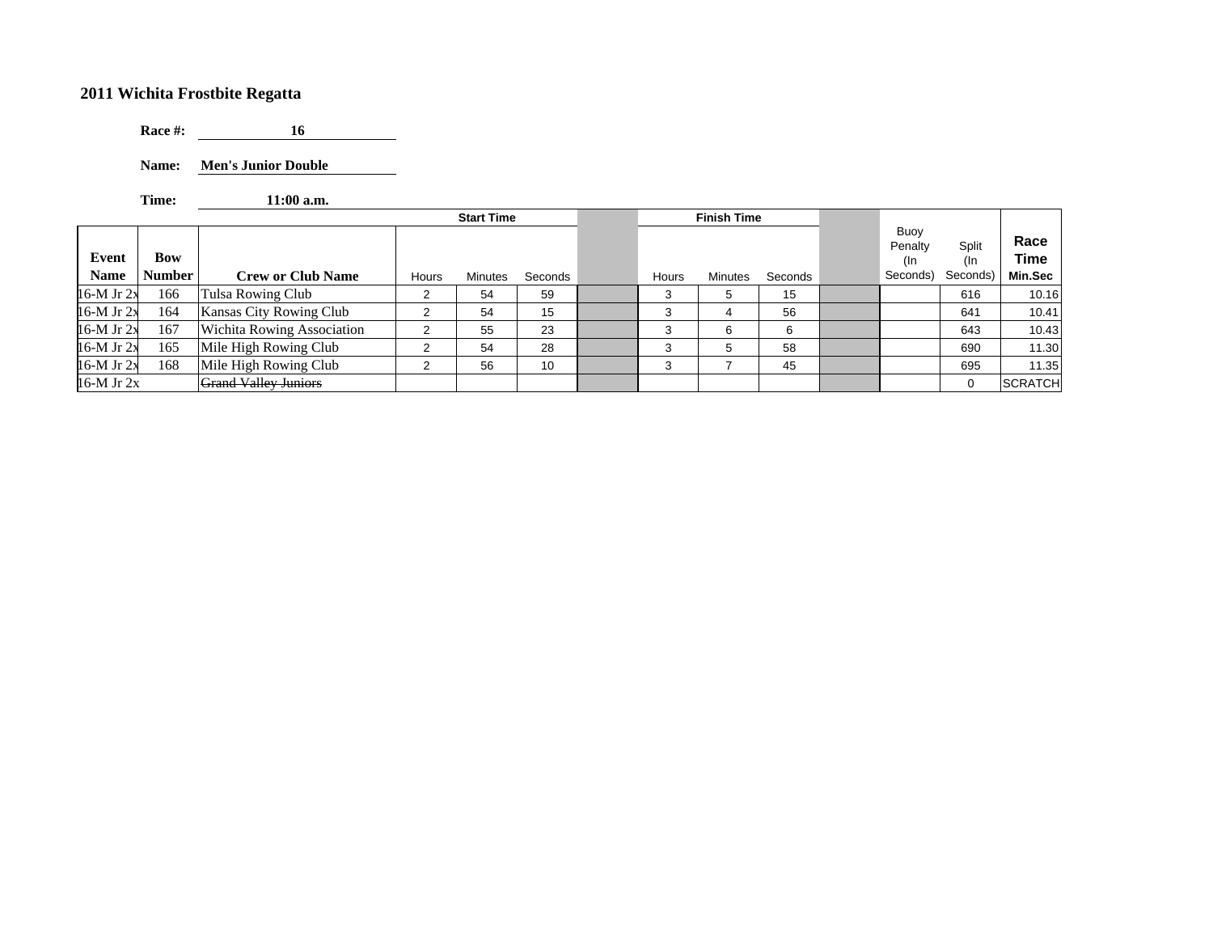# 2011 Wichita Frostbite Regatta

**Race #:** 16

**Name:** Men's Junior Double

**Time:** 11:00 a.m.

| Event Name | Bow Number | Crew or Club Name | Start Time Hours | Start Time Minutes | Start Time Seconds | | Finish Time Hours | Finish Time Minutes | Finish Time Seconds | | Buoy Penalty (In Seconds) | Split (In Seconds) | Race Time Min.Sec |
|---|---|---|---|---|---|---|---|---|---|---|---|---|---|
| 16-M Jr 2x | 166 | Tulsa Rowing Club | 2 | 54 | 59 | | 3 | 5 | 15 | | | 616 | 10.16 |
| 16-M Jr 2x | 164 | Kansas City Rowing Club | 2 | 54 | 15 | | 3 | 4 | 56 | | | 641 | 10.41 |
| 16-M Jr 2x | 167 | Wichita Rowing Association | 2 | 55 | 23 | | 3 | 6 | 6 | | | 643 | 10.43 |
| 16-M Jr 2x | 165 | Mile High Rowing Club | 2 | 54 | 28 | | 3 | 5 | 58 | | | 690 | 11.30 |
| 16-M Jr 2x | 168 | Mile High Rowing Club | 2 | 56 | 10 | | 3 | 7 | 45 | | | 695 | 11.35 |
| 16-M Jr 2x | | ~~Grand Valley Juniors~~ | | | | | | | | | | 0 | SCRATCH |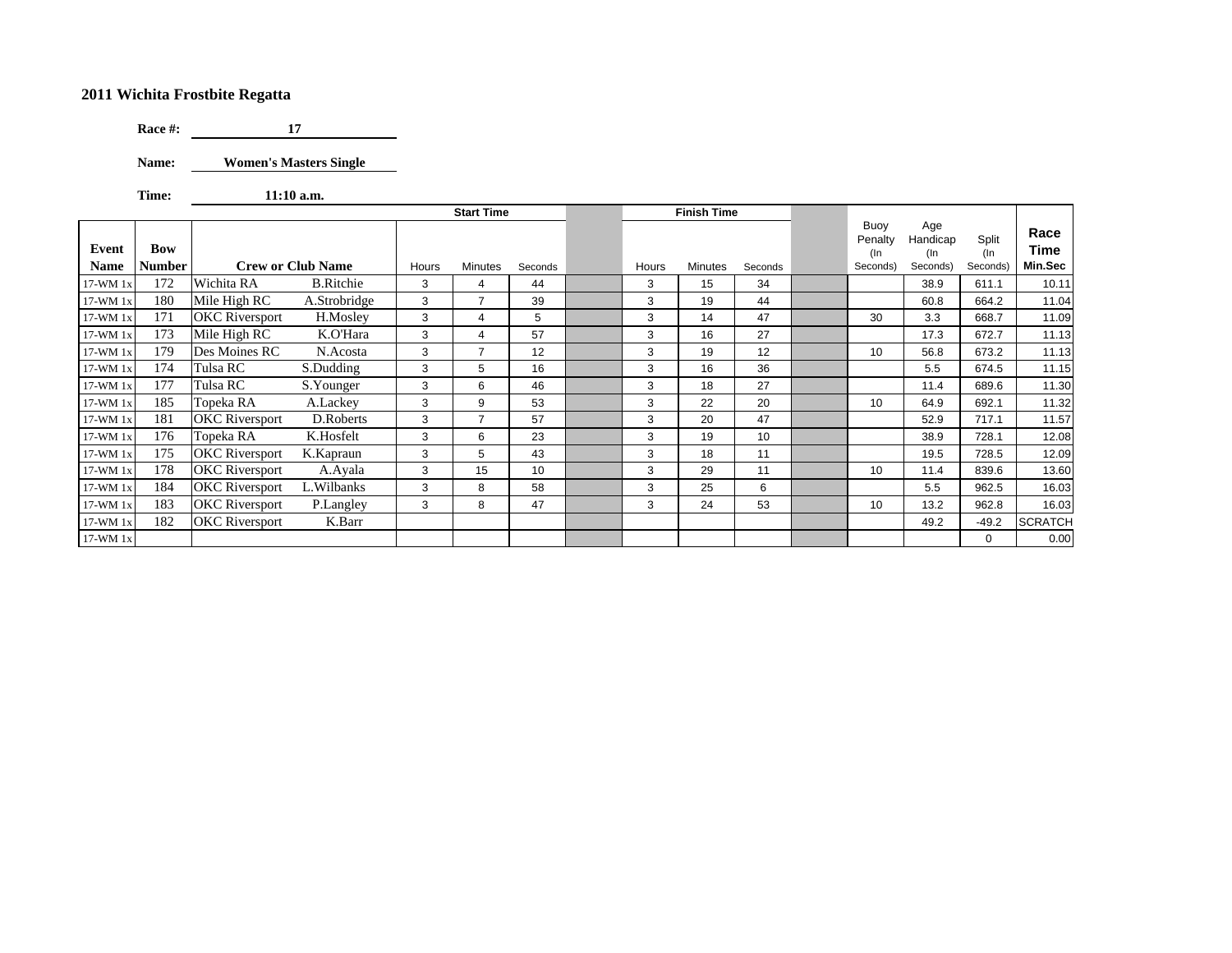## 2011 Wichita Frostbite Regatta

**Race #:** 17

**Name:** Women's Masters Single

**Time:** 11:10 a.m.

| Event Name | Bow Number | Crew or Club Name | | Start Time Hours | Start Time Minutes | Start Time Seconds | | Finish Time Hours | Finish Time Minutes | Finish Time Seconds | | Buoy Penalty (In Seconds) | Age Handicap (In Seconds) | Split (In Seconds) | Race Time Min.Sec |
|---|---|---|---|---|---|---|---|---|---|---|---|---|---|---|---|
| 17-WM 1x | 172 | Wichita RA | B.Ritchie | 3 | 4 | 44 | | 3 | 15 | 34 | | | 38.9 | 611.1 | 10.11 |
| 17-WM 1x | 180 | Mile High RC | A.Strobridge | 3 | 7 | 39 | | 3 | 19 | 44 | | | 60.8 | 664.2 | 11.04 |
| 17-WM 1x | 171 | OKC Riversport | H.Mosley | 3 | 4 | 5 | | 3 | 14 | 47 | | 30 | 3.3 | 668.7 | 11.09 |
| 17-WM 1x | 173 | Mile High RC | K.O'Hara | 3 | 4 | 57 | | 3 | 16 | 27 | | | 17.3 | 672.7 | 11.13 |
| 17-WM 1x | 179 | Des Moines RC | N.Acosta | 3 | 7 | 12 | | 3 | 19 | 12 | | 10 | 56.8 | 673.2 | 11.13 |
| 17-WM 1x | 174 | Tulsa RC | S.Dudding | 3 | 5 | 16 | | 3 | 16 | 36 | | | 5.5 | 674.5 | 11.15 |
| 17-WM 1x | 177 | Tulsa RC | S.Younger | 3 | 6 | 46 | | 3 | 18 | 27 | | | 11.4 | 689.6 | 11.30 |
| 17-WM 1x | 185 | Topeka RA | A.Lackey | 3 | 9 | 53 | | 3 | 22 | 20 | | 10 | 64.9 | 692.1 | 11.32 |
| 17-WM 1x | 181 | OKC Riversport | D.Roberts | 3 | 7 | 57 | | 3 | 20 | 47 | | | 52.9 | 717.1 | 11.57 |
| 17-WM 1x | 176 | Topeka RA | K.Hosfelt | 3 | 6 | 23 | | 3 | 19 | 10 | | | 38.9 | 728.1 | 12.08 |
| 17-WM 1x | 175 | OKC Riversport | K.Kapraun | 3 | 5 | 43 | | 3 | 18 | 11 | | | 19.5 | 728.5 | 12.09 |
| 17-WM 1x | 178 | OKC Riversport | A.Ayala | 3 | 15 | 10 | | 3 | 29 | 11 | | 10 | 11.4 | 839.6 | 13.60 |
| 17-WM 1x | 184 | OKC Riversport | L.Wilbanks | 3 | 8 | 58 | | 3 | 25 | 6 | | | 5.5 | 962.5 | 16.03 |
| 17-WM 1x | 183 | OKC Riversport | P.Langley | 3 | 8 | 47 | | 3 | 24 | 53 | | 10 | 13.2 | 962.8 | 16.03 |
| 17-WM 1x | 182 | OKC Riversport | K.Barr | | | | | | | | | | 49.2 | -49.2 | SCRATCH |
| 17-WM 1x | | | | | | | | | | | | | | 0 | 0.00 |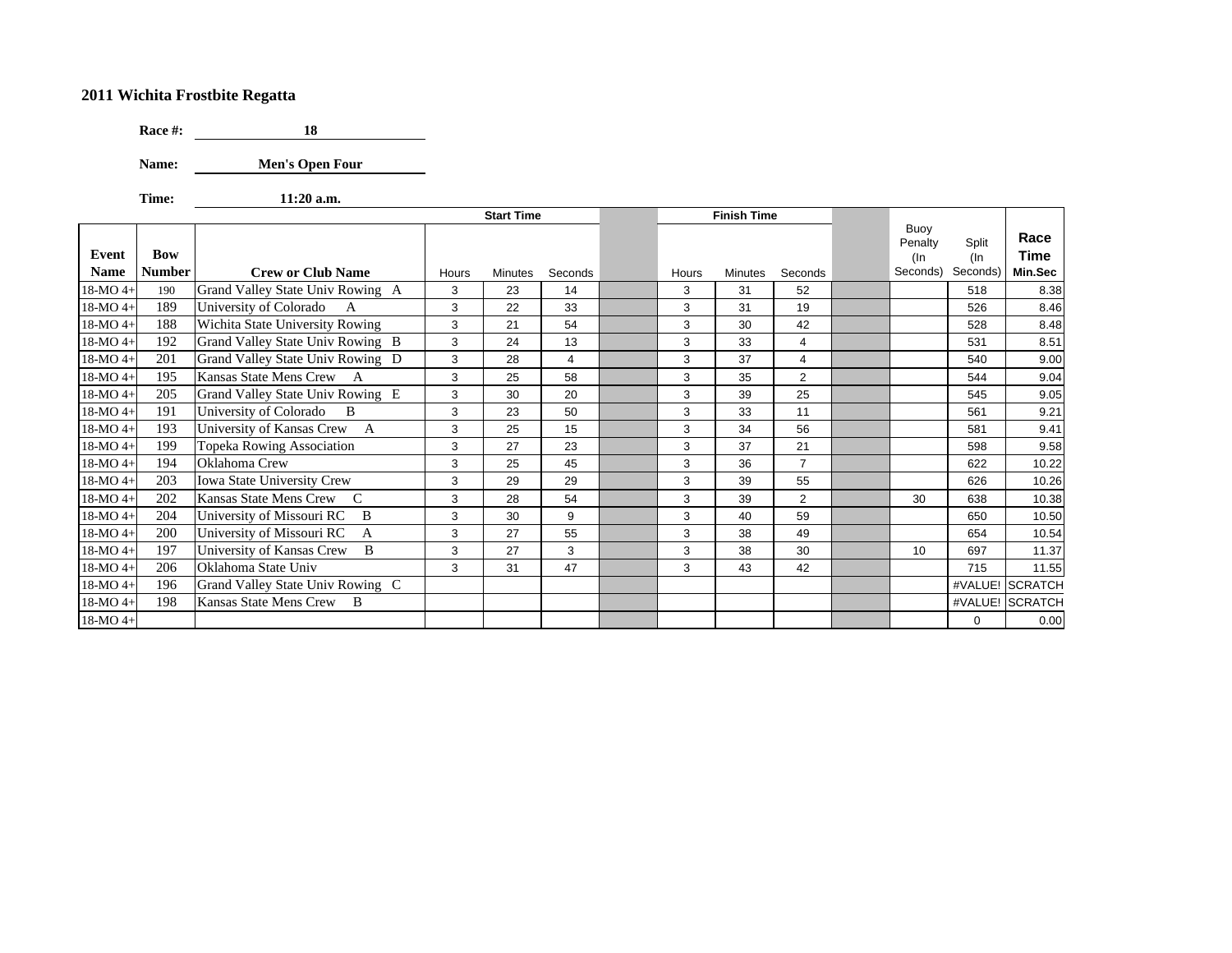**2011 Wichita Frostbite Regatta**

**Race #:** 18

**Name:** Men's Open Four

**Time:** 11:20 a.m.

| Event Name | Bow Number | Crew or Club Name | Start Time Hours | Start Time Minutes | Start Time Seconds | | Finish Time Hours | Finish Time Minutes | Finish Time Seconds | | Buoy Penalty (In Seconds) | Split (In Seconds) | Race Time Min.Sec |
|---|---|---|---|---|---|---|---|---|---|---|---|---|---|
| 18-MO 4+ | 190 | Grand Valley State Univ Rowing A | 3 | 23 | 14 | | 3 | 31 | 52 | | | 518 | 8.38 |
| 18-MO 4+ | 189 | University of Colorado A | 3 | 22 | 33 | | 3 | 31 | 19 | | | 526 | 8.46 |
| 18-MO 4+ | 188 | Wichita State University Rowing | 3 | 21 | 54 | | 3 | 30 | 42 | | | 528 | 8.48 |
| 18-MO 4+ | 192 | Grand Valley State Univ Rowing B | 3 | 24 | 13 | | 3 | 33 | 4 | | | 531 | 8.51 |
| 18-MO 4+ | 201 | Grand Valley State Univ Rowing D | 3 | 28 | 4 | | 3 | 37 | 4 | | | 540 | 9.00 |
| 18-MO 4+ | 195 | Kansas State Mens Crew A | 3 | 25 | 58 | | 3 | 35 | 2 | | | 544 | 9.04 |
| 18-MO 4+ | 205 | Grand Valley State Univ Rowing E | 3 | 30 | 20 | | 3 | 39 | 25 | | | 545 | 9.05 |
| 18-MO 4+ | 191 | University of Colorado B | 3 | 23 | 50 | | 3 | 33 | 11 | | | 561 | 9.21 |
| 18-MO 4+ | 193 | University of Kansas Crew A | 3 | 25 | 15 | | 3 | 34 | 56 | | | 581 | 9.41 |
| 18-MO 4+ | 199 | Topeka Rowing Association | 3 | 27 | 23 | | 3 | 37 | 21 | | | 598 | 9.58 |
| 18-MO 4+ | 194 | Oklahoma Crew | 3 | 25 | 45 | | 3 | 36 | 7 | | | 622 | 10.22 |
| 18-MO 4+ | 203 | Iowa State University Crew | 3 | 29 | 29 | | 3 | 39 | 55 | | | 626 | 10.26 |
| 18-MO 4+ | 202 | Kansas State Mens Crew C | 3 | 28 | 54 | | 3 | 39 | 2 | | 30 | 638 | 10.38 |
| 18-MO 4+ | 204 | University of Missouri RC B | 3 | 30 | 9 | | 3 | 40 | 59 | | | 650 | 10.50 |
| 18-MO 4+ | 200 | University of Missouri RC A | 3 | 27 | 55 | | 3 | 38 | 49 | | | 654 | 10.54 |
| 18-MO 4+ | 197 | University of Kansas Crew B | 3 | 27 | 3 | | 3 | 38 | 30 | | 10 | 697 | 11.37 |
| 18-MO 4+ | 206 | Oklahoma State Univ | 3 | 31 | 47 | | 3 | 43 | 42 | | | 715 | 11.55 |
| 18-MO 4+ | 196 | Grand Valley State Univ Rowing C | | | | | | | | | | #VALUE! | SCRATCH |
| 18-MO 4+ | 198 | Kansas State Mens Crew B | | | | | | | | | | #VALUE! | SCRATCH |
| 18-MO 4+ | | | | | | | | | | | | 0 | 0.00 |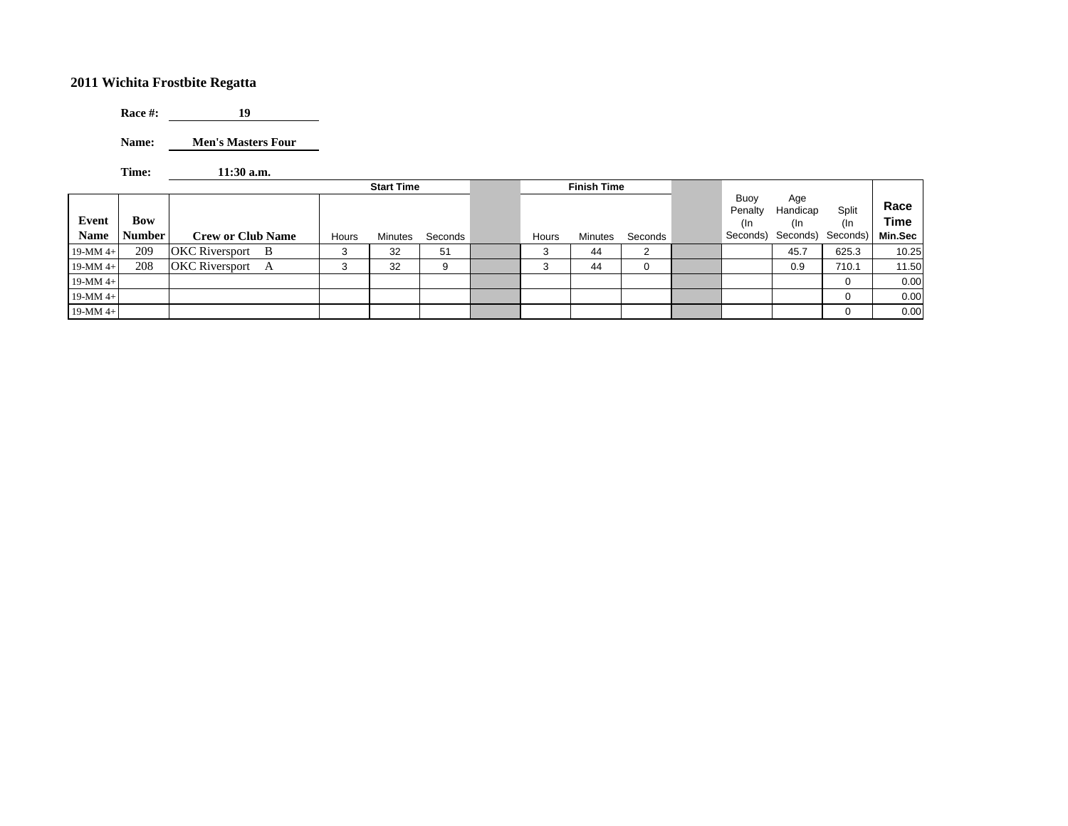## 2011 Wichita Frostbite Regatta

**Race #:** 19

**Name:** Men's Masters Four

**Time:** 11:30 a.m.

| Event Name | Bow Number | Crew or Club Name | Start Time Hours | Start Time Minutes | Start Time Seconds | | Finish Time Hours | Finish Time Minutes | Finish Time Seconds | | Buoy Penalty (In Seconds) | Age Handicap (In Seconds) | Split (In Seconds) | Race Time Min.Sec |
|---|---|---|---|---|---|---|---|---|---|---|---|---|---|---|
| 19-MM 4+ | 209 | OKC Riversport B | 3 | 32 | 51 | | 3 | 44 | 2 | | | 45.7 | 625.3 | 10.25 |
| 19-MM 4+ | 208 | OKC Riversport A | 3 | 32 | 9 | | 3 | 44 | 0 | | | 0.9 | 710.1 | 11.50 |
| 19-MM 4+ | | | | | | | | | | | | | 0 | 0.00 |
| 19-MM 4+ | | | | | | | | | | | | | 0 | 0.00 |
| 19-MM 4+ | | | | | | | | | | | | | 0 | 0.00 |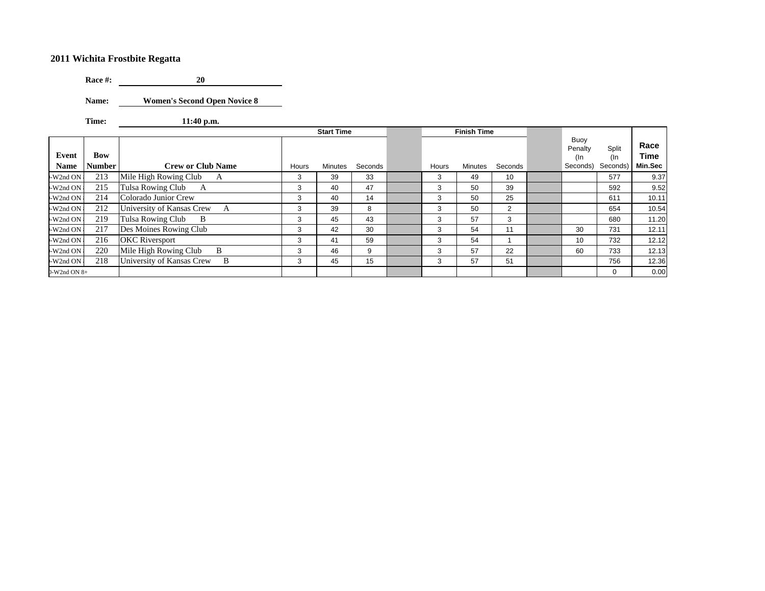## 2011 Wichita Frostbite Regatta

**Race #:** 20

**Name:** Women's Second Open Novice 8

**Time:** 11:40 p.m.

| Event Name | Bow Number | Crew or Club Name | Start Time Hours | Start Time Minutes | Start Time Seconds | | Finish Time Hours | Finish Time Minutes | Finish Time Seconds | | Buoy Penalty (In Seconds) | Split (In Seconds) | Race Time Min.Sec |
|---|---|---|---|---|---|---|---|---|---|---|---|---|---|
| -W2nd ON | 213 | Mile High Rowing Club A | 3 | 39 | 33 | | 3 | 49 | 10 | | | 577 | 9.37 |
| -W2nd ON | 215 | Tulsa Rowing Club A | 3 | 40 | 47 | | 3 | 50 | 39 | | | 592 | 9.52 |
| -W2nd ON | 214 | Colorado Junior Crew | 3 | 40 | 14 | | 3 | 50 | 25 | | | 611 | 10.11 |
| -W2nd ON | 212 | University of Kansas Crew A | 3 | 39 | 8 | | 3 | 50 | 2 | | | 654 | 10.54 |
| -W2nd ON | 219 | Tulsa Rowing Club B | 3 | 45 | 43 | | 3 | 57 | 3 | | | 680 | 11.20 |
| -W2nd ON | 217 | Des Moines Rowing Club | 3 | 42 | 30 | | 3 | 54 | 11 | | 30 | 731 | 12.11 |
| -W2nd ON | 216 | OKC Riversport | 3 | 41 | 59 | | 3 | 54 | 1 | | 10 | 732 | 12.12 |
| -W2nd ON | 220 | Mile High Rowing Club B | 3 | 46 | 9 | | 3 | 57 | 22 | | 60 | 733 | 12.13 |
| -W2nd ON | 218 | University of Kansas Crew B | 3 | 45 | 15 | | 3 | 57 | 51 | | | 756 | 12.36 |
| )-W2nd ON 8+ | | | | | | | | | | | | 0 | 0.00 |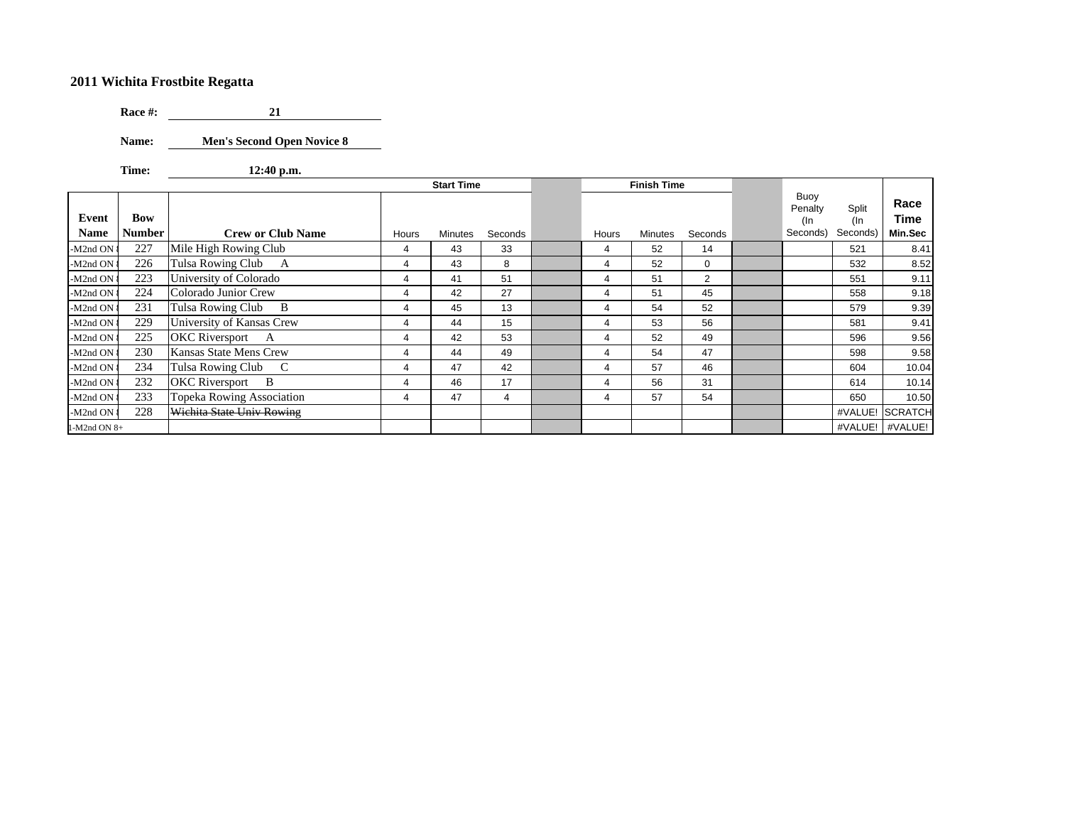## 2011 Wichita Frostbite Regatta

**Race #:** 21

**Name:** Men's Second Open Novice 8

**Time:** 12:40 p.m.

| Event Name | Bow Number | Crew or Club Name | Start Time Hours | Start Time Minutes | Start Time Seconds | | Finish Time Hours | Finish Time Minutes | Finish Time Seconds | | Buoy Penalty (In Seconds) | Split (In Seconds) | Race Time Min.Sec |
|---|---|---|---|---|---|---|---|---|---|---|---|---|---|
| -M2nd ON | 227 | Mile High Rowing Club | 4 | 43 | 33 | | 4 | 52 | 14 | | | 521 | 8.41 |
| -M2nd ON | 226 | Tulsa Rowing Club A | 4 | 43 | 8 | | 4 | 52 | 0 | | | 532 | 8.52 |
| -M2nd ON | 223 | University of Colorado | 4 | 41 | 51 | | 4 | 51 | 2 | | | 551 | 9.11 |
| -M2nd ON | 224 | Colorado Junior Crew | 4 | 42 | 27 | | 4 | 51 | 45 | | | 558 | 9.18 |
| -M2nd ON | 231 | Tulsa Rowing Club B | 4 | 45 | 13 | | 4 | 54 | 52 | | | 579 | 9.39 |
| -M2nd ON | 229 | University of Kansas Crew | 4 | 44 | 15 | | 4 | 53 | 56 | | | 581 | 9.41 |
| -M2nd ON | 225 | OKC Riversport A | 4 | 42 | 53 | | 4 | 52 | 49 | | | 596 | 9.56 |
| -M2nd ON | 230 | Kansas State Mens Crew | 4 | 44 | 49 | | 4 | 54 | 47 | | | 598 | 9.58 |
| -M2nd ON | 234 | Tulsa Rowing Club C | 4 | 47 | 42 | | 4 | 57 | 46 | | | 604 | 10.04 |
| -M2nd ON | 232 | OKC Riversport B | 4 | 46 | 17 | | 4 | 56 | 31 | | | 614 | 10.14 |
| -M2nd ON | 233 | Topeka Rowing Association | 4 | 47 | 4 | | 4 | 57 | 54 | | | 650 | 10.50 |
| -M2nd ON | 228 | ~~Wichita State Univ Rowing~~ | | | | | | | | | | #VALUE! | SCRATCH |
| 1-M2nd ON 8+ | | | | | | | | | | | | #VALUE! | #VALUE! |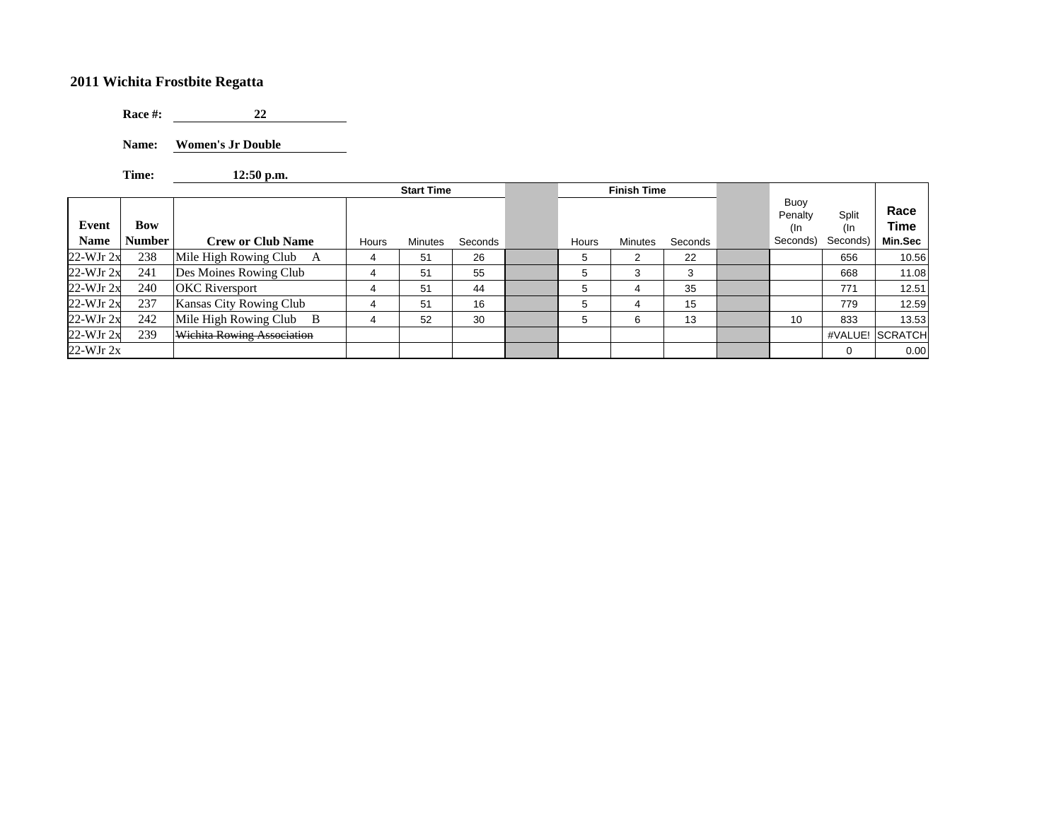## 2011 Wichita Frostbite Regatta

**Race #:** 22

**Name:** Women's Jr Double

**Time:** 12:50 p.m.

| Event Name | Bow Number | Crew or Club Name | Start Time Hours | Start Time Minutes | Start Time Seconds | | Finish Time Hours | Finish Time Minutes | Finish Time Seconds | | Buoy Penalty (In Seconds) | Split (In Seconds) | Race Time Min.Sec |
|---|---|---|---|---|---|---|---|---|---|---|---|---|---|
| 22-WJr 2x | 238 | Mile High Rowing Club A | 4 | 51 | 26 | | 5 | 2 | 22 | | | 656 | 10.56 |
| 22-WJr 2x | 241 | Des Moines Rowing Club | 4 | 51 | 55 | | 5 | 3 | 3 | | | 668 | 11.08 |
| 22-WJr 2x | 240 | OKC Riversport | 4 | 51 | 44 | | 5 | 4 | 35 | | | 771 | 12.51 |
| 22-WJr 2x | 237 | Kansas City Rowing Club | 4 | 51 | 16 | | 5 | 4 | 15 | | | 779 | 12.59 |
| 22-WJr 2x | 242 | Mile High Rowing Club B | 4 | 52 | 30 | | 5 | 6 | 13 | | 10 | 833 | 13.53 |
| 22-WJr 2x | 239 | ~~Wichita Rowing Association~~ | | | | | | | | | | #VALUE! | SCRATCH |
| 22-WJr 2x | | | | | | | | | | | | 0 | 0.00 |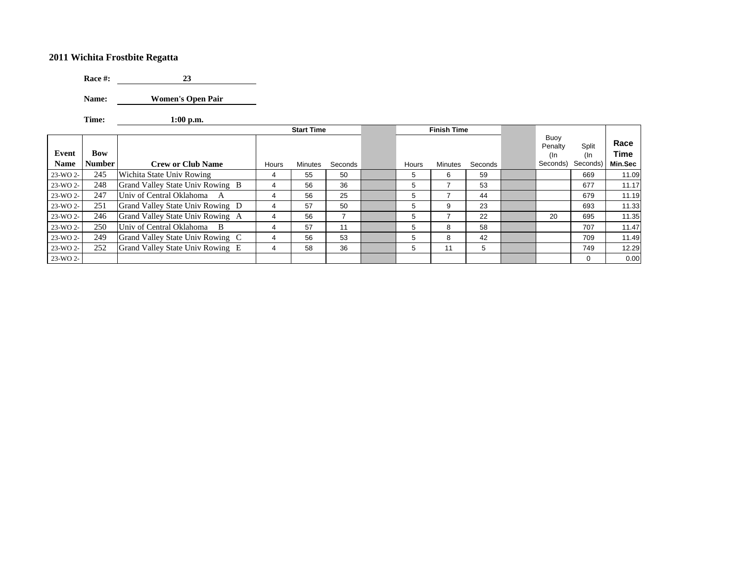## 2011 Wichita Frostbite Regatta

**Race #:** 23

**Name:** Women's Open Pair

**Time:** 1:00 p.m.

| | | | Start Time | | | | Finish Time | | | | | | |
|---|---|---|---|---|---|---|---|---|---|---|---|---|---|
| **Event Name** | **Bow Number** | **Crew or Club Name** | Hours | Minutes | Seconds | | Hours | Minutes | Seconds | | Buoy Penalty (In Seconds) | Split (In Seconds) | **Race Time Min.Sec** |
| 23-WO 2- | 245 | Wichita State Univ Rowing | 4 | 55 | 50 | | 5 | 6 | 59 | | | 669 | 11.09 |
| 23-WO 2- | 248 | Grand Valley State Univ Rowing B | 4 | 56 | 36 | | 5 | 7 | 53 | | | 677 | 11.17 |
| 23-WO 2- | 247 | Univ of Central Oklahoma A | 4 | 56 | 25 | | 5 | 7 | 44 | | | 679 | 11.19 |
| 23-WO 2- | 251 | Grand Valley State Univ Rowing D | 4 | 57 | 50 | | 5 | 9 | 23 | | | 693 | 11.33 |
| 23-WO 2- | 246 | Grand Valley State Univ Rowing A | 4 | 56 | 7 | | 5 | 7 | 22 | | 20 | 695 | 11.35 |
| 23-WO 2- | 250 | Univ of Central Oklahoma B | 4 | 57 | 11 | | 5 | 8 | 58 | | | 707 | 11.47 |
| 23-WO 2- | 249 | Grand Valley State Univ Rowing C | 4 | 56 | 53 | | 5 | 8 | 42 | | | 709 | 11.49 |
| 23-WO 2- | 252 | Grand Valley State Univ Rowing E | 4 | 58 | 36 | | 5 | 11 | 5 | | | 749 | 12.29 |
| 23-WO 2- | | | | | | | | | | | | 0 | 0.00 |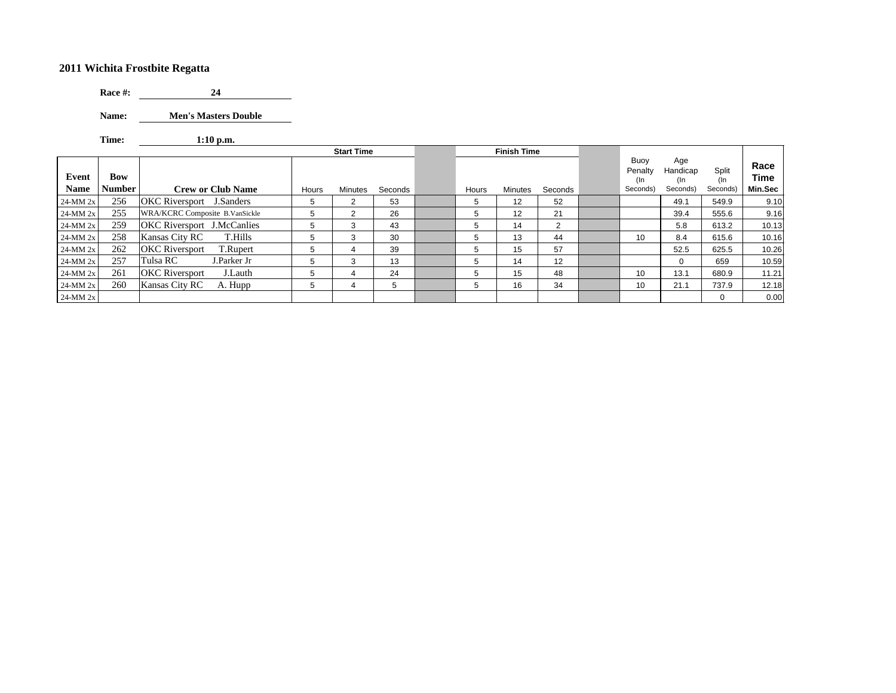## 2011 Wichita Frostbite Regatta

**Race #:** 24

**Name:** Men's Masters Double

**Time:** 1:10 p.m.

| Event Name | Bow Number | Crew or Club Name | Start Time Hours | Start Time Minutes | Start Time Seconds | | Finish Time Hours | Finish Time Minutes | Finish Time Seconds | | Buoy Penalty (In Seconds) | Age Handicap (In Seconds) | Split (In Seconds) | Race Time Min.Sec |
|---|---|---|---|---|---|---|---|---|---|---|---|---|---|---|
| 24-MM 2x | 256 | OKC Riversport J.Sanders | 5 | 2 | 53 | | 5 | 12 | 52 | | | 49.1 | 549.9 | 9.10 |
| 24-MM 2x | 255 | WRA/KCRC Composite B.VanSickle | 5 | 2 | 26 | | 5 | 12 | 21 | | | 39.4 | 555.6 | 9.16 |
| 24-MM 2x | 259 | OKC Riversport J.McCanlies | 5 | 3 | 43 | | 5 | 14 | 2 | | | 5.8 | 613.2 | 10.13 |
| 24-MM 2x | 258 | Kansas City RC T.Hills | 5 | 3 | 30 | | 5 | 13 | 44 | | 10 | 8.4 | 615.6 | 10.16 |
| 24-MM 2x | 262 | OKC Riversport T.Rupert | 5 | 4 | 39 | | 5 | 15 | 57 | | | 52.5 | 625.5 | 10.26 |
| 24-MM 2x | 257 | Tulsa RC J.Parker Jr | 5 | 3 | 13 | | 5 | 14 | 12 | | | 0 | 659 | 10.59 |
| 24-MM 2x | 261 | OKC Riversport J.Lauth | 5 | 4 | 24 | | 5 | 15 | 48 | | 10 | 13.1 | 680.9 | 11.21 |
| 24-MM 2x | 260 | Kansas City RC A. Hupp | 5 | 4 | 5 | | 5 | 16 | 34 | | 10 | 21.1 | 737.9 | 12.18 |
| 24-MM 2x | | | | | | | | | | | | | 0 | 0.00 |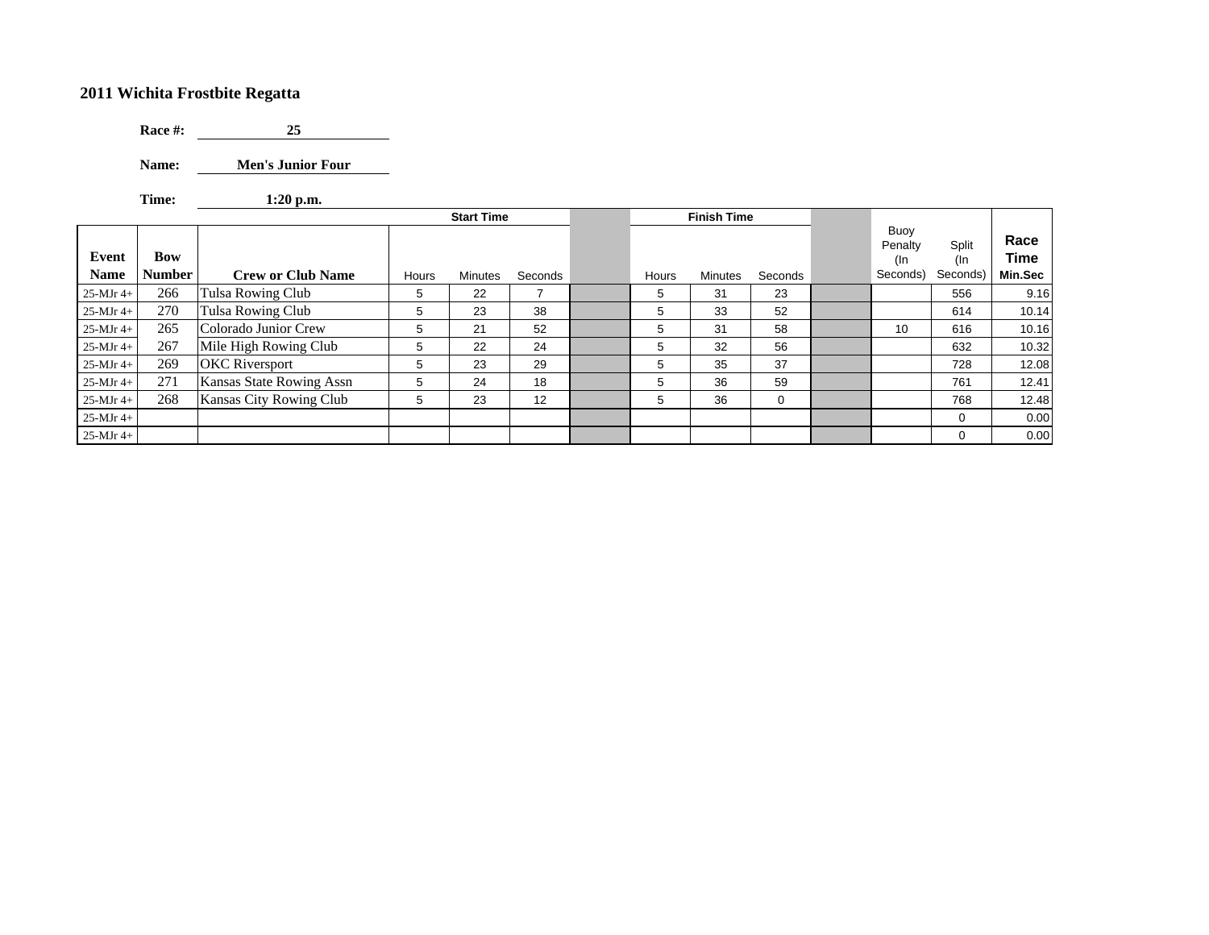**2011 Wichita Frostbite Regatta**

**Race #:** **25**

**Name:** **Men's Junior Four**

**Time:** **1:20 p.m.**

| | | | Start Time | | | | Finish Time | | | | | | |
|---|---|---|---|---|---|---|---|---|---|---|---|---|---|
| Event Name | Bow Number | Crew or Club Name | Hours | Minutes | Seconds | | Hours | Minutes | Seconds | | Buoy Penalty (In Seconds) | Split (In Seconds) | Race Time Min.Sec |
| 25-MJr 4+ | 266 | Tulsa Rowing Club | 5 | 22 | 7 | | 5 | 31 | 23 | | | 556 | 9.16 |
| 25-MJr 4+ | 270 | Tulsa Rowing Club | 5 | 23 | 38 | | 5 | 33 | 52 | | | 614 | 10.14 |
| 25-MJr 4+ | 265 | Colorado Junior Crew | 5 | 21 | 52 | | 5 | 31 | 58 | | 10 | 616 | 10.16 |
| 25-MJr 4+ | 267 | Mile High Rowing Club | 5 | 22 | 24 | | 5 | 32 | 56 | | | 632 | 10.32 |
| 25-MJr 4+ | 269 | OKC Riversport | 5 | 23 | 29 | | 5 | 35 | 37 | | | 728 | 12.08 |
| 25-MJr 4+ | 271 | Kansas State Rowing Assn | 5 | 24 | 18 | | 5 | 36 | 59 | | | 761 | 12.41 |
| 25-MJr 4+ | 268 | Kansas City Rowing Club | 5 | 23 | 12 | | 5 | 36 | 0 | | | 768 | 12.48 |
| 25-MJr 4+ | | | | | | | | | | | | 0 | 0.00 |
| 25-MJr 4+ | | | | | | | | | | | | 0 | 0.00 |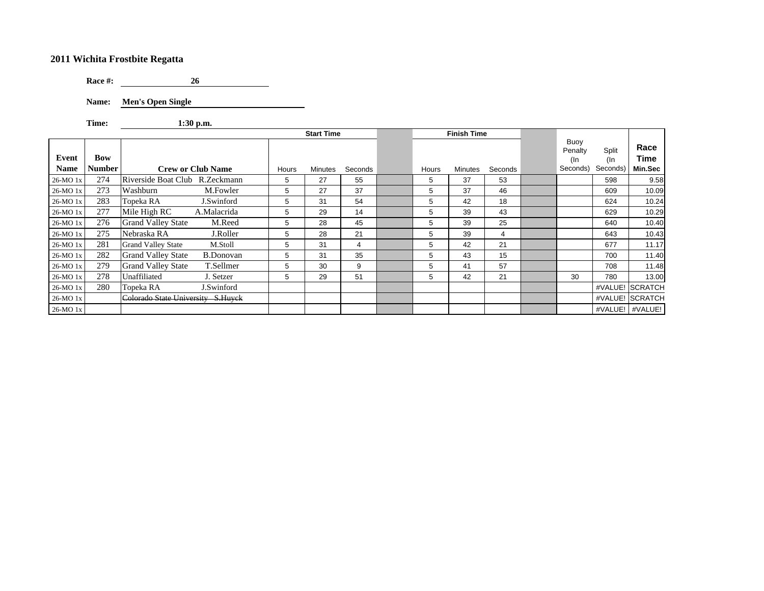## 2011 Wichita Frostbite Regatta

**Race #:** 26

**Name:** Men's Open Single

**Time:** 1:30 p.m.

| Event Name | Bow Number | Crew or Club Name | Start Time Hours | Start Time Minutes | Start Time Seconds | | Finish Time Hours | Finish Time Minutes | Finish Time Seconds | | Buoy Penalty (In Seconds) | Split (In Seconds) | Race Time Min.Sec |
|---|---|---|---|---|---|---|---|---|---|---|---|---|---|
| 26-MO 1x | 274 | Riverside Boat Club R.Zeckmann | 5 | 27 | 55 | | 5 | 37 | 53 | | | 598 | 9.58 |
| 26-MO 1x | 273 | Washburn M.Fowler | 5 | 27 | 37 | | 5 | 37 | 46 | | | 609 | 10.09 |
| 26-MO 1x | 283 | Topeka RA J.Swinford | 5 | 31 | 54 | | 5 | 42 | 18 | | | 624 | 10.24 |
| 26-MO 1x | 277 | Mile High RC A.Malacrida | 5 | 29 | 14 | | 5 | 39 | 43 | | | 629 | 10.29 |
| 26-MO 1x | 276 | Grand Valley State M.Reed | 5 | 28 | 45 | | 5 | 39 | 25 | | | 640 | 10.40 |
| 26-MO 1x | 275 | Nebraska RA J.Roller | 5 | 28 | 21 | | 5 | 39 | 4 | | | 643 | 10.43 |
| 26-MO 1x | 281 | Grand Valley State M.Stoll | 5 | 31 | 4 | | 5 | 42 | 21 | | | 677 | 11.17 |
| 26-MO 1x | 282 | Grand Valley State B.Donovan | 5 | 31 | 35 | | 5 | 43 | 15 | | | 700 | 11.40 |
| 26-MO 1x | 279 | Grand Valley State T.Sellmer | 5 | 30 | 9 | | 5 | 41 | 57 | | | 708 | 11.48 |
| 26-MO 1x | 278 | Unaffiliated J. Setzer | 5 | 29 | 51 | | 5 | 42 | 21 | | 30 | 780 | 13.00 |
| 26-MO 1x | 280 | Topeka RA J.Swinford | | | | | | | | | | #VALUE! | SCRATCH |
| 26-MO 1x | | ~~Colorado State University S.Huyck~~ | | | | | | | | | | #VALUE! | SCRATCH |
| 26-MO 1x | | | | | | | | | | | | #VALUE! | #VALUE! |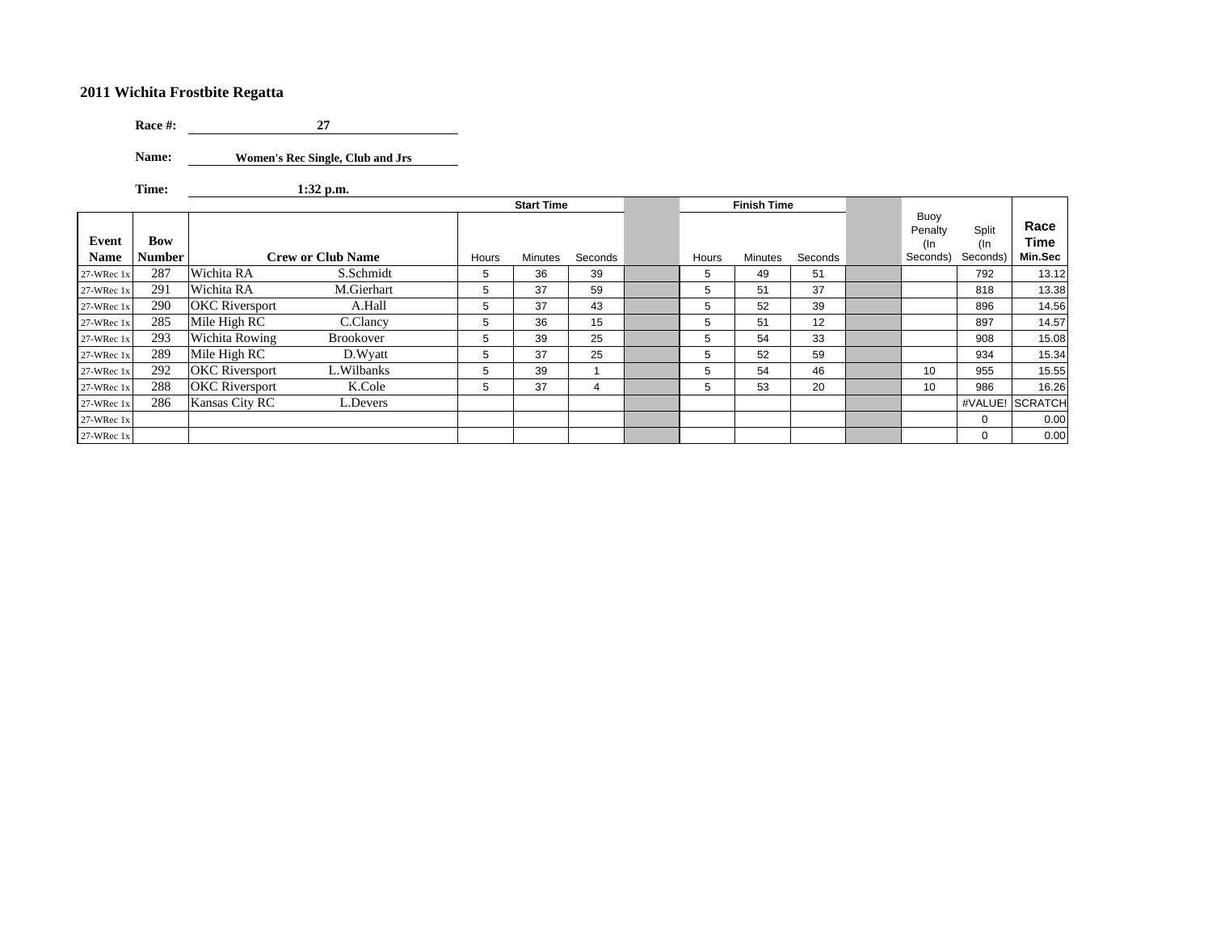**2011 Wichita Frostbite Regatta**

**Race #:** 27

**Name:** Women's Rec Single, Club and Jrs

**Time:** 1:32 p.m.

| Event Name | Bow Number | Crew or Club Name | | Start Time Hours | Start Time Minutes | Start Time Seconds | | Finish Time Hours | Finish Time Minutes | Finish Time Seconds | | Buoy Penalty (In Seconds) | Split (In Seconds) | Race Time Min.Sec |
|---|---|---|---|---|---|---|---|---|---|---|---|---|---|---|
| 27-WRec 1x | 287 | Wichita RA | S.Schmidt | 5 | 36 | 39 | | 5 | 49 | 51 | | | 792 | 13.12 |
| 27-WRec 1x | 291 | Wichita RA | M.Gierhart | 5 | 37 | 59 | | 5 | 51 | 37 | | | 818 | 13.38 |
| 27-WRec 1x | 290 | OKC Riversport | A.Hall | 5 | 37 | 43 | | 5 | 52 | 39 | | | 896 | 14.56 |
| 27-WRec 1x | 285 | Mile High RC | C.Clancy | 5 | 36 | 15 | | 5 | 51 | 12 | | | 897 | 14.57 |
| 27-WRec 1x | 293 | Wichita Rowing | Brookover | 5 | 39 | 25 | | 5 | 54 | 33 | | | 908 | 15.08 |
| 27-WRec 1x | 289 | Mile High RC | D.Wyatt | 5 | 37 | 25 | | 5 | 52 | 59 | | | 934 | 15.34 |
| 27-WRec 1x | 292 | OKC Riversport | L.Wilbanks | 5 | 39 | 1 | | 5 | 54 | 46 | | 10 | 955 | 15.55 |
| 27-WRec 1x | 288 | OKC Riversport | K.Cole | 5 | 37 | 4 | | 5 | 53 | 20 | | 10 | 986 | 16.26 |
| 27-WRec 1x | 286 | Kansas City RC | L.Devers | | | | | | | | | | #VALUE! | SCRATCH |
| 27-WRec 1x | | | | | | | | | | | | | 0 | 0.00 |
| 27-WRec 1x | | | | | | | | | | | | | 0 | 0.00 |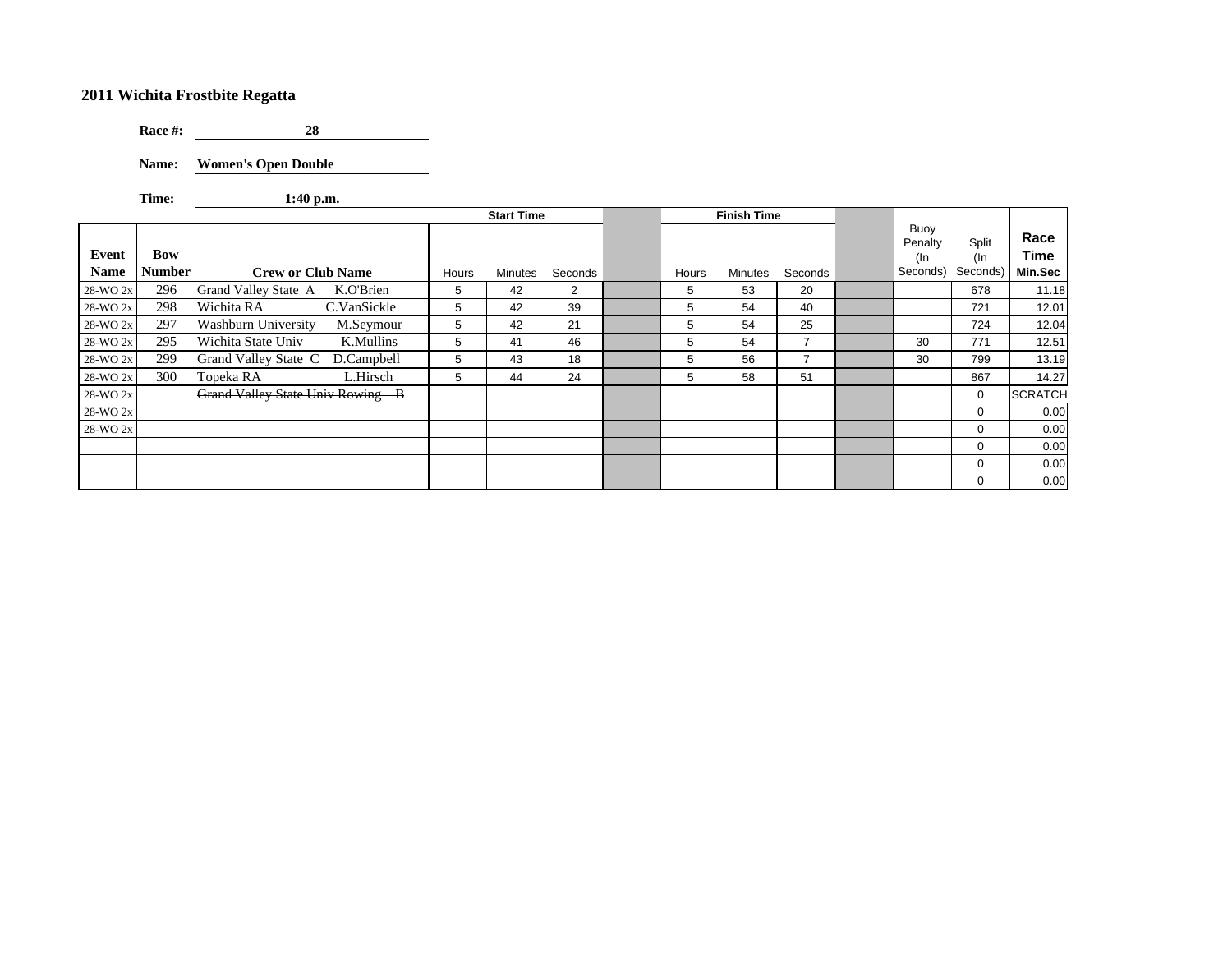## 2011 Wichita Frostbite Regatta

**Race #:** 28

**Name:** Women's Open Double

**Time:** 1:40 p.m.

| Event Name | Bow Number | Crew or Club Name | Start Time Hours | Start Time Minutes | Start Time Seconds | | Finish Time Hours | Finish Time Minutes | Finish Time Seconds | | Buoy Penalty (In Seconds) | Split (In Seconds) | Race Time Min.Sec |
|---|---|---|---|---|---|---|---|---|---|---|---|---|---|
| 28-WO 2x | 296 | Grand Valley State A K.O'Brien | 5 | 42 | 2 | | 5 | 53 | 20 | | | 678 | 11.18 |
| 28-WO 2x | 298 | Wichita RA C.VanSickle | 5 | 42 | 39 | | 5 | 54 | 40 | | | 721 | 12.01 |
| 28-WO 2x | 297 | Washburn University M.Seymour | 5 | 42 | 21 | | 5 | 54 | 25 | | | 724 | 12.04 |
| 28-WO 2x | 295 | Wichita State Univ K.Mullins | 5 | 41 | 46 | | 5 | 54 | 7 | | 30 | 771 | 12.51 |
| 28-WO 2x | 299 | Grand Valley State C D.Campbell | 5 | 43 | 18 | | 5 | 56 | 7 | | 30 | 799 | 13.19 |
| 28-WO 2x | 300 | Topeka RA L.Hirsch | 5 | 44 | 24 | | 5 | 58 | 51 | | | 867 | 14.27 |
| 28-WO 2x | | ~~Grand Valley State Univ Rowing - B~~ | | | | | | | | | | 0 | SCRATCH |
| 28-WO 2x | | | | | | | | | | | | 0 | 0.00 |
| 28-WO 2x | | | | | | | | | | | | 0 | 0.00 |
| | | | | | | | | | | | | 0 | 0.00 |
| | | | | | | | | | | | | 0 | 0.00 |
| | | | | | | | | | | | | 0 | 0.00 |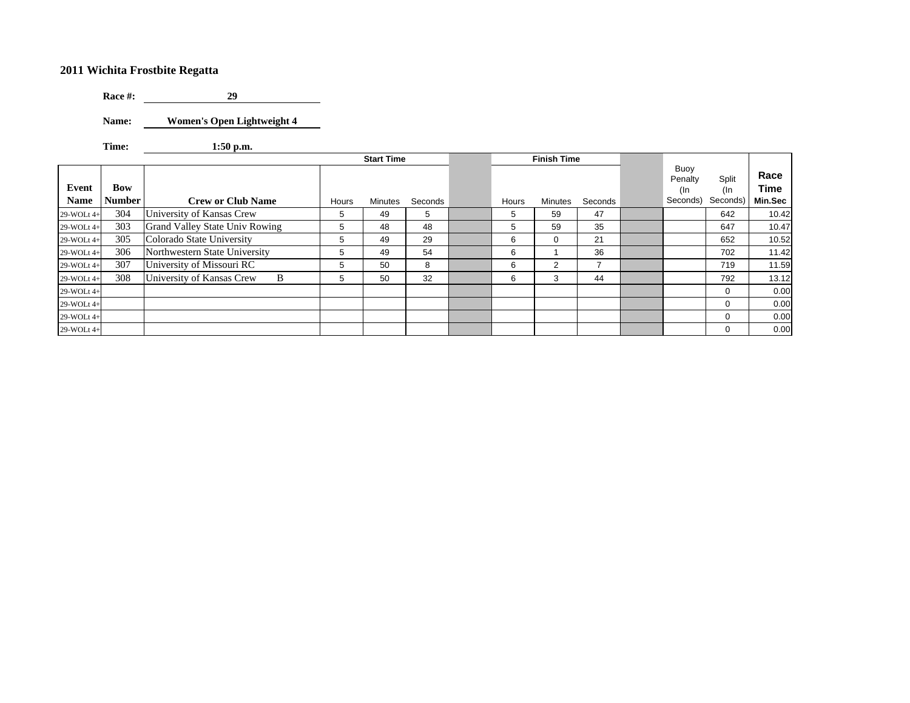## 2011 Wichita Frostbite Regatta

**Race #:** 29

**Name:** Women's Open Lightweight 4

**Time:** 1:50 p.m.

| Event Name | Bow Number | Crew or Club Name | Start Time Hours | Start Time Minutes | Start Time Seconds | | Finish Time Hours | Finish Time Minutes | Finish Time Seconds | | Buoy Penalty (In Seconds) | Split (In Seconds) | Race Time Min.Sec |
|---|---|---|---|---|---|---|---|---|---|---|---|---|---|
| 29-WOLt 4+ | 304 | University of Kansas Crew | 5 | 49 | 5 | | 5 | 59 | 47 | | | 642 | 10.42 |
| 29-WOLt 4+ | 303 | Grand Valley State Univ Rowing | 5 | 48 | 48 | | 5 | 59 | 35 | | | 647 | 10.47 |
| 29-WOLt 4+ | 305 | Colorado State University | 5 | 49 | 29 | | 6 | 0 | 21 | | | 652 | 10.52 |
| 29-WOLt 4+ | 306 | Northwestern State University | 5 | 49 | 54 | | 6 | 1 | 36 | | | 702 | 11.42 |
| 29-WOLt 4+ | 307 | University of Missouri RC | 5 | 50 | 8 | | 6 | 2 | 7 | | | 719 | 11.59 |
| 29-WOLt 4+ | 308 | University of Kansas Crew B | 5 | 50 | 32 | | 6 | 3 | 44 | | | 792 | 13.12 |
| 29-WOLt 4+ | | | | | | | | | | | | 0 | 0.00 |
| 29-WOLt 4+ | | | | | | | | | | | | 0 | 0.00 |
| 29-WOLt 4+ | | | | | | | | | | | | 0 | 0.00 |
| 29-WOLt 4+ | | | | | | | | | | | | 0 | 0.00 |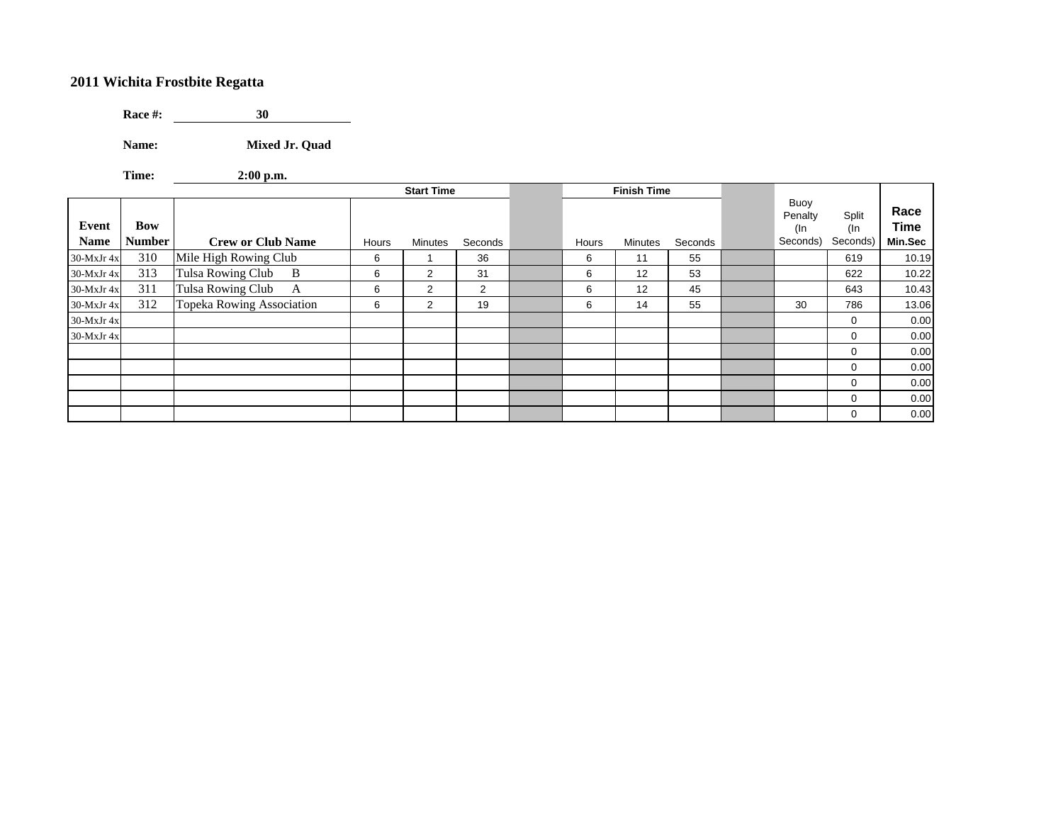## 2011 Wichita Frostbite Regatta

**Race #:** 30

**Name:** Mixed Jr. Quad

**Time:** 2:00 p.m.

| Event Name | Bow Number | Crew or Club Name | Start Time Hours | Start Time Minutes | Start Time Seconds | | Finish Time Hours | Finish Time Minutes | Finish Time Seconds | | Buoy Penalty (In Seconds) | Split (In Seconds) | Race Time Min.Sec |
|---|---|---|---|---|---|---|---|---|---|---|---|---|---|
| 30-MxJr 4x | 310 | Mile High Rowing Club | 6 | 1 | 36 | | 6 | 11 | 55 | | | 619 | 10.19 |
| 30-MxJr 4x | 313 | Tulsa Rowing Club B | 6 | 2 | 31 | | 6 | 12 | 53 | | | 622 | 10.22 |
| 30-MxJr 4x | 311 | Tulsa Rowing Club A | 6 | 2 | 2 | | 6 | 12 | 45 | | | 643 | 10.43 |
| 30-MxJr 4x | 312 | Topeka Rowing Association | 6 | 2 | 19 | | 6 | 14 | 55 | | 30 | 786 | 13.06 |
| 30-MxJr 4x | | | | | | | | | | | | 0 | 0.00 |
| 30-MxJr 4x | | | | | | | | | | | | 0 | 0.00 |
| | | | | | | | | | | | | 0 | 0.00 |
| | | | | | | | | | | | | 0 | 0.00 |
| | | | | | | | | | | | | 0 | 0.00 |
| | | | | | | | | | | | | 0 | 0.00 |
| | | | | | | | | | | | | 0 | 0.00 |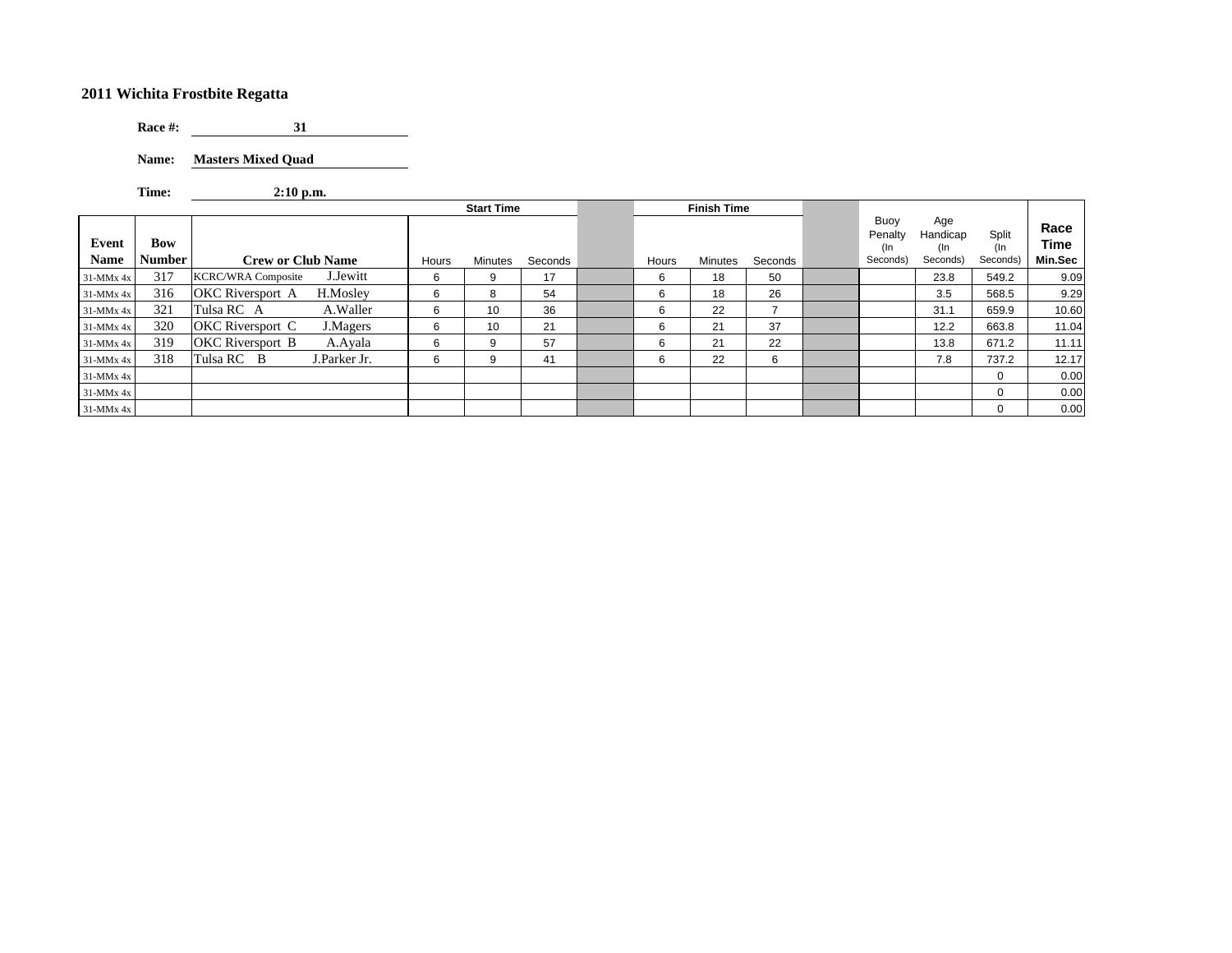## 2011 Wichita Frostbite Regatta

**Race #:** 31

**Name:** Masters Mixed Quad

**Time:** 2:10 p.m.

| | | | Start Time | | | | Finish Time | | | | | | | |
|---|---|---|---|---|---|---|---|---|---|---|---|---|---|---|
| Event Name | Bow Number | Crew or Club Name | Hours | Minutes | Seconds | | Hours | Minutes | Seconds | | Buoy Penalty (In Seconds) | Age Handicap (In Seconds) | Split (In Seconds) | Race Time Min.Sec |
| 31-MMx 4x | 317 | KCRC/WRA Composite J.Jewitt | 6 | 9 | 17 | | 6 | 18 | 50 | | | 23.8 | 549.2 | 9.09 |
| 31-MMx 4x | 316 | OKC Riversport A H.Mosley | 6 | 8 | 54 | | 6 | 18 | 26 | | | 3.5 | 568.5 | 9.29 |
| 31-MMx 4x | 321 | Tulsa RC A A.Waller | 6 | 10 | 36 | | 6 | 22 | 7 | | | 31.1 | 659.9 | 10.60 |
| 31-MMx 4x | 320 | OKC Riversport C J.Magers | 6 | 10 | 21 | | 6 | 21 | 37 | | | 12.2 | 663.8 | 11.04 |
| 31-MMx 4x | 319 | OKC Riversport B A.Ayala | 6 | 9 | 57 | | 6 | 21 | 22 | | | 13.8 | 671.2 | 11.11 |
| 31-MMx 4x | 318 | Tulsa RC B J.Parker Jr. | 6 | 9 | 41 | | 6 | 22 | 6 | | | 7.8 | 737.2 | 12.17 |
| 31-MMx 4x | | | | | | | | | | | | | 0 | 0.00 |
| 31-MMx 4x | | | | | | | | | | | | | 0 | 0.00 |
| 31-MMx 4x | | | | | | | | | | | | | 0 | 0.00 |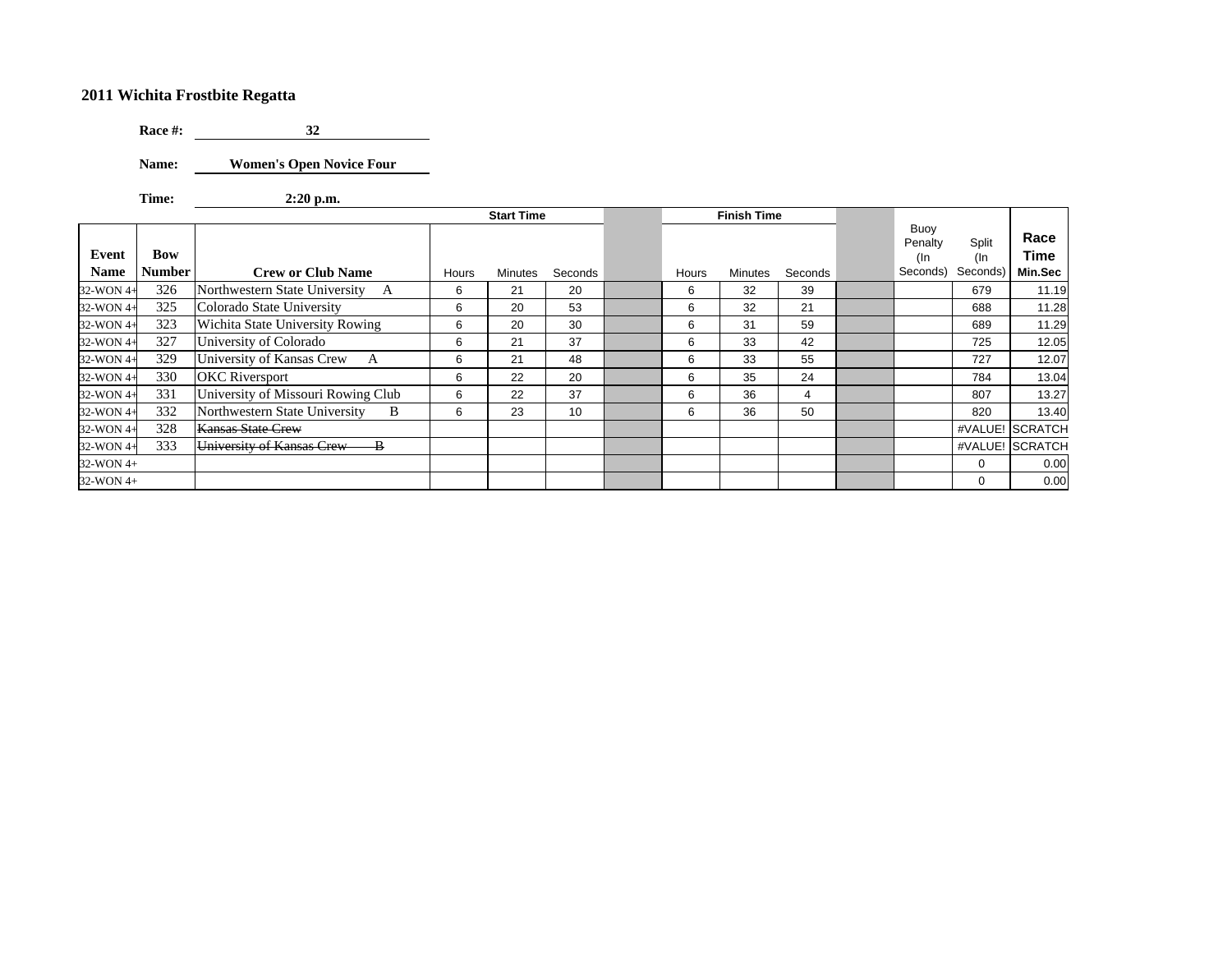## 2011 Wichita Frostbite Regatta

**Race #:** 32

**Name:** Women's Open Novice Four

**Time:** 2:20 p.m.

| Event Name | Bow Number | Crew or Club Name | Start Time Hours | Start Time Minutes | Start Time Seconds | | Finish Time Hours | Finish Time Minutes | Finish Time Seconds | | Buoy Penalty (In Seconds) | Split (In Seconds) | Race Time Min.Sec |
|---|---|---|---|---|---|---|---|---|---|---|---|---|---|
| 32-WON 4+ | 326 | Northwestern State University A | 6 | 21 | 20 | | 6 | 32 | 39 | | | 679 | 11.19 |
| 32-WON 4+ | 325 | Colorado State University | 6 | 20 | 53 | | 6 | 32 | 21 | | | 688 | 11.28 |
| 32-WON 4+ | 323 | Wichita State University Rowing | 6 | 20 | 30 | | 6 | 31 | 59 | | | 689 | 11.29 |
| 32-WON 4+ | 327 | University of Colorado | 6 | 21 | 37 | | 6 | 33 | 42 | | | 725 | 12.05 |
| 32-WON 4+ | 329 | University of Kansas Crew A | 6 | 21 | 48 | | 6 | 33 | 55 | | | 727 | 12.07 |
| 32-WON 4+ | 330 | OKC Riversport | 6 | 22 | 20 | | 6 | 35 | 24 | | | 784 | 13.04 |
| 32-WON 4+ | 331 | University of Missouri Rowing Club | 6 | 22 | 37 | | 6 | 36 | 4 | | | 807 | 13.27 |
| 32-WON 4+ | 332 | Northwestern State University B | 6 | 23 | 10 | | 6 | 36 | 50 | | | 820 | 13.40 |
| 32-WON 4+ | 328 | ~~Kansas State Crew~~ | | | | | | | | | | #VALUE! | SCRATCH |
| 32-WON 4+ | 333 | ~~University of Kansas Crew B~~ | | | | | | | | | | #VALUE! | SCRATCH |
| 32-WON 4+ | | | | | | | | | | | | 0 | 0.00 |
| 32-WON 4+ | | | | | | | | | | | | 0 | 0.00 |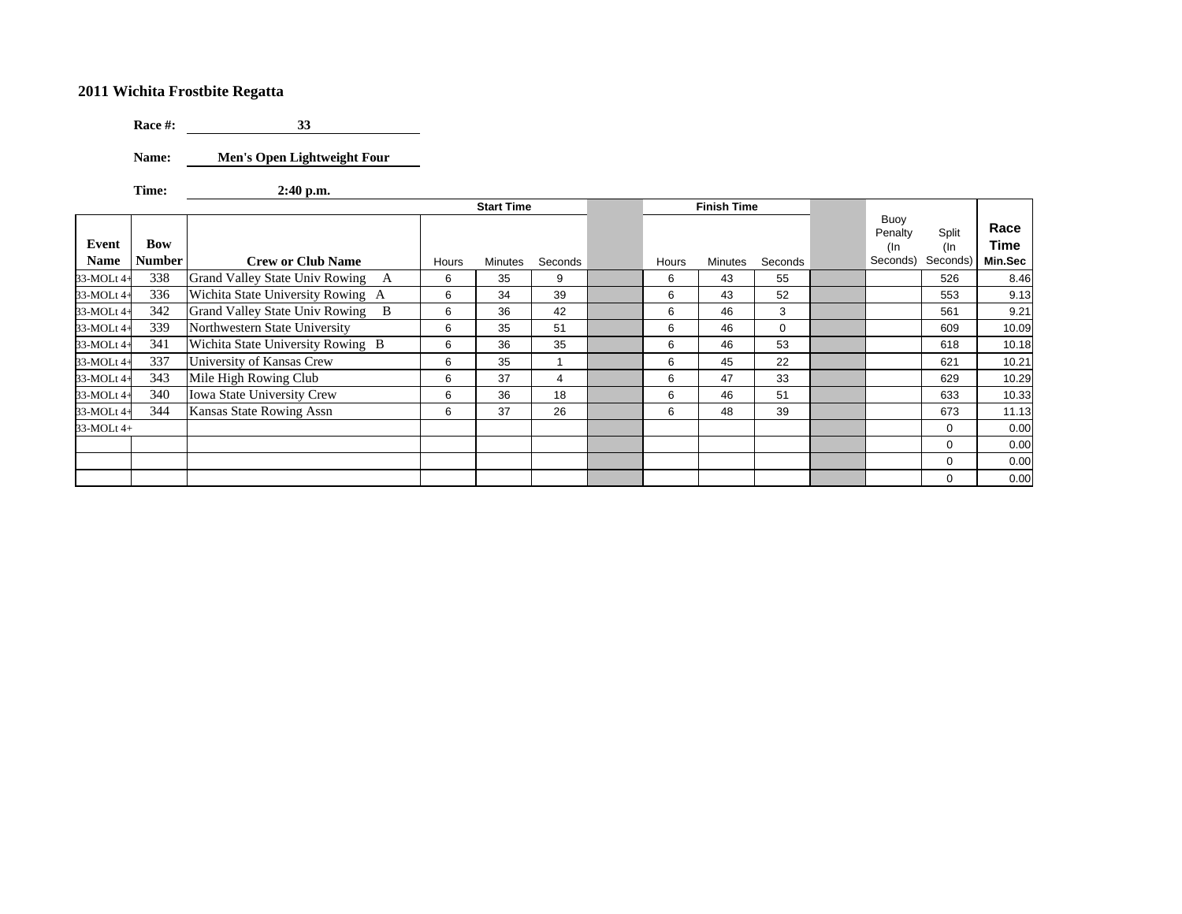## 2011 Wichita Frostbite Regatta

**Race #:** 33

**Name:** Men's Open Lightweight Four

**Time:** 2:40 p.m.

| Event Name | Bow Number | Crew or Club Name | Start Time Hours | Start Time Minutes | Start Time Seconds | | Finish Time Hours | Finish Time Minutes | Finish Time Seconds | | Buoy Penalty (In Seconds) | Split (In Seconds) | Race Time Min.Sec |
|---|---|---|---|---|---|---|---|---|---|---|---|---|---|
| 33-MOLt 4+ | 338 | Grand Valley State Univ Rowing A | 6 | 35 | 9 | | 6 | 43 | 55 | | | 526 | 8.46 |
| 33-MOLt 4+ | 336 | Wichita State University Rowing A | 6 | 34 | 39 | | 6 | 43 | 52 | | | 553 | 9.13 |
| 33-MOLt 4+ | 342 | Grand Valley State Univ Rowing B | 6 | 36 | 42 | | 6 | 46 | 3 | | | 561 | 9.21 |
| 33-MOLt 4+ | 339 | Northwestern State University | 6 | 35 | 51 | | 6 | 46 | 0 | | | 609 | 10.09 |
| 33-MOLt 4+ | 341 | Wichita State University Rowing B | 6 | 36 | 35 | | 6 | 46 | 53 | | | 618 | 10.18 |
| 33-MOLt 4+ | 337 | University of Kansas Crew | 6 | 35 | 1 | | 6 | 45 | 22 | | | 621 | 10.21 |
| 33-MOLt 4+ | 343 | Mile High Rowing Club | 6 | 37 | 4 | | 6 | 47 | 33 | | | 629 | 10.29 |
| 33-MOLt 4+ | 340 | Iowa State University Crew | 6 | 36 | 18 | | 6 | 46 | 51 | | | 633 | 10.33 |
| 33-MOLt 4+ | 344 | Kansas State Rowing Assn | 6 | 37 | 26 | | 6 | 48 | 39 | | | 673 | 11.13 |
| 33-MOLt 4+ | | | | | | | | | | | | 0 | 0.00 |
| | | | | | | | | | | | | 0 | 0.00 |
| | | | | | | | | | | | | 0 | 0.00 |
| | | | | | | | | | | | | 0 | 0.00 |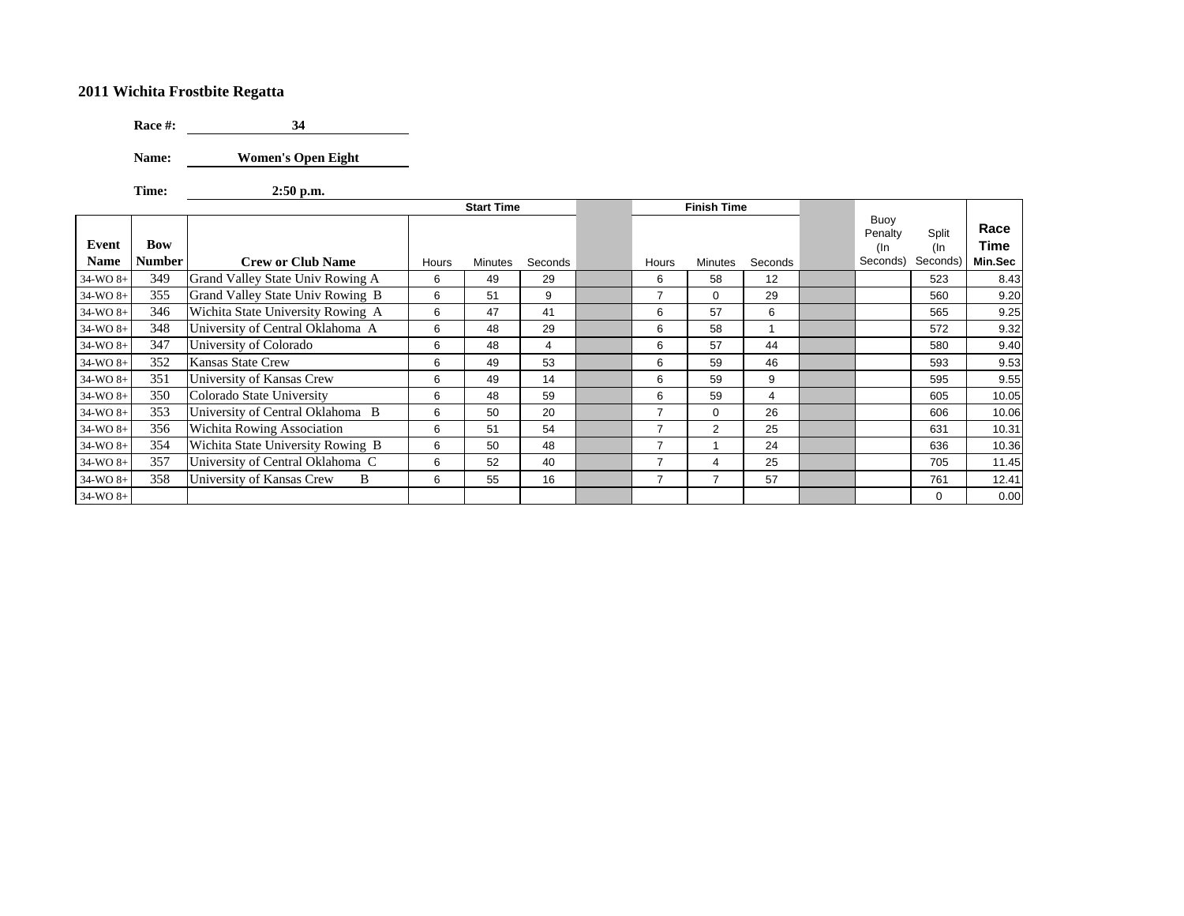**2011 Wichita Frostbite Regatta**

**Race #:** **34**

**Name:** **Women's Open Eight**

**Time:** **2:50 p.m.**

| Event Name | Bow Number | Crew or Club Name | Start Time Hours | Start Time Minutes | Start Time Seconds | | Finish Time Hours | Finish Time Minutes | Finish Time Seconds | | Buoy Penalty (In Seconds) | Split (In Seconds) | Race Time Min.Sec |
|---|---|---|---|---|---|---|---|---|---|---|---|---|---|
| 34-WO 8+ | 349 | Grand Valley State Univ Rowing A | 6 | 49 | 29 | | 6 | 58 | 12 | | | 523 | 8.43 |
| 34-WO 8+ | 355 | Grand Valley State Univ Rowing B | 6 | 51 | 9 | | 7 | 0 | 29 | | | 560 | 9.20 |
| 34-WO 8+ | 346 | Wichita State University Rowing A | 6 | 47 | 41 | | 6 | 57 | 6 | | | 565 | 9.25 |
| 34-WO 8+ | 348 | University of Central Oklahoma A | 6 | 48 | 29 | | 6 | 58 | 1 | | | 572 | 9.32 |
| 34-WO 8+ | 347 | University of Colorado | 6 | 48 | 4 | | 6 | 57 | 44 | | | 580 | 9.40 |
| 34-WO 8+ | 352 | Kansas State Crew | 6 | 49 | 53 | | 6 | 59 | 46 | | | 593 | 9.53 |
| 34-WO 8+ | 351 | University of Kansas Crew | 6 | 49 | 14 | | 6 | 59 | 9 | | | 595 | 9.55 |
| 34-WO 8+ | 350 | Colorado State University | 6 | 48 | 59 | | 6 | 59 | 4 | | | 605 | 10.05 |
| 34-WO 8+ | 353 | University of Central Oklahoma B | 6 | 50 | 20 | | 7 | 0 | 26 | | | 606 | 10.06 |
| 34-WO 8+ | 356 | Wichita Rowing Association | 6 | 51 | 54 | | 7 | 2 | 25 | | | 631 | 10.31 |
| 34-WO 8+ | 354 | Wichita State University Rowing B | 6 | 50 | 48 | | 7 | 1 | 24 | | | 636 | 10.36 |
| 34-WO 8+ | 357 | University of Central Oklahoma C | 6 | 52 | 40 | | 7 | 4 | 25 | | | 705 | 11.45 |
| 34-WO 8+ | 358 | University of Kansas Crew B | 6 | 55 | 16 | | 7 | 7 | 57 | | | 761 | 12.41 |
| 34-WO 8+ | | | | | | | | | | | | 0 | 0.00 |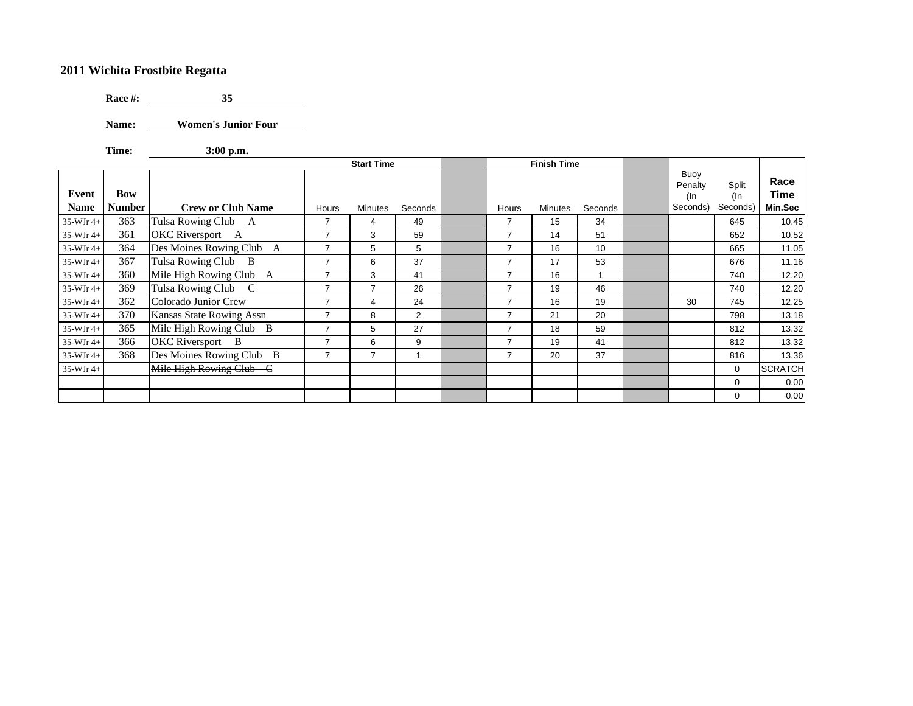## 2011 Wichita Frostbite Regatta

**Race #:** 35

**Name:** Women's Junior Four

**Time:** 3:00 p.m.

| | | | Start Time | | | | Finish Time | | | | | | |
|---|---|---|---|---|---|---|---|---|---|---|---|---|---|
| **Event Name** | **Bow Number** | **Crew or Club Name** | Hours | Minutes | Seconds | | Hours | Minutes | Seconds | | Buoy Penalty (In Seconds) | Split (In Seconds) | **Race Time Min.Sec** |
| 35-WJr 4+ | 363 | Tulsa Rowing Club A | 7 | 4 | 49 | | 7 | 15 | 34 | | | 645 | 10.45 |
| 35-WJr 4+ | 361 | OKC Riversport A | 7 | 3 | 59 | | 7 | 14 | 51 | | | 652 | 10.52 |
| 35-WJr 4+ | 364 | Des Moines Rowing Club A | 7 | 5 | 5 | | 7 | 16 | 10 | | | 665 | 11.05 |
| 35-WJr 4+ | 367 | Tulsa Rowing Club B | 7 | 6 | 37 | | 7 | 17 | 53 | | | 676 | 11.16 |
| 35-WJr 4+ | 360 | Mile High Rowing Club A | 7 | 3 | 41 | | 7 | 16 | 1 | | | 740 | 12.20 |
| 35-WJr 4+ | 369 | Tulsa Rowing Club C | 7 | 7 | 26 | | 7 | 19 | 46 | | | 740 | 12.20 |
| 35-WJr 4+ | 362 | Colorado Junior Crew | 7 | 4 | 24 | | 7 | 16 | 19 | | 30 | 745 | 12.25 |
| 35-WJr 4+ | 370 | Kansas State Rowing Assn | 7 | 8 | 2 | | 7 | 21 | 20 | | | 798 | 13.18 |
| 35-WJr 4+ | 365 | Mile High Rowing Club B | 7 | 5 | 27 | | 7 | 18 | 59 | | | 812 | 13.32 |
| 35-WJr 4+ | 366 | OKC Riversport B | 7 | 6 | 9 | | 7 | 19 | 41 | | | 812 | 13.32 |
| 35-WJr 4+ | 368 | Des Moines Rowing Club B | 7 | 7 | 1 | | 7 | 20 | 37 | | | 816 | 13.36 |
| 35-WJr 4+ | | ~~Mile High Rowing Club C~~ | | | | | | | | | | 0 | SCRATCH |
| | | | | | | | | | | | | 0 | 0.00 |
| | | | | | | | | | | | | 0 | 0.00 |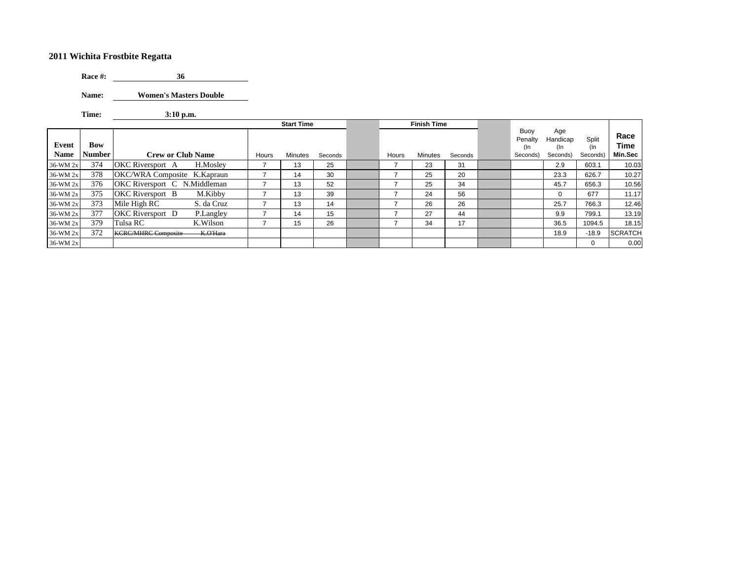**2011 Wichita Frostbite Regatta**

**Race #:** 36

**Name:** Women's Masters Double

**Time:** 3:10 p.m.

| Event Name | Bow Number | Crew or Club Name | Start Time Hours | Start Time Minutes | Start Time Seconds | | Finish Time Hours | Finish Time Minutes | Finish Time Seconds | | Buoy Penalty (In Seconds) | Age Handicap (In Seconds) | Split (In Seconds) | Race Time Min.Sec |
|---|---|---|---|---|---|---|---|---|---|---|---|---|---|---|
| 36-WM 2x | 374 | OKC Riversport A H.Mosley | 7 | 13 | 25 | | 7 | 23 | 31 | | | 2.9 | 603.1 | 10.03 |
| 36-WM 2x | 378 | OKC/WRA Composite K.Kapraun | 7 | 14 | 30 | | 7 | 25 | 20 | | | 23.3 | 626.7 | 10.27 |
| 36-WM 2x | 376 | OKC Riversport C N.Middleman | 7 | 13 | 52 | | 7 | 25 | 34 | | | 45.7 | 656.3 | 10.56 |
| 36-WM 2x | 375 | OKC Riversport B M.Kibby | 7 | 13 | 39 | | 7 | 24 | 56 | | | 0 | 677 | 11.17 |
| 36-WM 2x | 373 | Mile High RC S. da Cruz | 7 | 13 | 14 | | 7 | 26 | 26 | | | 25.7 | 766.3 | 12.46 |
| 36-WM 2x | 377 | OKC Riversport D P.Langley | 7 | 14 | 15 | | 7 | 27 | 44 | | | 9.9 | 799.1 | 13.19 |
| 36-WM 2x | 379 | Tulsa RC K.Wilson | 7 | 15 | 26 | | 7 | 34 | 17 | | | 36.5 | 1094.5 | 18.15 |
| 36-WM 2x | 372 | ~~KCRC/MHRC Composite K.O'Hara~~ | | | | | | | | | | 18.9 | -18.9 | SCRATCH |
| 36-WM 2x | | | | | | | | | | | | | 0 | 0.00 |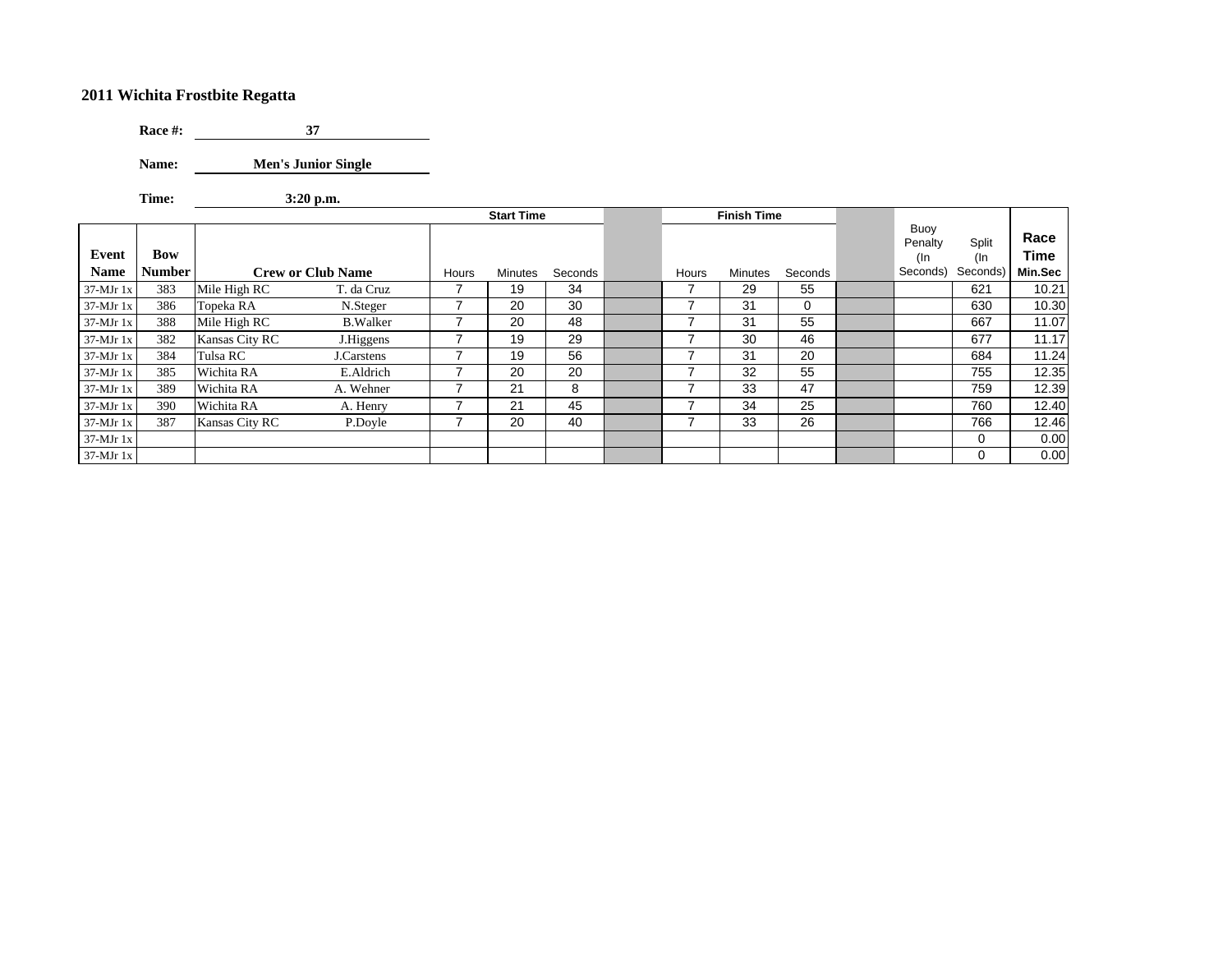## 2011 Wichita Frostbite Regatta

**Race #:** 37

**Name:** Men's Junior Single

**Time:** 3:20 p.m.

| Event Name | Bow Number | Crew or Club Name | | Start Time Hours | Start Time Minutes | Start Time Seconds | | Finish Time Hours | Finish Time Minutes | Finish Time Seconds | | Buoy Penalty (In Seconds) | Split (In Seconds) | Race Time Min.Sec |
|---|---|---|---|---|---|---|---|---|---|---|---|---|---|---|
| 37-MJr 1x | 383 | Mile High RC | T. da Cruz | 7 | 19 | 34 | | 7 | 29 | 55 | | | 621 | 10.21 |
| 37-MJr 1x | 386 | Topeka RA | N.Steger | 7 | 20 | 30 | | 7 | 31 | 0 | | | 630 | 10.30 |
| 37-MJr 1x | 388 | Mile High RC | B.Walker | 7 | 20 | 48 | | 7 | 31 | 55 | | | 667 | 11.07 |
| 37-MJr 1x | 382 | Kansas City RC | J.Higgens | 7 | 19 | 29 | | 7 | 30 | 46 | | | 677 | 11.17 |
| 37-MJr 1x | 384 | Tulsa RC | J.Carstens | 7 | 19 | 56 | | 7 | 31 | 20 | | | 684 | 11.24 |
| 37-MJr 1x | 385 | Wichita RA | E.Aldrich | 7 | 20 | 20 | | 7 | 32 | 55 | | | 755 | 12.35 |
| 37-MJr 1x | 389 | Wichita RA | A. Wehner | 7 | 21 | 8 | | 7 | 33 | 47 | | | 759 | 12.39 |
| 37-MJr 1x | 390 | Wichita RA | A. Henry | 7 | 21 | 45 | | 7 | 34 | 25 | | | 760 | 12.40 |
| 37-MJr 1x | 387 | Kansas City RC | P.Doyle | 7 | 20 | 40 | | 7 | 33 | 26 | | | 766 | 12.46 |
| 37-MJr 1x | | | | | | | | | | | | | 0 | 0.00 |
| 37-MJr 1x | | | | | | | | | | | | | 0 | 0.00 |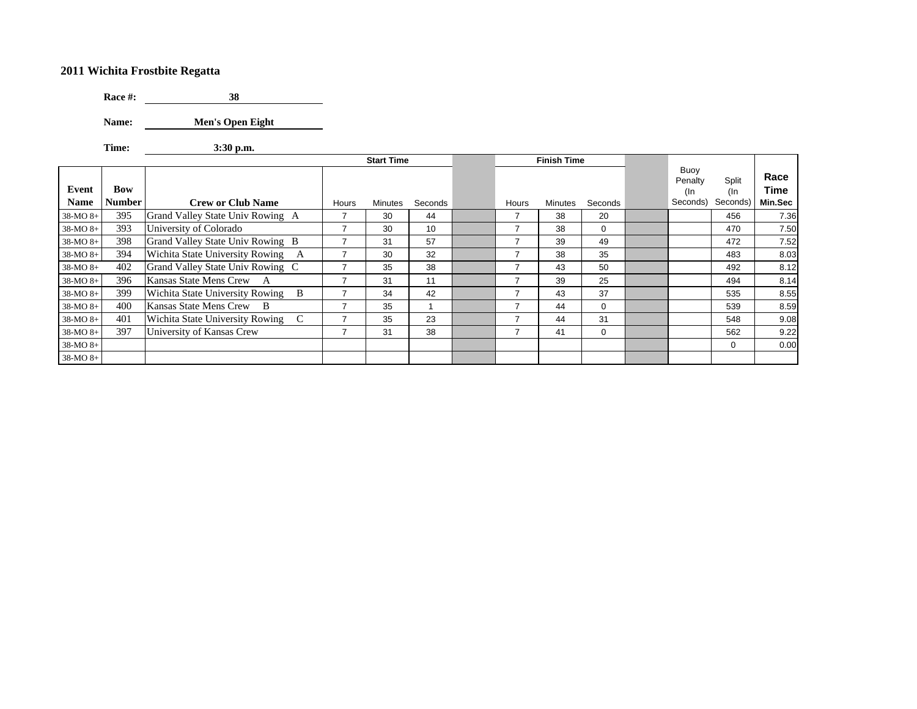**2011 Wichita Frostbite Regatta**

**Race #:** 38

**Name:** Men's Open Eight

**Time:** 3:30 p.m.

| Event Name | Bow Number | Crew or Club Name | Start Time Hours | Start Time Minutes | Start Time Seconds | | Finish Time Hours | Finish Time Minutes | Finish Time Seconds | | Buoy Penalty (In Seconds) | Split (In Seconds) | Race Time Min.Sec |
|---|---|---|---|---|---|---|---|---|---|---|---|---|---|
| 38-MO 8+ | 395 | Grand Valley State Univ Rowing A | 7 | 30 | 44 | | 7 | 38 | 20 | | | 456 | 7.36 |
| 38-MO 8+ | 393 | University of Colorado | 7 | 30 | 10 | | 7 | 38 | 0 | | | 470 | 7.50 |
| 38-MO 8+ | 398 | Grand Valley State Univ Rowing B | 7 | 31 | 57 | | 7 | 39 | 49 | | | 472 | 7.52 |
| 38-MO 8+ | 394 | Wichita State University Rowing A | 7 | 30 | 32 | | 7 | 38 | 35 | | | 483 | 8.03 |
| 38-MO 8+ | 402 | Grand Valley State Univ Rowing C | 7 | 35 | 38 | | 7 | 43 | 50 | | | 492 | 8.12 |
| 38-MO 8+ | 396 | Kansas State Mens Crew A | 7 | 31 | 11 | | 7 | 39 | 25 | | | 494 | 8.14 |
| 38-MO 8+ | 399 | Wichita State University Rowing B | 7 | 34 | 42 | | 7 | 43 | 37 | | | 535 | 8.55 |
| 38-MO 8+ | 400 | Kansas State Mens Crew B | 7 | 35 | 1 | | 7 | 44 | 0 | | | 539 | 8.59 |
| 38-MO 8+ | 401 | Wichita State University Rowing C | 7 | 35 | 23 | | 7 | 44 | 31 | | | 548 | 9.08 |
| 38-MO 8+ | 397 | University of Kansas Crew | 7 | 31 | 38 | | 7 | 41 | 0 | | | 562 | 9.22 |
| 38-MO 8+ | | | | | | | | | | | | 0 | 0.00 |
| 38-MO 8+ | | | | | | | | | | | | | |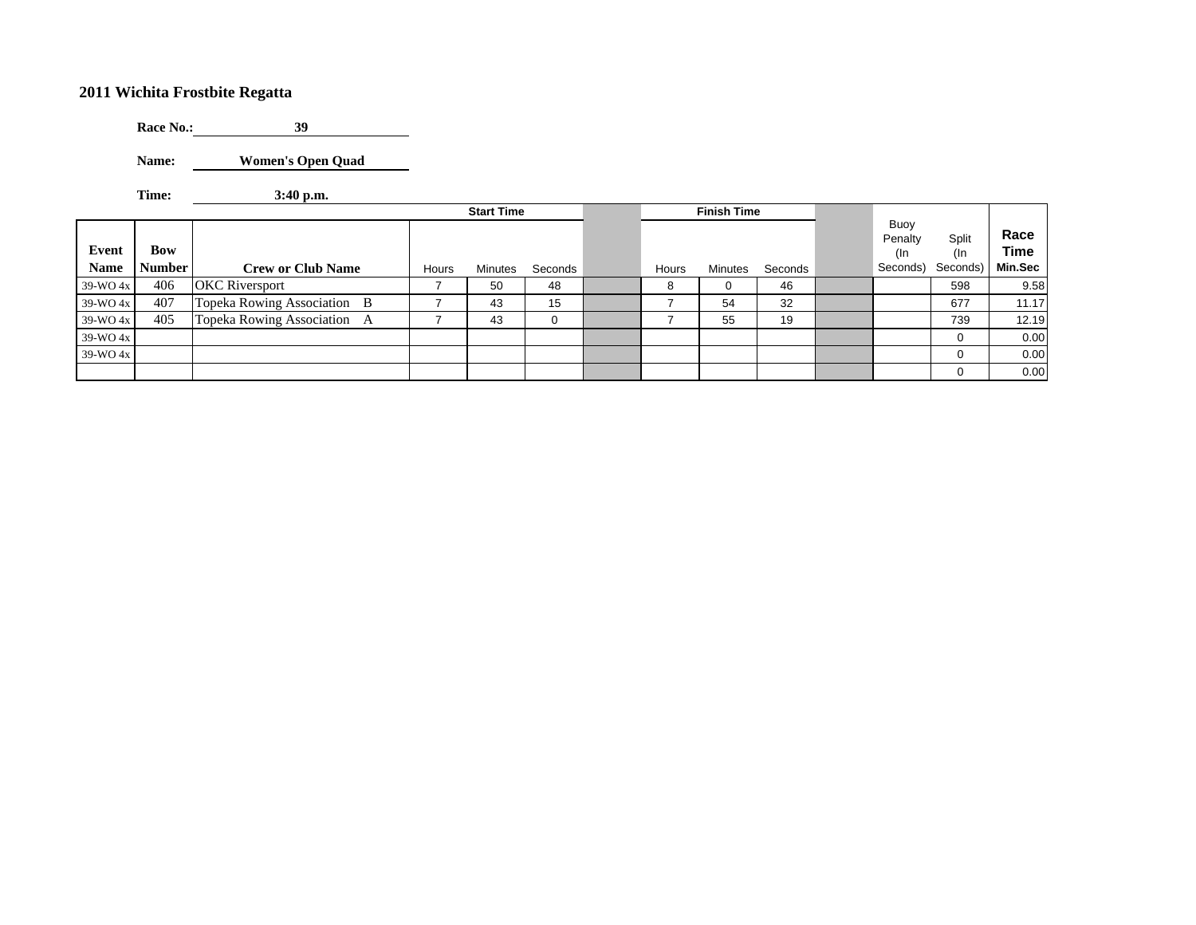## 2011 Wichita Frostbite Regatta

**Race No.:** 39

**Name:** Women's Open Quad

**Time:** 3:40 p.m.

| | | | Start Time | | | | Finish Time | | | | | | |
|---|---|---|---|---|---|---|---|---|---|---|---|---|---|
| **Event Name** | **Bow Number** | **Crew or Club Name** | Hours | Minutes | Seconds | | Hours | Minutes | Seconds | | Buoy Penalty (In Seconds) | Split (In Seconds) | **Race Time Min.Sec** |
| 39-WO 4x | 406 | OKC Riversport | 7 | 50 | 48 | | 8 | 0 | 46 | | | 598 | 9.58 |
| 39-WO 4x | 407 | Topeka Rowing Association B | 7 | 43 | 15 | | 7 | 54 | 32 | | | 677 | 11.17 |
| 39-WO 4x | 405 | Topeka Rowing Association A | 7 | 43 | 0 | | 7 | 55 | 19 | | | 739 | 12.19 |
| 39-WO 4x | | | | | | | | | | | | 0 | 0.00 |
| 39-WO 4x | | | | | | | | | | | | 0 | 0.00 |
| | | | | | | | | | | | | 0 | 0.00 |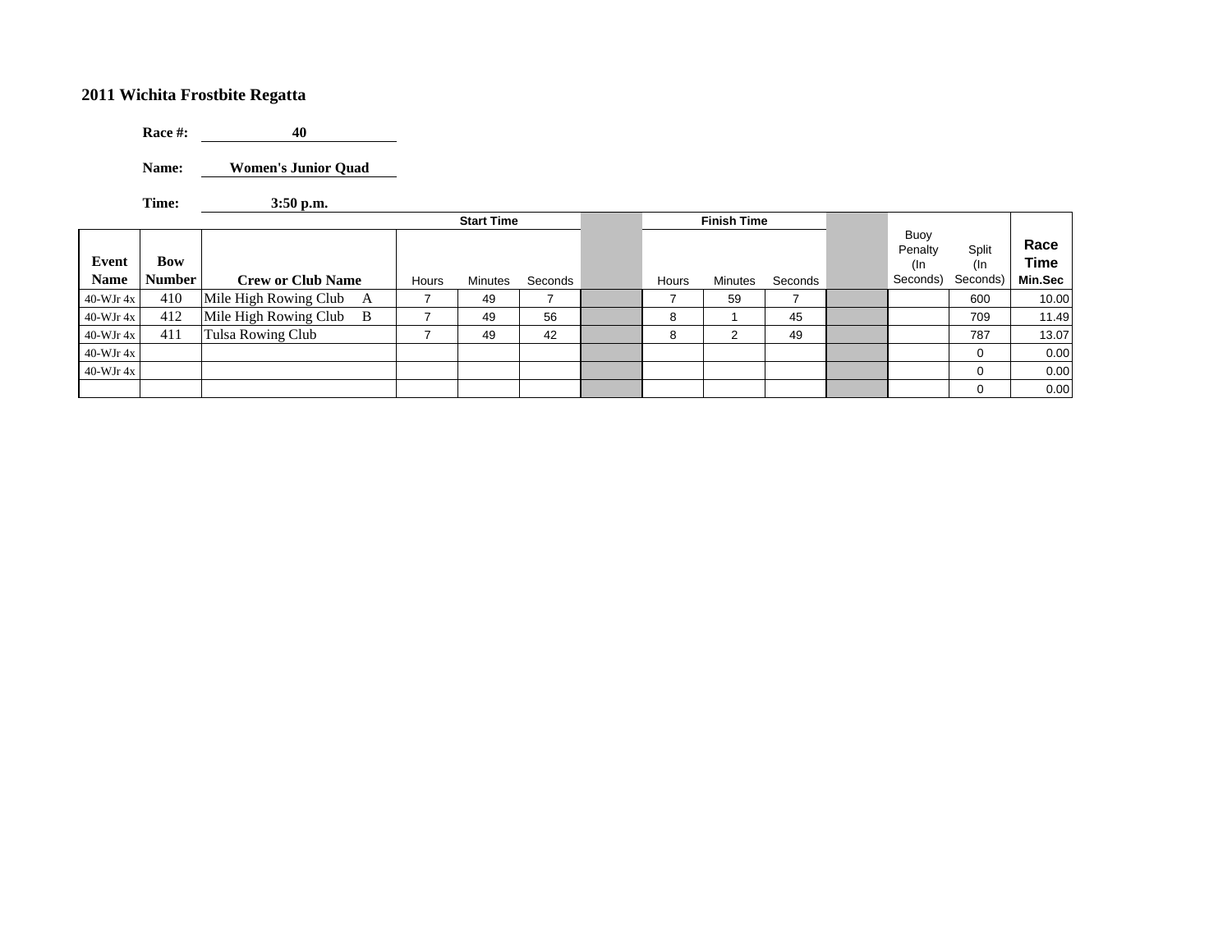# 2011 Wichita Frostbite Regatta

**Race #:** 40

**Name:** Women's Junior Quad

**Time:** 3:50 p.m.

| Event Name | Bow Number | Crew or Club Name | Start Time Hours | Start Time Minutes | Start Time Seconds | | Finish Time Hours | Finish Time Minutes | Finish Time Seconds | | Buoy Penalty (In Seconds) | Split (In Seconds) | Race Time Min.Sec |
|---|---|---|---|---|---|---|---|---|---|---|---|---|---|
| 40-WJr 4x | 410 | Mile High Rowing Club A | 7 | 49 | 7 | | 7 | 59 | 7 | | | 600 | 10.00 |
| 40-WJr 4x | 412 | Mile High Rowing Club B | 7 | 49 | 56 | | 8 | 1 | 45 | | | 709 | 11.49 |
| 40-WJr 4x | 411 | Tulsa Rowing Club | 7 | 49 | 42 | | 8 | 2 | 49 | | | 787 | 13.07 |
| 40-WJr 4x | | | | | | | | | | | | 0 | 0.00 |
| 40-WJr 4x | | | | | | | | | | | | 0 | 0.00 |
| | | | | | | | | | | | | 0 | 0.00 |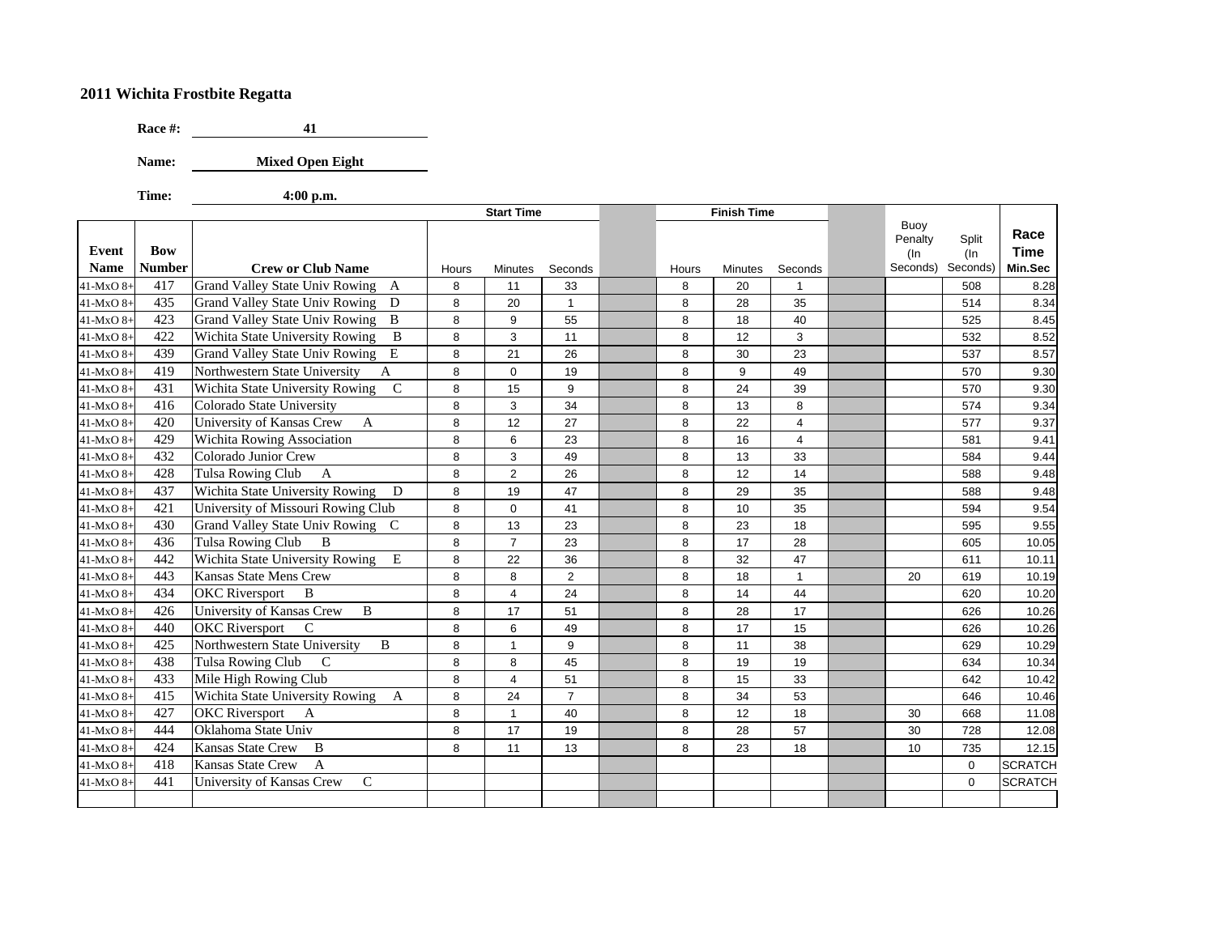## 2011 Wichita Frostbite Regatta

**Race #:** 41

**Name:** Mixed Open Eight

**Time:** 4:00 p.m.

| | | | Start Time | | | | Finish Time | | | | | | |
|---|---|---|---|---|---|---|---|---|---|---|---|---|---|
| Event Name | Bow Number | Crew or Club Name | Hours | Minutes | Seconds | | Hours | Minutes | Seconds | | Buoy Penalty (In Seconds) | Split (In Seconds) | Race Time Min.Sec |
| 41-MxO 8+ | 417 | Grand Valley State Univ Rowing A | 8 | 11 | 33 | | 8 | 20 | 1 | | | 508 | 8.28 |
| 41-MxO 8+ | 435 | Grand Valley State Univ Rowing D | 8 | 20 | 1 | | 8 | 28 | 35 | | | 514 | 8.34 |
| 41-MxO 8+ | 423 | Grand Valley State Univ Rowing B | 8 | 9 | 55 | | 8 | 18 | 40 | | | 525 | 8.45 |
| 41-MxO 8+ | 422 | Wichita State University Rowing B | 8 | 3 | 11 | | 8 | 12 | 3 | | | 532 | 8.52 |
| 41-MxO 8+ | 439 | Grand Valley State Univ Rowing E | 8 | 21 | 26 | | 8 | 30 | 23 | | | 537 | 8.57 |
| 41-MxO 8+ | 419 | Northwestern State University A | 8 | 0 | 19 | | 8 | 9 | 49 | | | 570 | 9.30 |
| 41-MxO 8+ | 431 | Wichita State University Rowing C | 8 | 15 | 9 | | 8 | 24 | 39 | | | 570 | 9.30 |
| 41-MxO 8+ | 416 | Colorado State University | 8 | 3 | 34 | | 8 | 13 | 8 | | | 574 | 9.34 |
| 41-MxO 8+ | 420 | University of Kansas Crew A | 8 | 12 | 27 | | 8 | 22 | 4 | | | 577 | 9.37 |
| 41-MxO 8+ | 429 | Wichita Rowing Association | 8 | 6 | 23 | | 8 | 16 | 4 | | | 581 | 9.41 |
| 41-MxO 8+ | 432 | Colorado Junior Crew | 8 | 3 | 49 | | 8 | 13 | 33 | | | 584 | 9.44 |
| 41-MxO 8+ | 428 | Tulsa Rowing Club A | 8 | 2 | 26 | | 8 | 12 | 14 | | | 588 | 9.48 |
| 41-MxO 8+ | 437 | Wichita State University Rowing D | 8 | 19 | 47 | | 8 | 29 | 35 | | | 588 | 9.48 |
| 41-MxO 8+ | 421 | University of Missouri Rowing Club | 8 | 0 | 41 | | 8 | 10 | 35 | | | 594 | 9.54 |
| 41-MxO 8+ | 430 | Grand Valley State Univ Rowing C | 8 | 13 | 23 | | 8 | 23 | 18 | | | 595 | 9.55 |
| 41-MxO 8+ | 436 | Tulsa Rowing Club B | 8 | 7 | 23 | | 8 | 17 | 28 | | | 605 | 10.05 |
| 41-MxO 8+ | 442 | Wichita State University Rowing E | 8 | 22 | 36 | | 8 | 32 | 47 | | | 611 | 10.11 |
| 41-MxO 8+ | 443 | Kansas State Mens Crew | 8 | 8 | 2 | | 8 | 18 | 1 | | 20 | 619 | 10.19 |
| 41-MxO 8+ | 434 | OKC Riversport B | 8 | 4 | 24 | | 8 | 14 | 44 | | | 620 | 10.20 |
| 41-MxO 8+ | 426 | University of Kansas Crew B | 8 | 17 | 51 | | 8 | 28 | 17 | | | 626 | 10.26 |
| 41-MxO 8+ | 440 | OKC Riversport C | 8 | 6 | 49 | | 8 | 17 | 15 | | | 626 | 10.26 |
| 41-MxO 8+ | 425 | Northwestern State University B | 8 | 1 | 9 | | 8 | 11 | 38 | | | 629 | 10.29 |
| 41-MxO 8+ | 438 | Tulsa Rowing Club C | 8 | 8 | 45 | | 8 | 19 | 19 | | | 634 | 10.34 |
| 41-MxO 8+ | 433 | Mile High Rowing Club | 8 | 4 | 51 | | 8 | 15 | 33 | | | 642 | 10.42 |
| 41-MxO 8+ | 415 | Wichita State University Rowing A | 8 | 24 | 7 | | 8 | 34 | 53 | | | 646 | 10.46 |
| 41-MxO 8+ | 427 | OKC Riversport A | 8 | 1 | 40 | | 8 | 12 | 18 | | 30 | 668 | 11.08 |
| 41-MxO 8+ | 444 | Oklahoma State Univ | 8 | 17 | 19 | | 8 | 28 | 57 | | 30 | 728 | 12.08 |
| 41-MxO 8+ | 424 | Kansas State Crew B | 8 | 11 | 13 | | 8 | 23 | 18 | | 10 | 735 | 12.15 |
| 41-MxO 8+ | 418 | Kansas State Crew A | | | | | | | | | | 0 | SCRATCH |
| 41-MxO 8+ | 441 | University of Kansas Crew C | | | | | | | | | | 0 | SCRATCH |